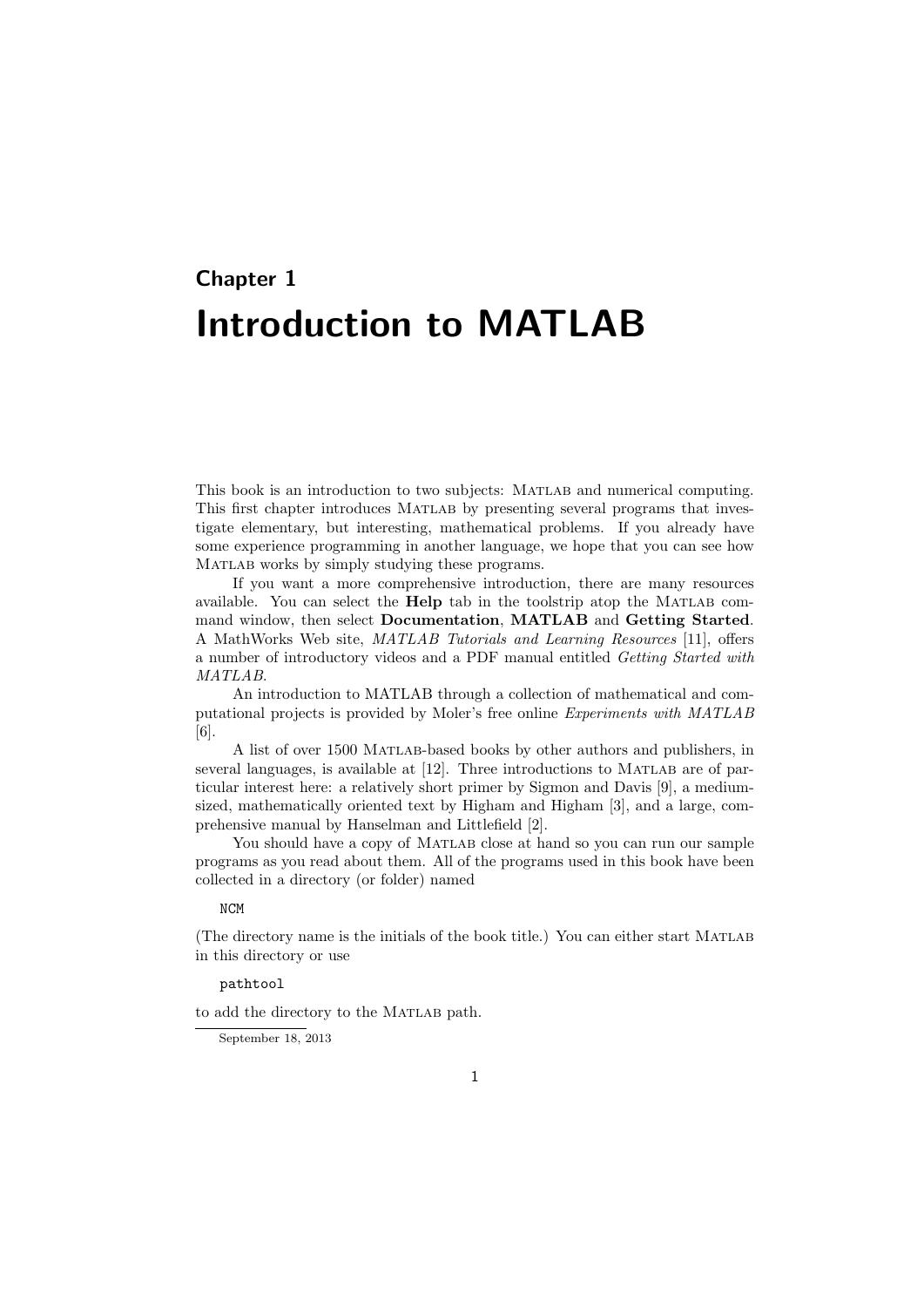# Chapter 1
# Introduction to MATLAB

This book is an introduction to two subjects: MATLAB and numerical computing. This first chapter introduces MATLAB by presenting several programs that investigate elementary, but interesting, mathematical problems. If you already have some experience programming in another language, we hope that you can see how MATLAB works by simply studying these programs.

If you want a more comprehensive introduction, there are many resources available. You can select the **Help** tab in the toolstrip atop the MATLAB command window, then select **Documentation**, **MATLAB** and **Getting Started**. A MathWorks Web site, *MATLAB Tutorials and Learning Resources* [11], offers a number of introductory videos and a PDF manual entitled *Getting Started with MATLAB*.

An introduction to MATLAB through a collection of mathematical and computational projects is provided by Moler's free online *Experiments with MATLAB* [6].

A list of over 1500 MATLAB-based books by other authors and publishers, in several languages, is available at [12]. Three introductions to MATLAB are of particular interest here: a relatively short primer by Sigmon and Davis [9], a medium-sized, mathematically oriented text by Higham and Higham [3], and a large, comprehensive manual by Hanselman and Littlefield [2].

You should have a copy of MATLAB close at hand so you can run our sample programs as you read about them. All of the programs used in this book have been collected in a directory (or folder) named

```
NCM
```

(The directory name is the initials of the book title.) You can either start MATLAB in this directory or use

```
pathtool
```

to add the directory to the MATLAB path.

September 18, 2013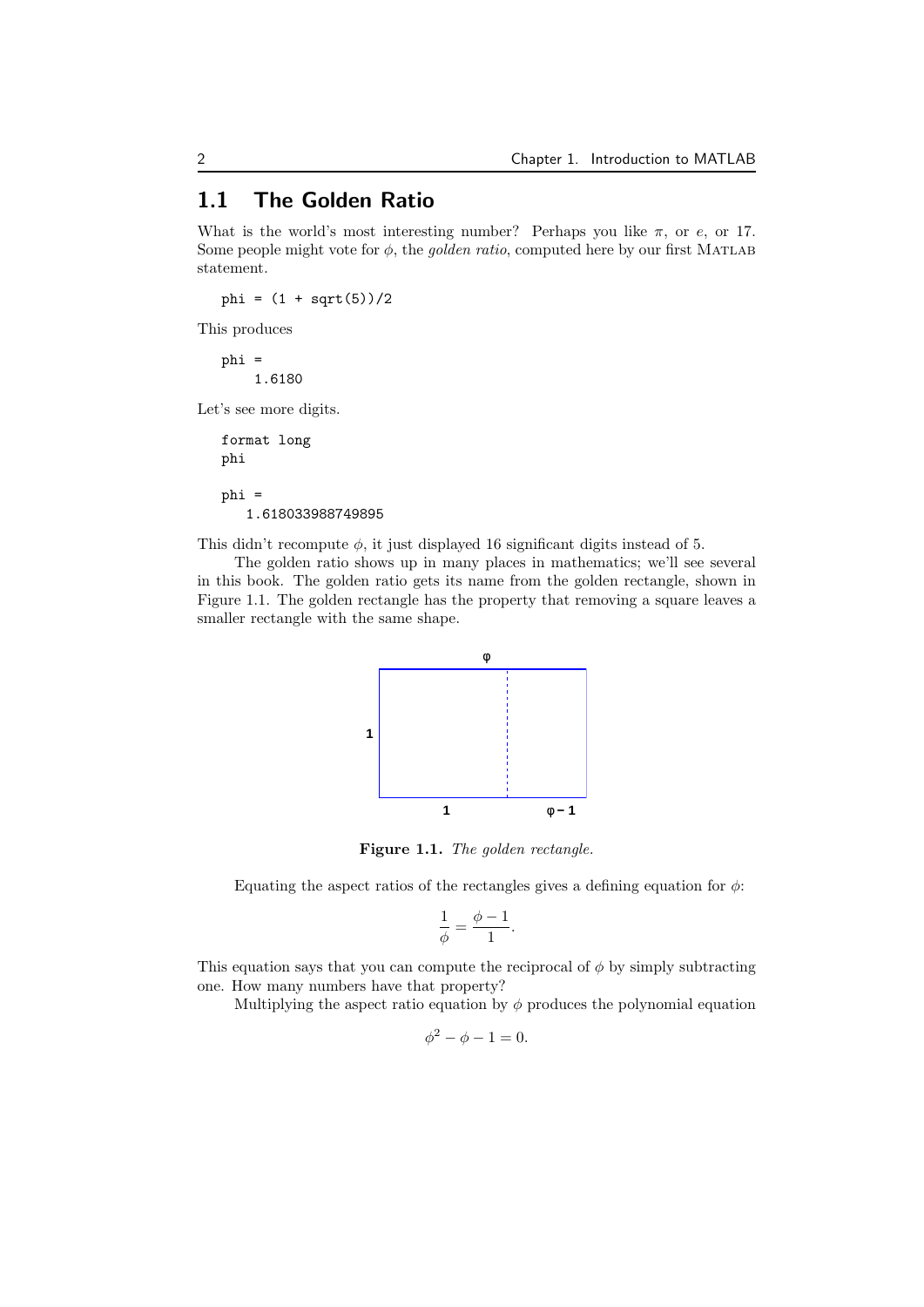## 1.1 The Golden Ratio

What is the world's most interesting number? Perhaps you like $\pi$, or $e$, or 17. Some people might vote for $\phi$, the *golden ratio*, computed here by our first MATLAB statement.

```
phi = (1 + sqrt(5))/2
```

This produces

```
phi =
    1.6180
```

Let's see more digits.

```
format long
phi

phi =
   1.618033988749895
```

This didn't recompute $\phi$, it just displayed 16 significant digits instead of 5.

The golden ratio shows up in many places in mathematics; we'll see several in this book. The golden ratio gets its name from the golden rectangle, shown in Figure 1.1. The golden rectangle has the property that removing a square leaves a smaller rectangle with the same shape.

**Figure 1.1.** *The golden rectangle.*

Equating the aspect ratios of the rectangles gives a defining equation for $\phi$:

$$\frac{1}{\phi} = \frac{\phi - 1}{1}.$$

This equation says that you can compute the reciprocal of $\phi$ by simply subtracting one. How many numbers have that property?

Multiplying the aspect ratio equation by $\phi$ produces the polynomial equation

$$\phi^2 - \phi - 1 = 0.$$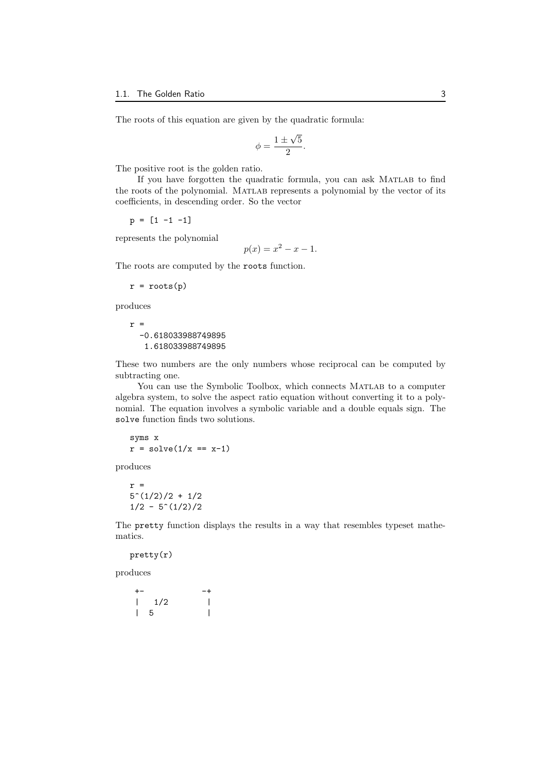The roots of this equation are given by the quadratic formula:

$$\phi = \frac{1 \pm \sqrt{5}}{2}.$$

The positive root is the golden ratio.

If you have forgotten the quadratic formula, you can ask MATLAB to find the roots of the polynomial. MATLAB represents a polynomial by the vector of its coefficients, in descending order. So the vector

```
p = [1 -1 -1]
```

represents the polynomial

$$p(x) = x^2 - x - 1.$$

The roots are computed by the `roots` function.

```
r = roots(p)
```

produces

```
r =
  -0.618033988749895
   1.618033988749895
```

These two numbers are the only numbers whose reciprocal can be computed by subtracting one.

You can use the Symbolic Toolbox, which connects MATLAB to a computer algebra system, to solve the aspect ratio equation without converting it to a polynomial. The equation involves a symbolic variable and a double equals sign. The `solve` function finds two solutions.

```
syms x
r = solve(1/x == x-1)
```

produces

```
r =
5^(1/2)/2 + 1/2
1/2 - 5^(1/2)/2
```

The `pretty` function displays the results in a way that resembles typeset mathematics.

```
pretty(r)
```

produces

```
 +-            -+
 |   1/2        |
 |  5           |
```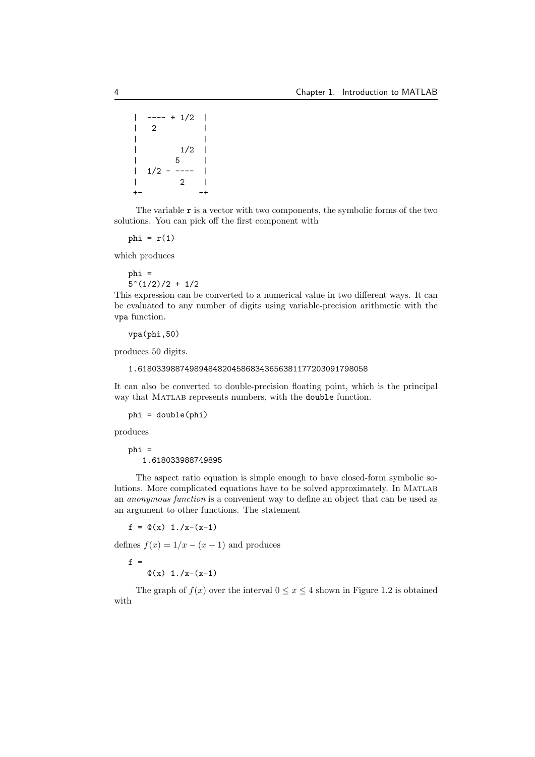```
|  ---- + 1/2  |
|   2          |
|              |
|         1/2  |
|        5     |
|  1/2 - ----  |
|         2    |
+-            -+
```

The variable `r` is a vector with two components, the symbolic forms of the two solutions. You can pick off the first component with

```
phi = r(1)
```

which produces

```
phi =
5^(1/2)/2 + 1/2
```

This expression can be converted to a numerical value in two different ways. It can be evaluated to any number of digits using variable-precision arithmetic with the `vpa` function.

```
vpa(phi,50)
```

produces 50 digits.

```
1.6180339887498948482045868343656381177203091798058
```

It can also be converted to double-precision floating point, which is the principal way that MATLAB represents numbers, with the `double` function.

```
phi = double(phi)
```

produces

```
phi =
   1.618033988749895
```

The aspect ratio equation is simple enough to have closed-form symbolic solutions. More complicated equations have to be solved approximately. In MATLAB an *anonymous function* is a convenient way to define an object that can be used as an argument to other functions. The statement

```
f = @(x) 1./x-(x-1)
```

defines $f(x) = 1/x - (x - 1)$ and produces

```
f =
    @(x) 1./x-(x-1)
```

The graph of $f(x)$ over the interval $0 \le x \le 4$ shown in Figure 1.2 is obtained with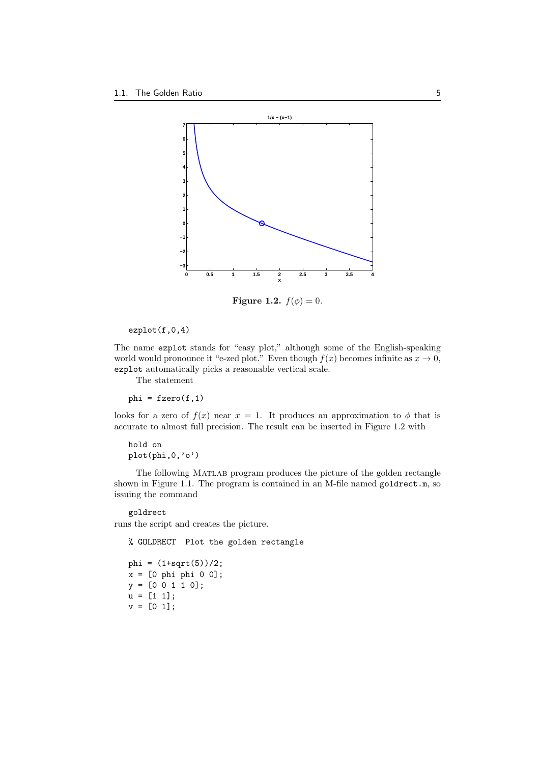**Figure 1.2.** $f(\phi) = 0$.

```
ezplot(f,0,4)
```

The name `ezplot` stands for "easy plot," although some of the English-speaking world would pronounce it "e-zed plot." Even though $f(x)$ becomes infinite as $x \to 0$, `ezplot` automatically picks a reasonable vertical scale.

The statement

```
phi = fzero(f,1)
```

looks for a zero of $f(x)$ near $x = 1$. It produces an approximation to $\phi$ that is accurate to almost full precision. The result can be inserted in Figure 1.2 with

```
hold on
plot(phi,0,'o')
```

The following MATLAB program produces the picture of the golden rectangle shown in Figure 1.1. The program is contained in an M-file named `goldrect.m`, so issuing the command

```
goldrect
```

runs the script and creates the picture.

```
% GOLDRECT  Plot the golden rectangle

phi = (1+sqrt(5))/2;
x = [0 phi phi 0 0];
y = [0 0 1 1 0];
u = [1 1];
v = [0 1];
```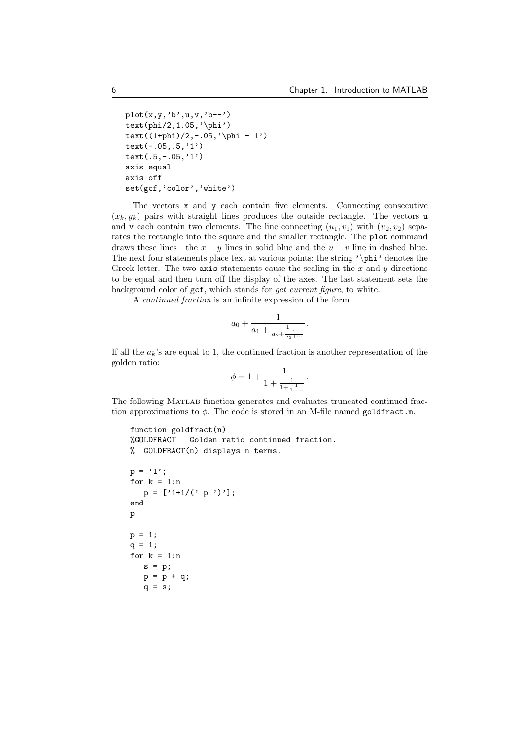```
plot(x,y,'b',u,v,'b--')
text(phi/2,1.05,'\phi')
text((1+phi)/2,-.05,'\phi - 1')
text(-.05,.5,'1')
text(.5,-.05,'1')
axis equal
axis off
set(gcf,'color','white')
```

The vectors `x` and `y` each contain five elements. Connecting consecutive $(x_k, y_k)$ pairs with straight lines produces the outside rectangle. The vectors `u` and `v` each contain two elements. The line connecting $(u_1, v_1)$ with $(u_2, v_2)$ separates the rectangle into the square and the smaller rectangle. The `plot` command draws these lines—the $x - y$ lines in solid blue and the $u - v$ line in dashed blue. The next four statements place text at various points; the string `'\phi'` denotes the Greek letter. The two `axis` statements cause the scaling in the $x$ and $y$ directions to be equal and then turn off the display of the axes. The last statement sets the background color of `gcf`, which stands for *get current figure*, to white.

A *continued fraction* is an infinite expression of the form

$$a_0 + \frac{1}{a_1 + \frac{1}{a_2 + \frac{1}{a_3 + \cdots}}}.$$

If all the $a_k$'s are equal to 1, the continued fraction is another representation of the golden ratio:

$$\phi = 1 + \frac{1}{1 + \frac{1}{1 + \frac{1}{1 + \cdots}}}.$$

The following MATLAB function generates and evaluates truncated continued fraction approximations to $\phi$. The code is stored in an M-file named `goldfract.m`.

```
function goldfract(n)
%GOLDFRACT   Golden ratio continued fraction.
%  GOLDFRACT(n) displays n terms.

p = '1';
for k = 1:n
   p = ['1+1/(' p ')'];
end
p

p = 1;
q = 1;
for k = 1:n
   s = p;
   p = p + q;
   q = s;
```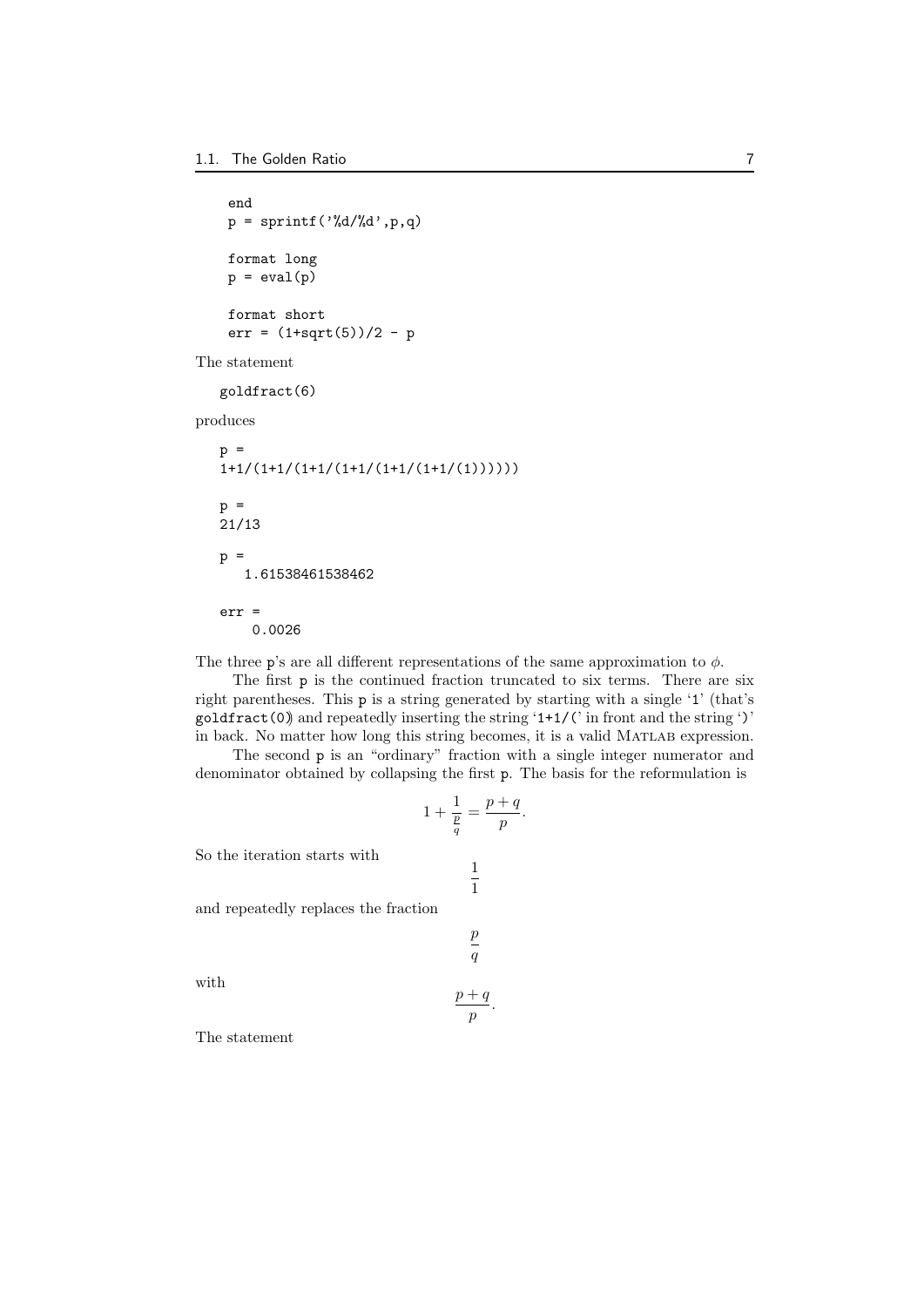```
end
p = sprintf('%d/%d',p,q)

format long
p = eval(p)

format short
err = (1+sqrt(5))/2 - p
```

The statement

```
goldfract(6)
```

produces

```
p =
1+1/(1+1/(1+1/(1+1/(1+1/(1+1/(1))))))

p =
21/13

p =
   1.61538461538462

err =
    0.0026
```

The three p's are all different representations of the same approximation to $\phi$.

The first p is the continued fraction truncated to six terms. There are six right parentheses. This p is a string generated by starting with a single '1' (that's goldfract(0)) and repeatedly inserting the string '1+1/(' in front and the string ')' in back. No matter how long this string becomes, it is a valid MATLAB expression.

The second p is an "ordinary" fraction with a single integer numerator and denominator obtained by collapsing the first p. The basis for the reformulation is

$$1 + \frac{1}{\frac{p}{q}} = \frac{p+q}{p}.$$

So the iteration starts with

$$\frac{1}{1}$$

and repeatedly replaces the fraction

$$\frac{p}{q}$$

with

$$\frac{p+q}{p}.$$

The statement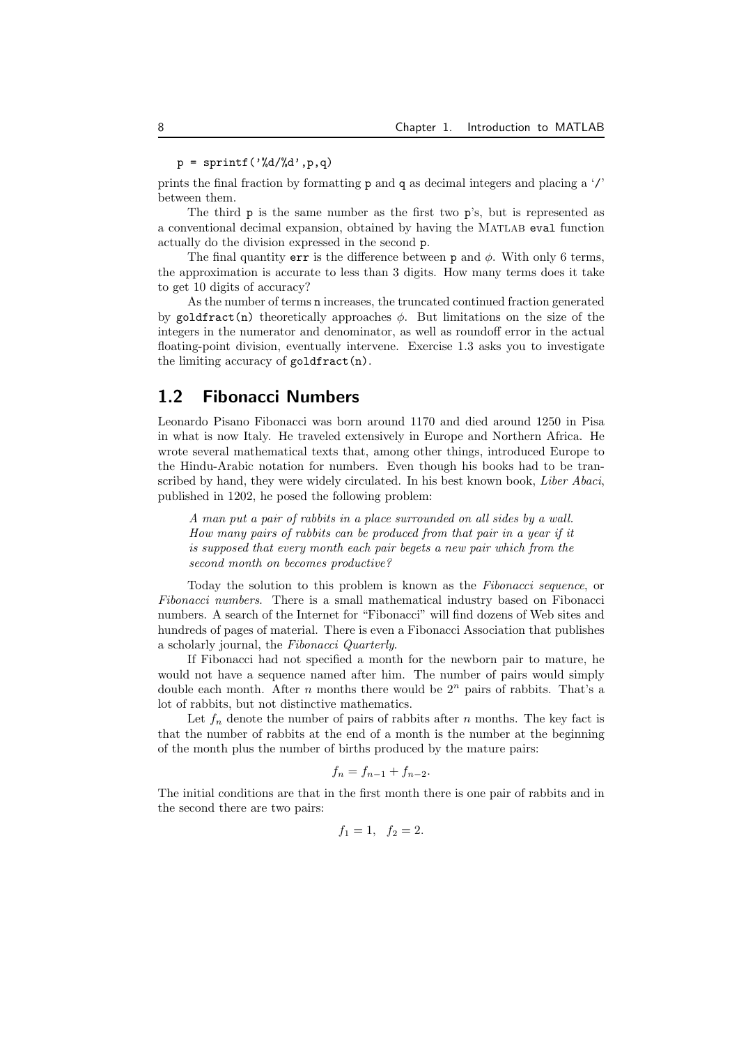```
p = sprintf('%d/%d',p,q)
```

prints the final fraction by formatting `p` and `q` as decimal integers and placing a '`/`' between them.

The third `p` is the same number as the first two `p`'s, but is represented as a conventional decimal expansion, obtained by having the MATLAB `eval` function actually do the division expressed in the second `p`.

The final quantity `err` is the difference between `p` and $\phi$. With only 6 terms, the approximation is accurate to less than 3 digits. How many terms does it take to get 10 digits of accuracy?

As the number of terms `n` increases, the truncated continued fraction generated by `goldfract(n)` theoretically approaches $\phi$. But limitations on the size of the integers in the numerator and denominator, as well as roundoff error in the actual floating-point division, eventually intervene. Exercise 1.3 asks you to investigate the limiting accuracy of `goldfract(n)`.

## 1.2 Fibonacci Numbers

Leonardo Pisano Fibonacci was born around 1170 and died around 1250 in Pisa in what is now Italy. He traveled extensively in Europe and Northern Africa. He wrote several mathematical texts that, among other things, introduced Europe to the Hindu-Arabic notation for numbers. Even though his books had to be transcribed by hand, they were widely circulated. In his best known book, *Liber Abaci*, published in 1202, he posed the following problem:

> *A man put a pair of rabbits in a place surrounded on all sides by a wall. How many pairs of rabbits can be produced from that pair in a year if it is supposed that every month each pair begets a new pair which from the second month on becomes productive?*

Today the solution to this problem is known as the *Fibonacci sequence*, or *Fibonacci numbers*. There is a small mathematical industry based on Fibonacci numbers. A search of the Internet for "Fibonacci" will find dozens of Web sites and hundreds of pages of material. There is even a Fibonacci Association that publishes a scholarly journal, the *Fibonacci Quarterly*.

If Fibonacci had not specified a month for the newborn pair to mature, he would not have a sequence named after him. The number of pairs would simply double each month. After $n$ months there would be $2^n$ pairs of rabbits. That's a lot of rabbits, but not distinctive mathematics.

Let $f_n$ denote the number of pairs of rabbits after $n$ months. The key fact is that the number of rabbits at the end of a month is the number at the beginning of the month plus the number of births produced by the mature pairs:

$$f_n = f_{n-1} + f_{n-2}.$$

The initial conditions are that in the first month there is one pair of rabbits and in the second there are two pairs:

$$f_1 = 1, \quad f_2 = 2.$$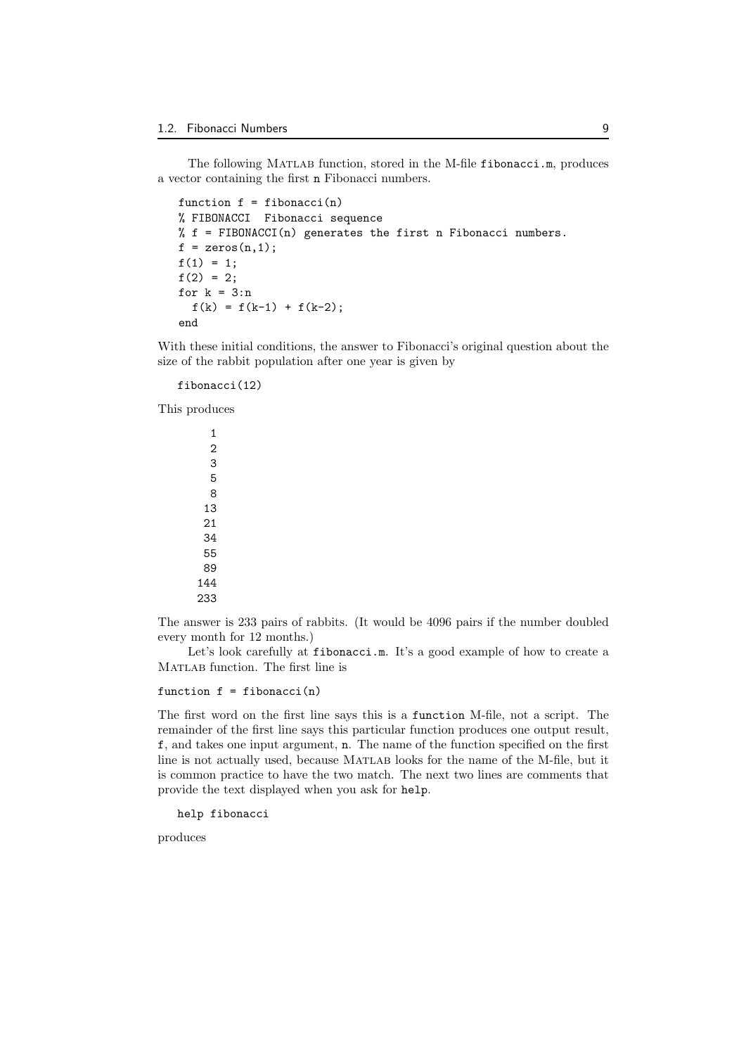The following MATLAB function, stored in the M-file fibonacci.m, produces a vector containing the first n Fibonacci numbers.

```
function f = fibonacci(n)
% FIBONACCI  Fibonacci sequence
% f = FIBONACCI(n) generates the first n Fibonacci numbers.
f = zeros(n,1);
f(1) = 1;
f(2) = 2;
for k = 3:n
  f(k) = f(k-1) + f(k-2);
end
```

With these initial conditions, the answer to Fibonacci's original question about the size of the rabbit population after one year is given by

```
fibonacci(12)
```

This produces

```
     1
     2
     3
     5
     8
    13
    21
    34
    55
    89
   144
   233
```

The answer is 233 pairs of rabbits. (It would be 4096 pairs if the number doubled every month for 12 months.)

Let's look carefully at fibonacci.m. It's a good example of how to create a MATLAB function. The first line is

```
function f = fibonacci(n)
```

The first word on the first line says this is a function M-file, not a script. The remainder of the first line says this particular function produces one output result, f, and takes one input argument, n. The name of the function specified on the first line is not actually used, because MATLAB looks for the name of the M-file, but it is common practice to have the two match. The next two lines are comments that provide the text displayed when you ask for help.

```
help fibonacci
```

produces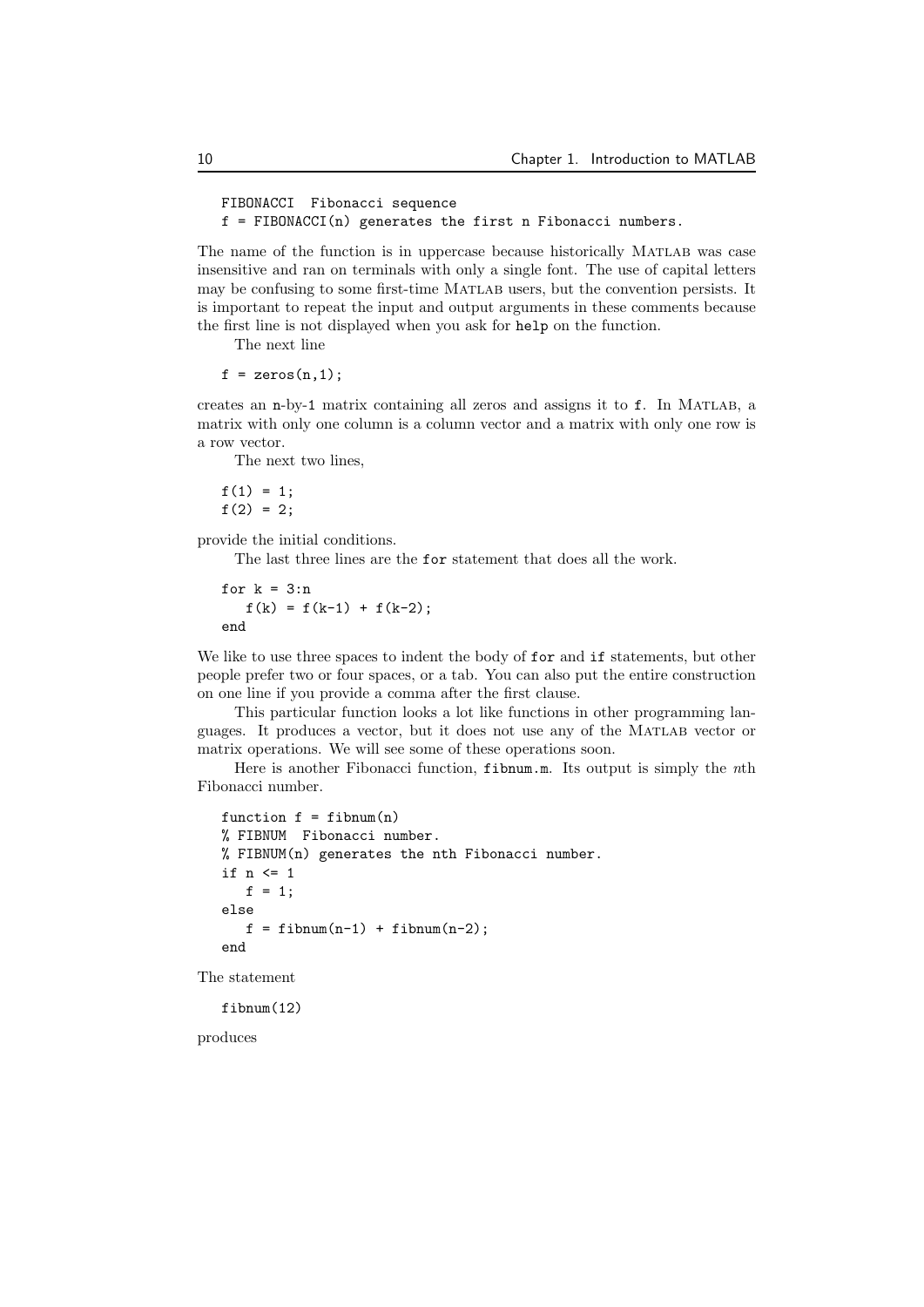```
FIBONACCI  Fibonacci sequence
f = FIBONACCI(n) generates the first n Fibonacci numbers.
```

The name of the function is in uppercase because historically MATLAB was case insensitive and ran on terminals with only a single font. The use of capital letters may be confusing to some first-time MATLAB users, but the convention persists. It is important to repeat the input and output arguments in these comments because the first line is not displayed when you ask for `help` on the function.

The next line

```
f = zeros(n,1);
```

creates an `n`-by-`1` matrix containing all zeros and assigns it to `f`. In MATLAB, a matrix with only one column is a column vector and a matrix with only one row is a row vector.

The next two lines,

```
f(1) = 1;
f(2) = 2;
```

provide the initial conditions.

The last three lines are the `for` statement that does all the work.

```
for k = 3:n
   f(k) = f(k-1) + f(k-2);
end
```

We like to use three spaces to indent the body of `for` and `if` statements, but other people prefer two or four spaces, or a tab. You can also put the entire construction on one line if you provide a comma after the first clause.

This particular function looks a lot like functions in other programming languages. It produces a vector, but it does not use any of the MATLAB vector or matrix operations. We will see some of these operations soon.

Here is another Fibonacci function, `fibnum.m`. Its output is simply the $n$th Fibonacci number.

```
function f = fibnum(n)
% FIBNUM  Fibonacci number.
% FIBNUM(n) generates the nth Fibonacci number.
if n <= 1
   f = 1;
else
   f = fibnum(n-1) + fibnum(n-2);
end
```

The statement

```
fibnum(12)
```

produces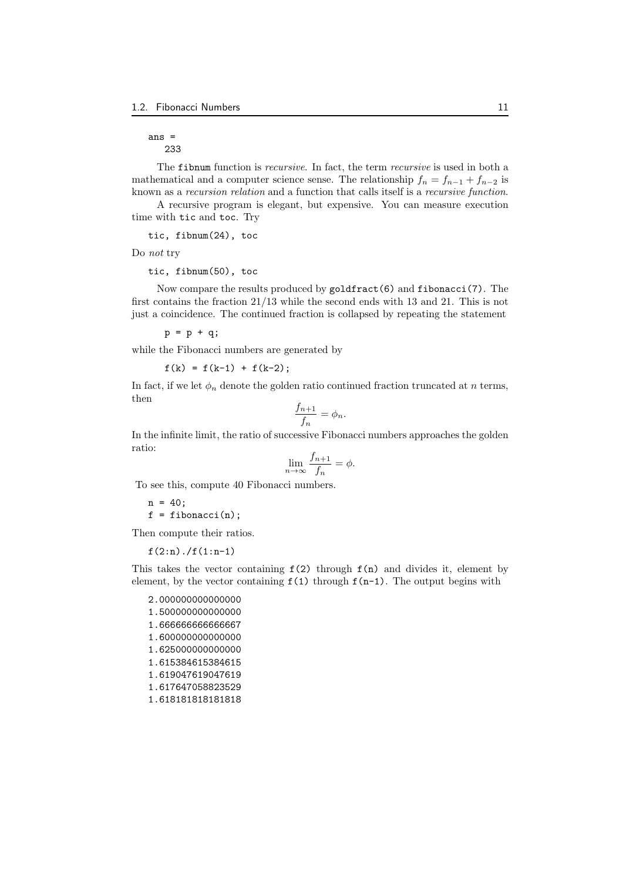```
ans =
   233
```

The `fibnum` function is *recursive*. In fact, the term *recursive* is used in both a mathematical and a computer science sense. The relationship $f_n = f_{n-1} + f_{n-2}$ is known as a *recursion relation* and a function that calls itself is a *recursive function*.

A recursive program is elegant, but expensive. You can measure execution time with `tic` and `toc`. Try

```
tic, fibnum(24), toc
```

Do *not* try

```
tic, fibnum(50), toc
```

Now compare the results produced by `goldfract(6)` and `fibonacci(7)`. The first contains the fraction 21/13 while the second ends with 13 and 21. This is not just a coincidence. The continued fraction is collapsed by repeating the statement

```
p = p + q;
```

while the Fibonacci numbers are generated by

```
f(k) = f(k-1) + f(k-2);
```

In fact, if we let $\phi_n$ denote the golden ratio continued fraction truncated at $n$ terms, then

$$\frac{f_{n+1}}{f_n} = \phi_n.$$

In the infinite limit, the ratio of successive Fibonacci numbers approaches the golden ratio:

$$\lim_{n\to\infty} \frac{f_{n+1}}{f_n} = \phi.$$

To see this, compute 40 Fibonacci numbers.

```
n = 40;
f = fibonacci(n);
```

Then compute their ratios.

```
f(2:n)./f(1:n-1)
```

This takes the vector containing `f(2)` through `f(n)` and divides it, element by element, by the vector containing `f(1)` through `f(n-1)`. The output begins with

```
2.000000000000000
1.500000000000000
1.666666666666667
1.600000000000000
1.625000000000000
1.615384615384615
1.619047619047619
1.617647058823529
1.618181818181818
```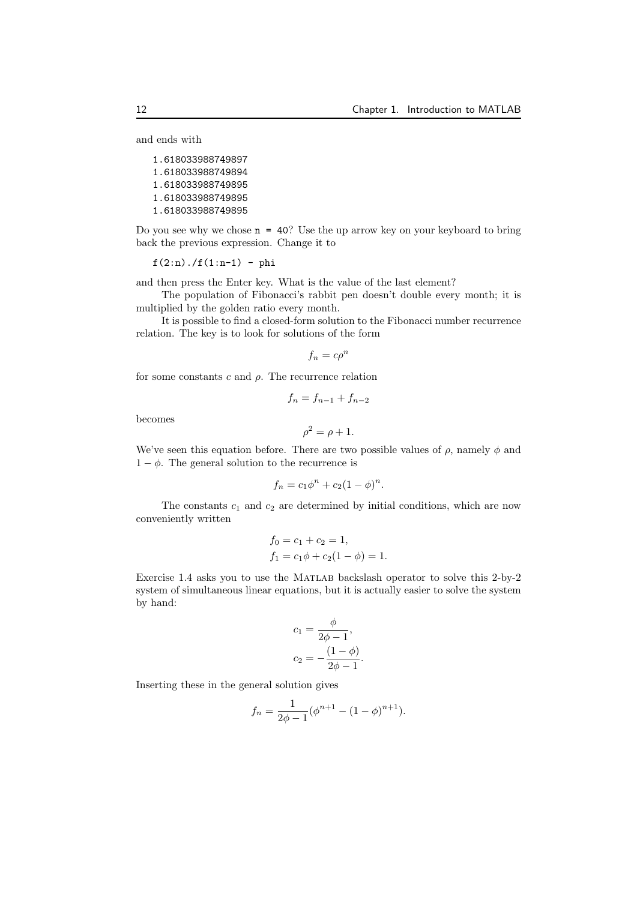and ends with

```
1.618033988749897
1.618033988749894
1.618033988749895
1.618033988749895
1.618033988749895
```

Do you see why we chose `n = 40`? Use the up arrow key on your keyboard to bring back the previous expression. Change it to

```
f(2:n)./f(1:n-1) - phi
```

and then press the Enter key. What is the value of the last element?

The population of Fibonacci's rabbit pen doesn't double every month; it is multiplied by the golden ratio every month.

It is possible to find a closed-form solution to the Fibonacci number recurrence relation. The key is to look for solutions of the form

$$f_n = c\rho^n$$

for some constants $c$ and $\rho$. The recurrence relation

$$f_n = f_{n-1} + f_{n-2}$$

becomes

$$\rho^2 = \rho + 1.$$

We've seen this equation before. There are two possible values of $\rho$, namely $\phi$ and $1 - \phi$. The general solution to the recurrence is

$$f_n = c_1\phi^n + c_2(1-\phi)^n.$$

The constants $c_1$ and $c_2$ are determined by initial conditions, which are now conveniently written

$$f_0 = c_1 + c_2 = 1,$$
$$f_1 = c_1\phi + c_2(1-\phi) = 1.$$

Exercise 1.4 asks you to use the MATLAB backslash operator to solve this 2-by-2 system of simultaneous linear equations, but it is actually easier to solve the system by hand:

$$c_1 = \frac{\phi}{2\phi - 1},$$
$$c_2 = -\frac{(1-\phi)}{2\phi - 1}.$$

Inserting these in the general solution gives

$$f_n = \frac{1}{2\phi - 1}(\phi^{n+1} - (1-\phi)^{n+1}).$$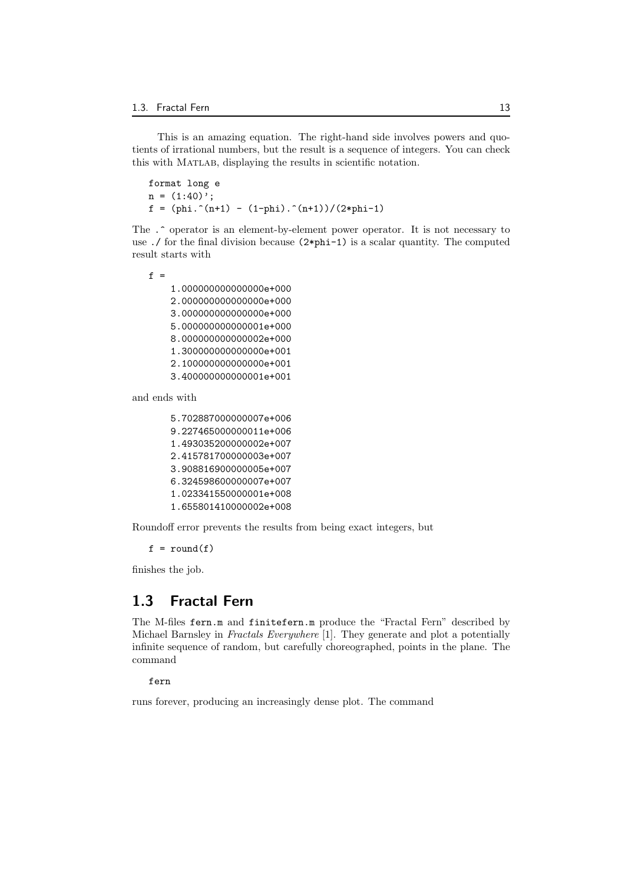This is an amazing equation. The right-hand side involves powers and quotients of irrational numbers, but the result is a sequence of integers. You can check this with MATLAB, displaying the results in scientific notation.

```
format long e
n = (1:40)';
f = (phi.^(n+1) - (1-phi).^(n+1))/(2*phi-1)
```

The `.^` operator is an element-by-element power operator. It is not necessary to use `./` for the final division because `(2*phi-1)` is a scalar quantity. The computed result starts with

```
f =
     1.000000000000000e+000
     2.000000000000000e+000
     3.000000000000000e+000
     5.000000000000001e+000
     8.000000000000002e+000
     1.300000000000000e+001
     2.100000000000000e+001
     3.400000000000001e+001
```

and ends with

```
     5.702887000000007e+006
     9.227465000000011e+006
     1.493035200000002e+007
     2.415781700000003e+007
     3.908816900000005e+007
     6.324598600000007e+007
     1.023341550000001e+008
     1.655801410000002e+008
```

Roundoff error prevents the results from being exact integers, but

```
f = round(f)
```

finishes the job.

## 1.3 Fractal Fern

The M-files `fern.m` and `finitefern.m` produce the "Fractal Fern" described by Michael Barnsley in *Fractals Everywhere* [1]. They generate and plot a potentially infinite sequence of random, but carefully choreographed, points in the plane. The command

```
fern
```

runs forever, producing an increasingly dense plot. The command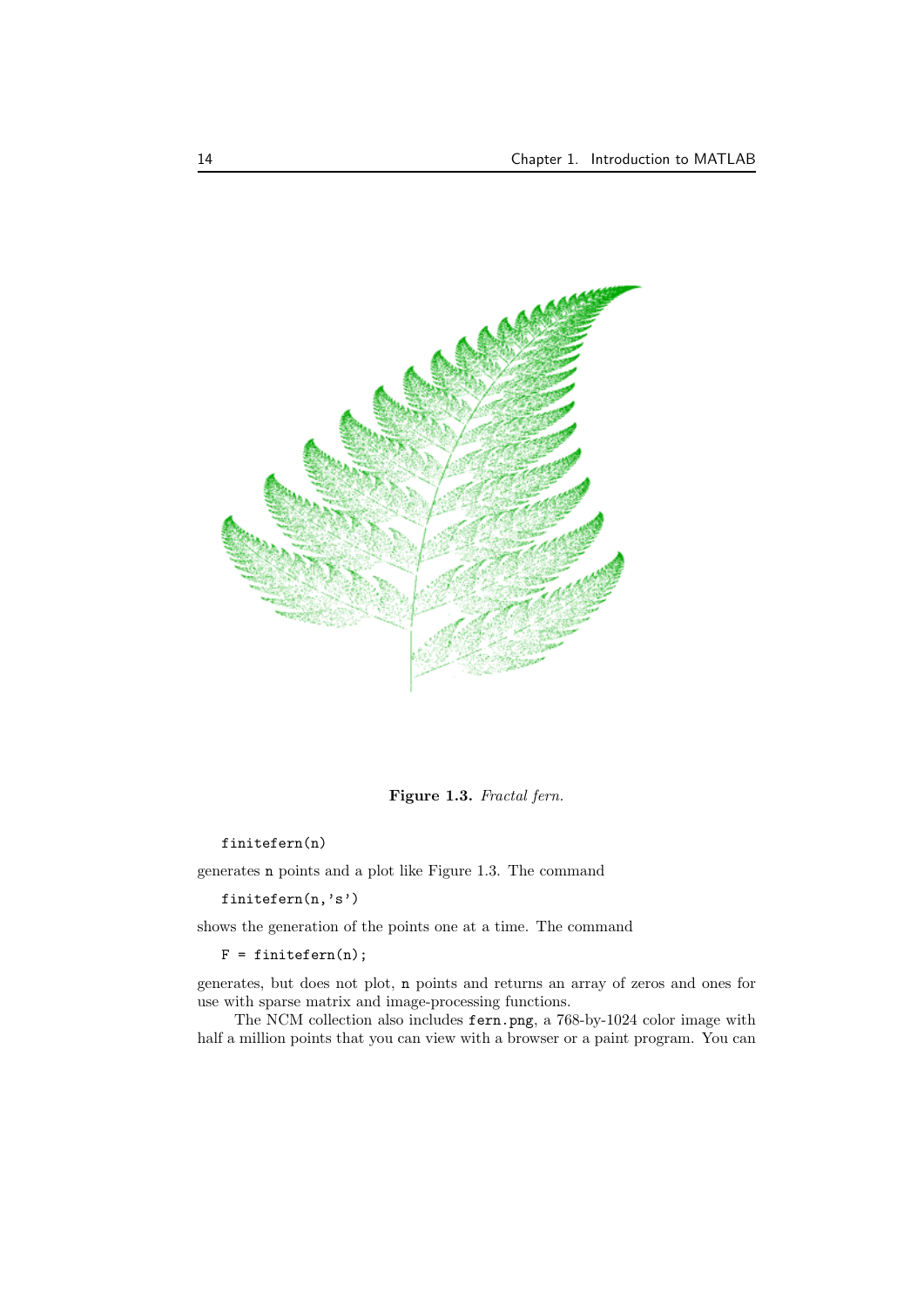**Figure 1.3.** *Fractal fern.*

```
finitefern(n)
```

generates n points and a plot like Figure 1.3. The command

```
finitefern(n,'s')
```

shows the generation of the points one at a time. The command

```
F = finitefern(n);
```

generates, but does not plot, n points and returns an array of zeros and ones for use with sparse matrix and image-processing functions.

The NCM collection also includes `fern.png`, a 768-by-1024 color image with half a million points that you can view with a browser or a paint program. You can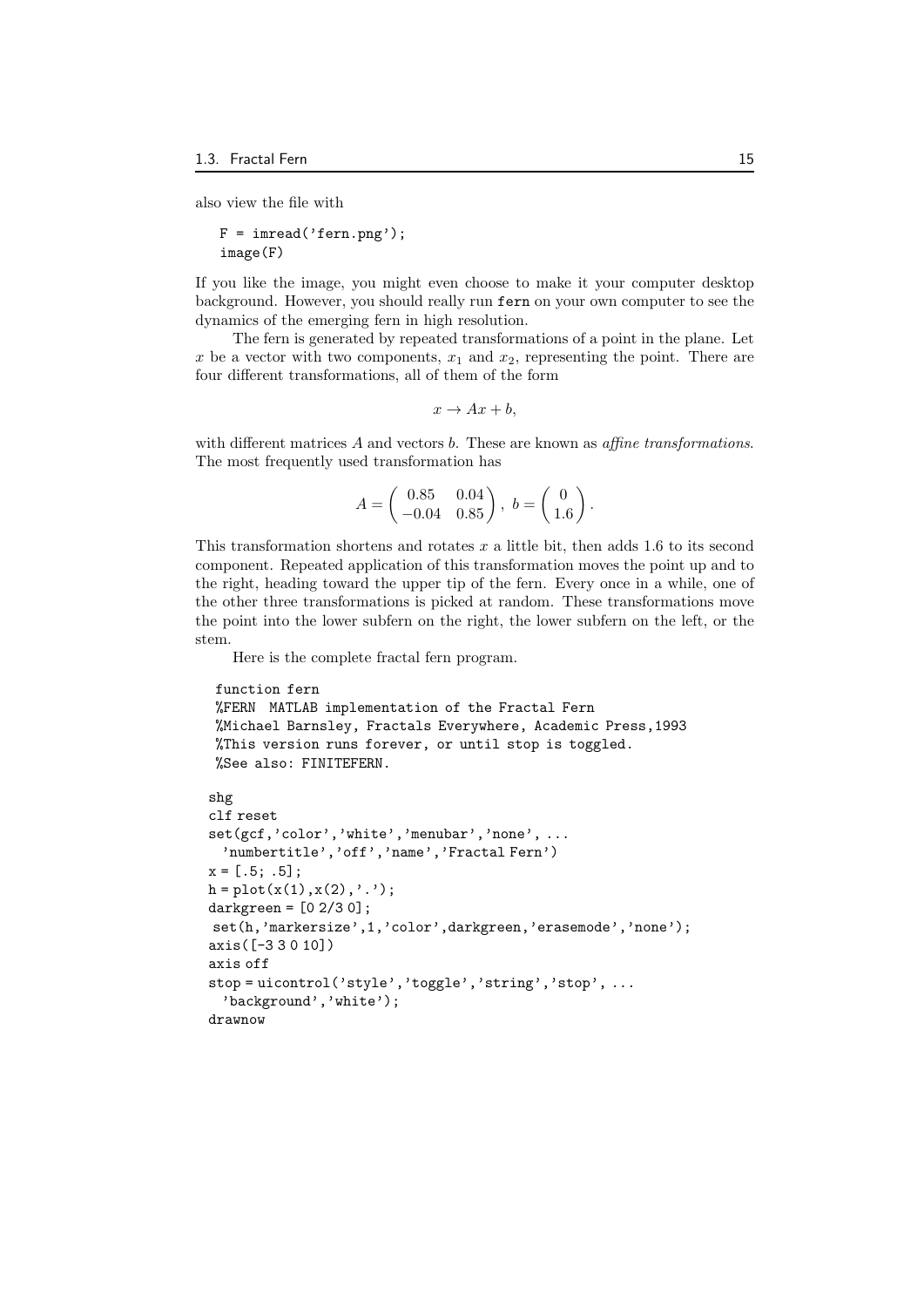also view the file with

```
F = imread('fern.png');
image(F)
```

If you like the image, you might even choose to make it your computer desktop background. However, you should really run `fern` on your own computer to see the dynamics of the emerging fern in high resolution.

The fern is generated by repeated transformations of a point in the plane. Let $x$ be a vector with two components, $x_1$ and $x_2$, representing the point. There are four different transformations, all of them of the form

$$x \rightarrow Ax + b,$$

with different matrices $A$ and vectors $b$. These are known as *affine transformations*. The most frequently used transformation has

$$A = \begin{pmatrix} 0.85 & 0.04 \\ -0.04 & 0.85 \end{pmatrix}, \; b = \begin{pmatrix} 0 \\ 1.6 \end{pmatrix}.$$

This transformation shortens and rotates $x$ a little bit, then adds 1.6 to its second component. Repeated application of this transformation moves the point up and to the right, heading toward the upper tip of the fern. Every once in a while, one of the other three transformations is picked at random. These transformations move the point into the lower subfern on the right, the lower subfern on the left, or the stem.

Here is the complete fractal fern program.

```
 function fern
 %FERN  MATLAB implementation of the Fractal Fern
 %Michael Barnsley, Fractals Everywhere, Academic Press,1993
 %This version runs forever, or until stop is toggled.
 %See also: FINITEFERN.

shg
clf reset
set(gcf,'color','white','menubar','none', ...
  'numbertitle','off','name','Fractal Fern')
x = [.5; .5];
h = plot(x(1),x(2),'.');
darkgreen = [0 2/3 0];
 set(h,'markersize',1,'color',darkgreen,'erasemode','none');
axis([-3 3 0 10])
axis off
stop = uicontrol('style','toggle','string','stop', ...
  'background','white');
drawnow
```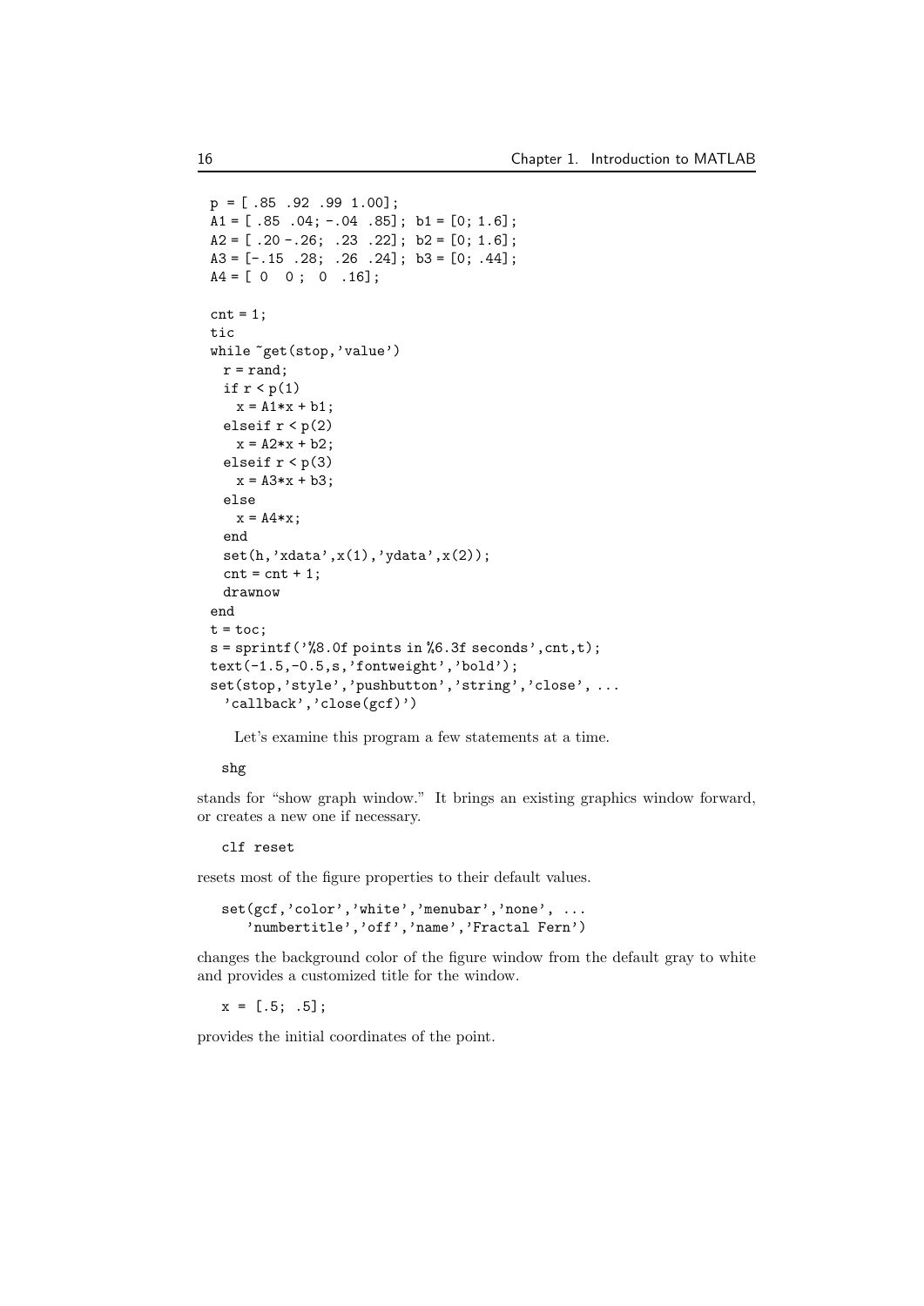```
p = [ .85 .92 .99 1.00];
A1 = [ .85 .04; -.04 .85]; b1 = [0; 1.6];
A2 = [ .20 -.26; .23 .22]; b2 = [0; 1.6];
A3 = [-.15 .28; .26 .24]; b3 = [0; .44];
A4 = [ 0  0 ;  0  .16];

cnt = 1;
tic
while ~get(stop,'value')
  r = rand;
  if r < p(1)
    x = A1*x + b1;
  elseif r < p(2)
    x = A2*x + b2;
  elseif r < p(3)
    x = A3*x + b3;
  else
    x = A4*x;
  end
  set(h,'xdata',x(1),'ydata',x(2));
  cnt = cnt + 1;
  drawnow
end
t = toc;
s = sprintf('%8.0f points in %6.3f seconds',cnt,t);
text(-1.5,-0.5,s,'fontweight','bold');
set(stop,'style','pushbutton','string','close', ...
  'callback','close(gcf)')
```

Let's examine this program a few statements at a time.

```
shg
```

stands for "show graph window." It brings an existing graphics window forward, or creates a new one if necessary.

```
clf reset
```

resets most of the figure properties to their default values.

```
set(gcf,'color','white','menubar','none', ...
    'numbertitle','off','name','Fractal Fern')
```

changes the background color of the figure window from the default gray to white and provides a customized title for the window.

```
x = [.5; .5];
```

provides the initial coordinates of the point.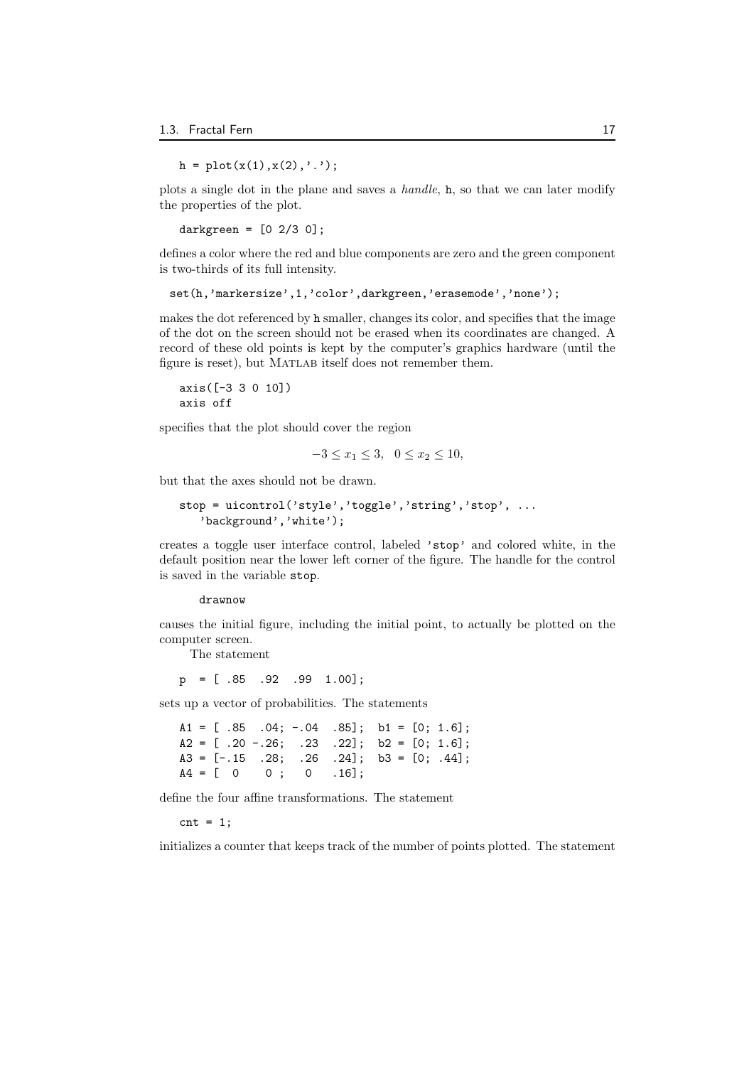```
h = plot(x(1),x(2),'.');
```

plots a single dot in the plane and saves a *handle*, `h`, so that we can later modify the properties of the plot.

```
darkgreen = [0 2/3 0];
```

defines a color where the red and blue components are zero and the green component is two-thirds of its full intensity.

```
set(h,'markersize',1,'color',darkgreen,'erasemode','none');
```

makes the dot referenced by `h` smaller, changes its color, and specifies that the image of the dot on the screen should not be erased when its coordinates are changed. A record of these old points is kept by the computer's graphics hardware (until the figure is reset), but MATLAB itself does not remember them.

```
axis([-3 3 0 10])
axis off
```

specifies that the plot should cover the region

$$-3 \leq x_1 \leq 3, \quad 0 \leq x_2 \leq 10,$$

but that the axes should not be drawn.

```
stop = uicontrol('style','toggle','string','stop', ...
   'background','white');
```

creates a toggle user interface control, labeled `'stop'` and colored white, in the default position near the lower left corner of the figure. The handle for the control is saved in the variable `stop`.

```
drawnow
```

causes the initial figure, including the initial point, to actually be plotted on the computer screen.

The statement

```
p  = [ .85  .92  .99  1.00];
```

sets up a vector of probabilities. The statements

```
A1 = [ .85  .04; -.04  .85];  b1 = [0; 1.6];
A2 = [ .20 -.26;  .23  .22];  b2 = [0; 1.6];
A3 = [-.15  .28;  .26  .24];  b3 = [0; .44];
A4 = [  0    0 ;   0   .16];
```

define the four affine transformations. The statement

```
cnt = 1;
```

initializes a counter that keeps track of the number of points plotted. The statement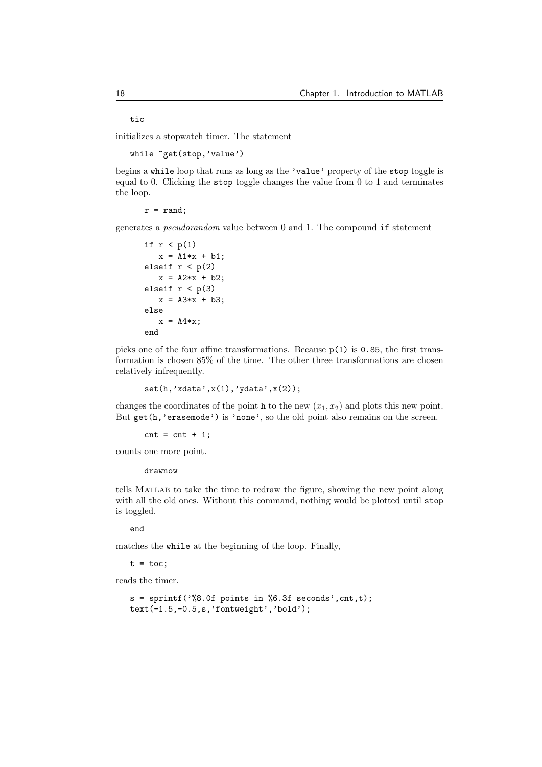```
tic
```

initializes a stopwatch timer. The statement

```
while ~get(stop,'value')
```

begins a `while` loop that runs as long as the `'value'` property of the `stop` toggle is equal to 0. Clicking the `stop` toggle changes the value from 0 to 1 and terminates the loop.

```
r = rand;
```

generates a *pseudorandom* value between 0 and 1. The compound `if` statement

```
if r < p(1)
   x = A1*x + b1;
elseif r < p(2)
   x = A2*x + b2;
elseif r < p(3)
   x = A3*x + b3;
else
   x = A4*x;
end
```

picks one of the four affine transformations. Because `p(1)` is `0.85`, the first transformation is chosen 85% of the time. The other three transformations are chosen relatively infrequently.

```
set(h,'xdata',x(1),'ydata',x(2));
```

changes the coordinates of the point `h` to the new $(x_1, x_2)$ and plots this new point. But `get(h,'erasemode')` is `'none'`, so the old point also remains on the screen.

```
cnt = cnt + 1;
```

counts one more point.

```
drawnow
```

tells MATLAB to take the time to redraw the figure, showing the new point along with all the old ones. Without this command, nothing would be plotted until `stop` is toggled.

```
end
```

matches the `while` at the beginning of the loop. Finally,

```
t = toc;
```

reads the timer.

```
s = sprintf('%8.0f points in %6.3f seconds',cnt,t);
text(-1.5,-0.5,s,'fontweight','bold');
```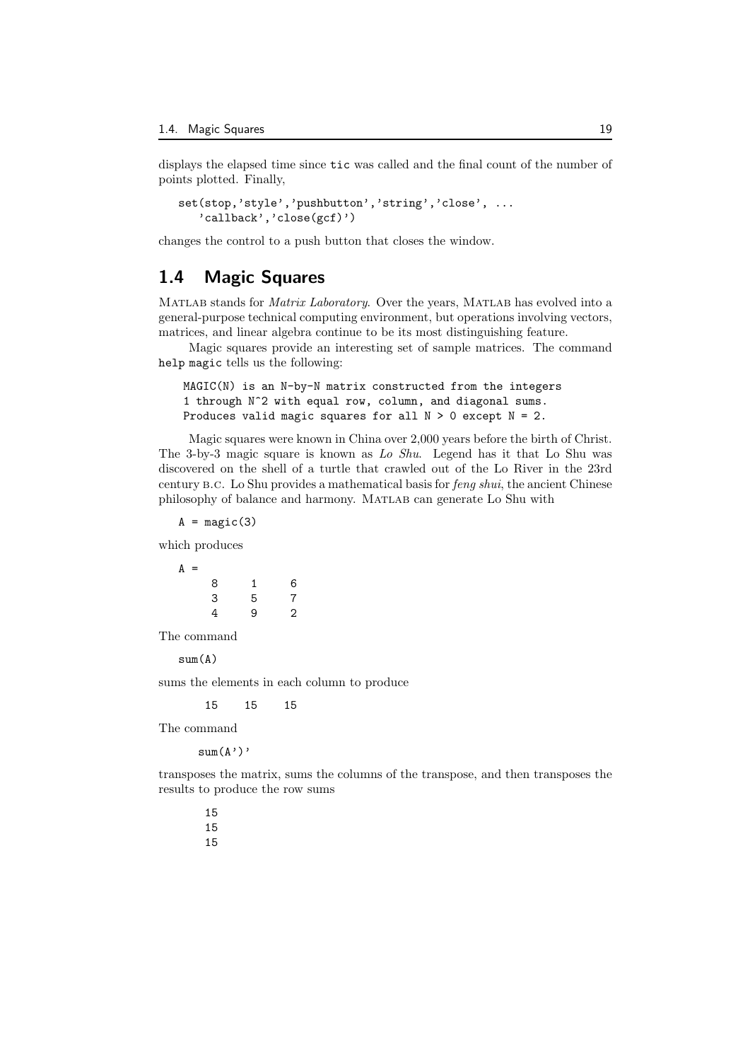displays the elapsed time since `tic` was called and the final count of the number of points plotted. Finally,

```
set(stop,'style','pushbutton','string','close', ...
   'callback','close(gcf)')
```

changes the control to a push button that closes the window.

## 1.4 Magic Squares

MATLAB stands for *Matrix Laboratory*. Over the years, MATLAB has evolved into a general-purpose technical computing environment, but operations involving vectors, matrices, and linear algebra continue to be its most distinguishing feature.

Magic squares provide an interesting set of sample matrices. The command `help magic` tells us the following:

```
MAGIC(N) is an N-by-N matrix constructed from the integers
1 through N^2 with equal row, column, and diagonal sums.
Produces valid magic squares for all N > 0 except N = 2.
```

Magic squares were known in China over 2,000 years before the birth of Christ. The 3-by-3 magic square is known as *Lo Shu*. Legend has it that Lo Shu was discovered on the shell of a turtle that crawled out of the Lo River in the 23rd century B.C. Lo Shu provides a mathematical basis for *feng shui*, the ancient Chinese philosophy of balance and harmony. MATLAB can generate Lo Shu with

```
A = magic(3)
```

which produces

```
A =
     8     1     6
     3     5     7
     4     9     2
```

The command

```
sum(A)
```

sums the elements in each column to produce

```
    15    15    15
```

The command

```
sum(A')'
```

transposes the matrix, sums the columns of the transpose, and then transposes the results to produce the row sums

```
    15
    15
    15
```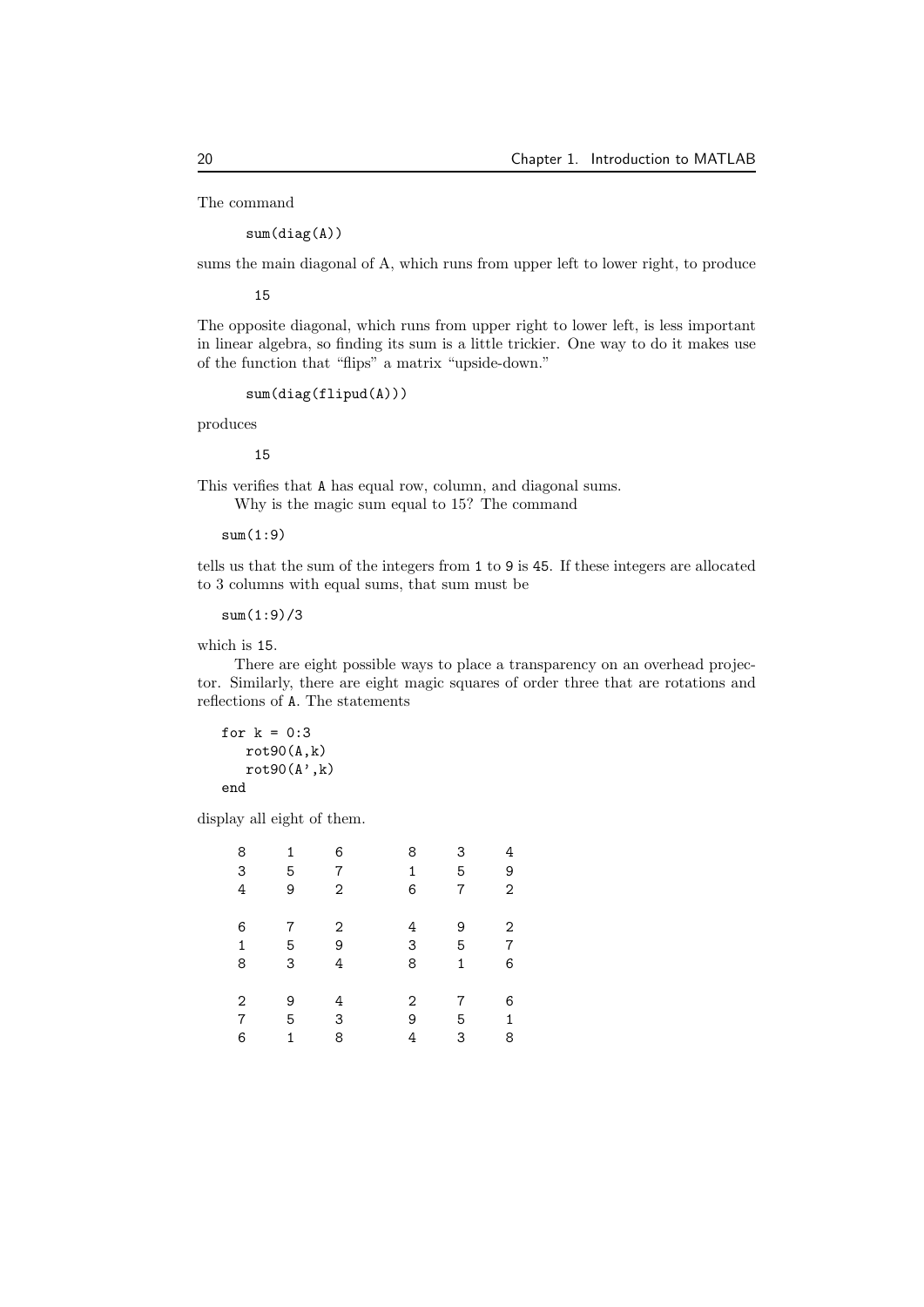The command

```
sum(diag(A))
```

sums the main diagonal of A, which runs from upper left to lower right, to produce

```
15
```

The opposite diagonal, which runs from upper right to lower left, is less important in linear algebra, so finding its sum is a little trickier. One way to do it makes use of the function that "flips" a matrix "upside-down."

```
sum(diag(flipud(A)))
```

produces

```
15
```

This verifies that `A` has equal row, column, and diagonal sums.

Why is the magic sum equal to 15? The command

```
sum(1:9)
```

tells us that the sum of the integers from `1` to `9` is `45`. If these integers are allocated to 3 columns with equal sums, that sum must be

```
sum(1:9)/3
```

which is `15`.

There are eight possible ways to place a transparency on an overhead projector. Similarly, there are eight magic squares of order three that are rotations and reflections of `A`. The statements

```
for k = 0:3
   rot90(A,k)
   rot90(A',k)
end
```

display all eight of them.

```
8    1    6        8    3    4
3    5    7        1    5    9
4    9    2        6    7    2

6    7    2        4    9    2
1    5    9        3    5    7
8    3    4        8    1    6

2    9    4        2    7    6
7    5    3        9    5    1
6    1    8        4    3    8
```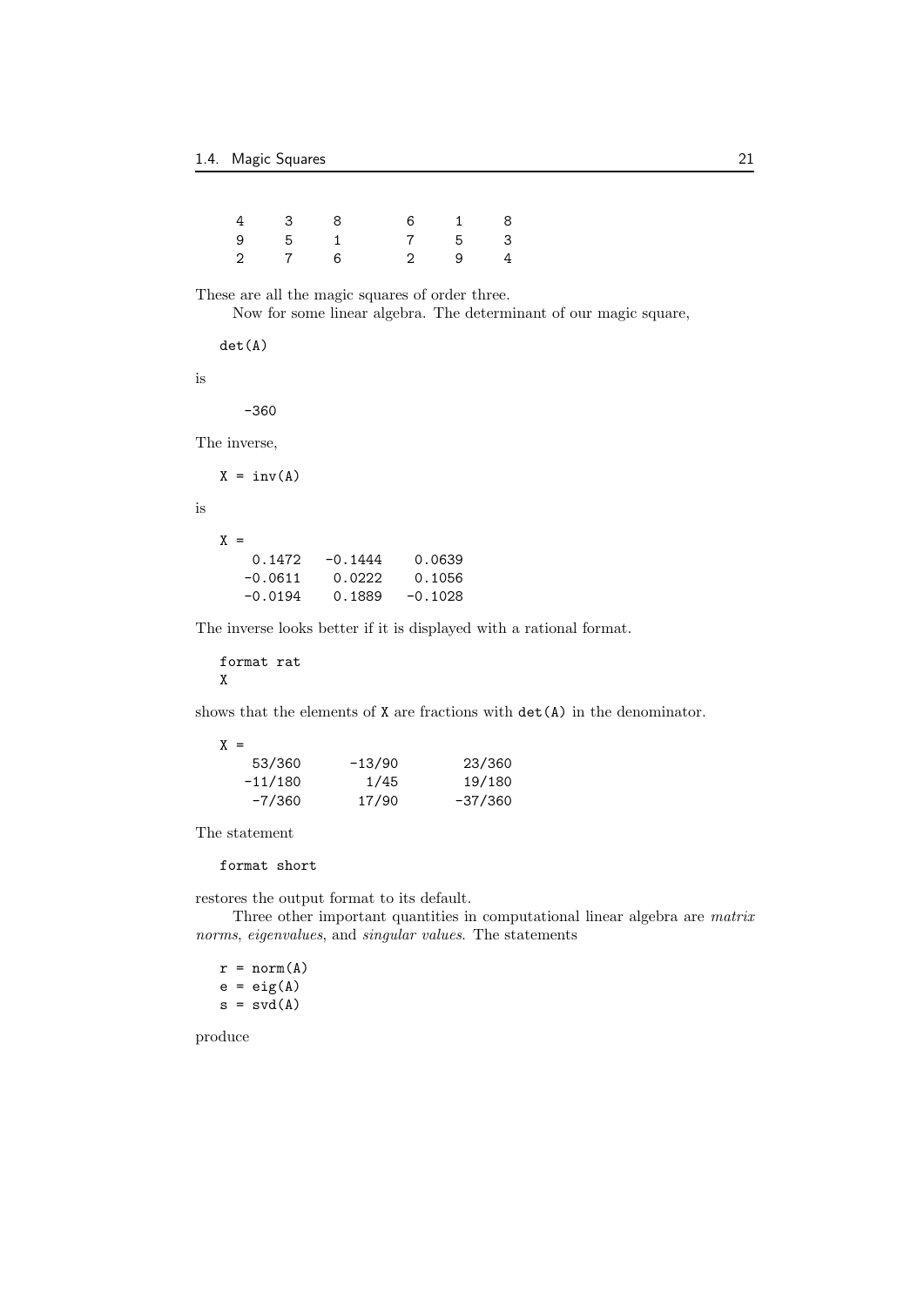```
     4     3     8           6     1     8
     9     5     1           7     5     3
     2     7     6           2     9     4
```

These are all the magic squares of order three.

Now for some linear algebra. The determinant of our magic square,

```
det(A)
```

is

```
   -360
```

The inverse,

```
X = inv(A)
```

is

```
X =
    0.1472   -0.1444    0.0639
   -0.0611    0.0222    0.1056
   -0.0194    0.1889   -0.1028
```

The inverse looks better if it is displayed with a rational format.

```
format rat
X
```

shows that the elements of `X` are fractions with `det(A)` in the denominator.

```
X =
    53/360      -13/90       23/360
   -11/180        1/45       19/180
    -7/360       17/90      -37/360
```

The statement

```
format short
```

restores the output format to its default.

Three other important quantities in computational linear algebra are *matrix norms*, *eigenvalues*, and *singular values*. The statements

```
r = norm(A)
e = eig(A)
s = svd(A)
```

produce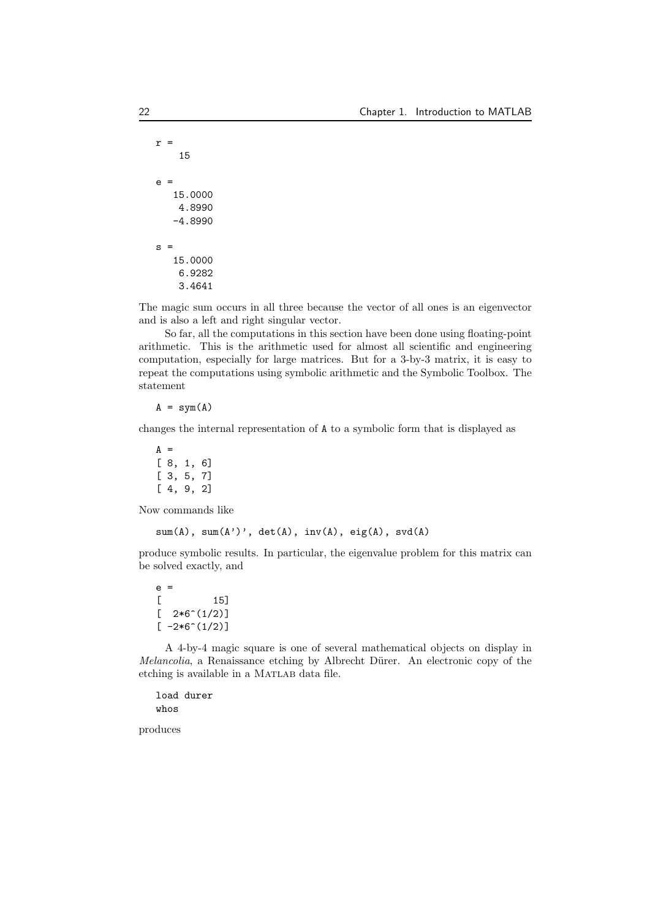```
r =
    15

e =
   15.0000
    4.8990
   -4.8990

s =
   15.0000
    6.9282
    3.4641
```

The magic sum occurs in all three because the vector of all ones is an eigenvector and is also a left and right singular vector.

So far, all the computations in this section have been done using floating-point arithmetic. This is the arithmetic used for almost all scientific and engineering computation, especially for large matrices. But for a 3-by-3 matrix, it is easy to repeat the computations using symbolic arithmetic and the Symbolic Toolbox. The statement

```
A = sym(A)
```

changes the internal representation of A to a symbolic form that is displayed as

```
A =
[ 8, 1, 6]
[ 3, 5, 7]
[ 4, 9, 2]
```

Now commands like

```
sum(A), sum(A')', det(A), inv(A), eig(A), svd(A)
```

produce symbolic results. In particular, the eigenvalue problem for this matrix can be solved exactly, and

```
e =
[          15]
[  2*6^(1/2)]
[ -2*6^(1/2)]
```

A 4-by-4 magic square is one of several mathematical objects on display in *Melancolia*, a Renaissance etching by Albrecht Dürer. An electronic copy of the etching is available in a MATLAB data file.

```
load durer
whos
```

produces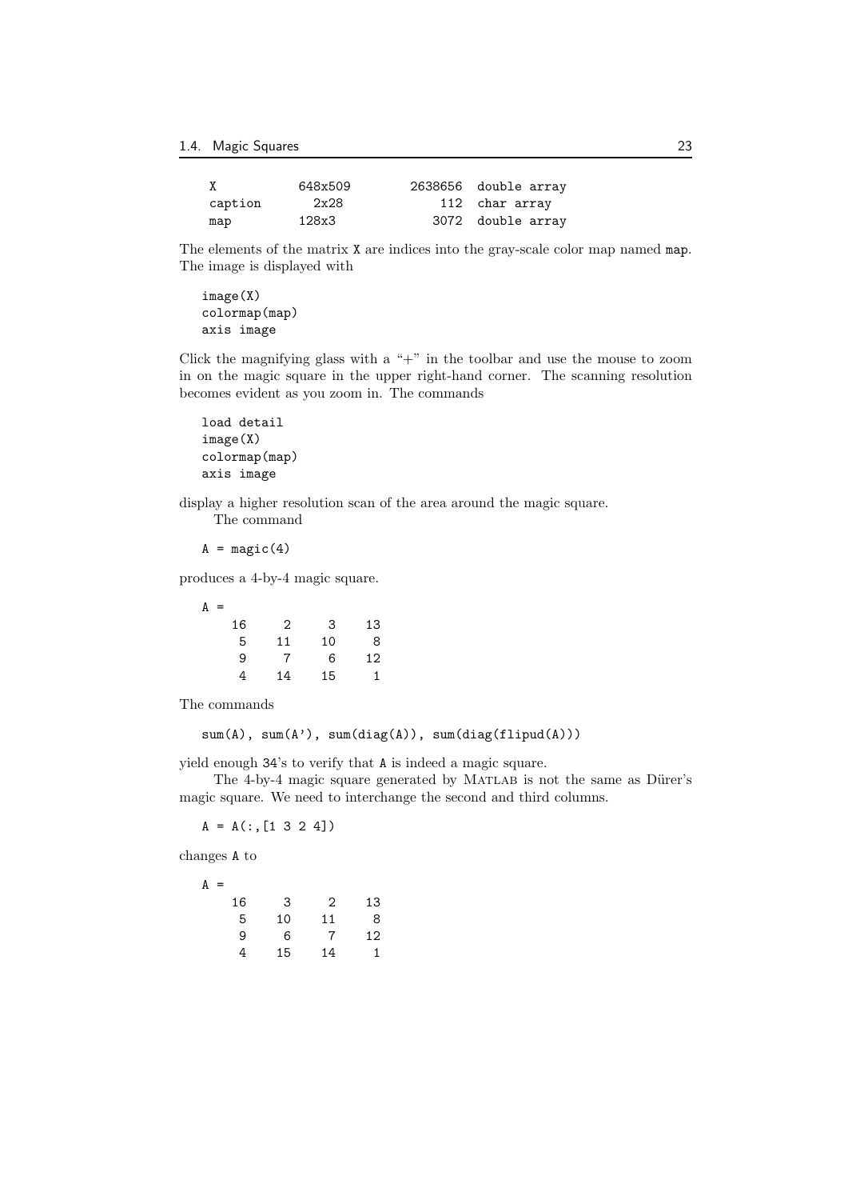```
  X            648x509         2638656  double array
  caption        2x28              112  char array
  map          128x3              3072  double array
```

The elements of the matrix `X` are indices into the gray-scale color map named `map`. The image is displayed with

```
image(X)
colormap(map)
axis image
```

Click the magnifying glass with a "+" in the toolbar and use the mouse to zoom in on the magic square in the upper right-hand corner. The scanning resolution becomes evident as you zoom in. The commands

```
load detail
image(X)
colormap(map)
axis image
```

display a higher resolution scan of the area around the magic square.

The command

```
A = magic(4)
```

produces a 4-by-4 magic square.

```
A =
    16     2     3    13
     5    11    10     8
     9     7     6    12
     4    14    15     1
```

The commands

```
sum(A), sum(A'), sum(diag(A)), sum(diag(flipud(A)))
```

yield enough `34`'s to verify that `A` is indeed a magic square.

The 4-by-4 magic square generated by MATLAB is not the same as Dürer's magic square. We need to interchange the second and third columns.

```
A = A(:,[1 3 2 4])
```

changes `A` to

```
A =
    16     3     2    13
     5    10    11     8
     9     6     7    12
     4    15    14     1
```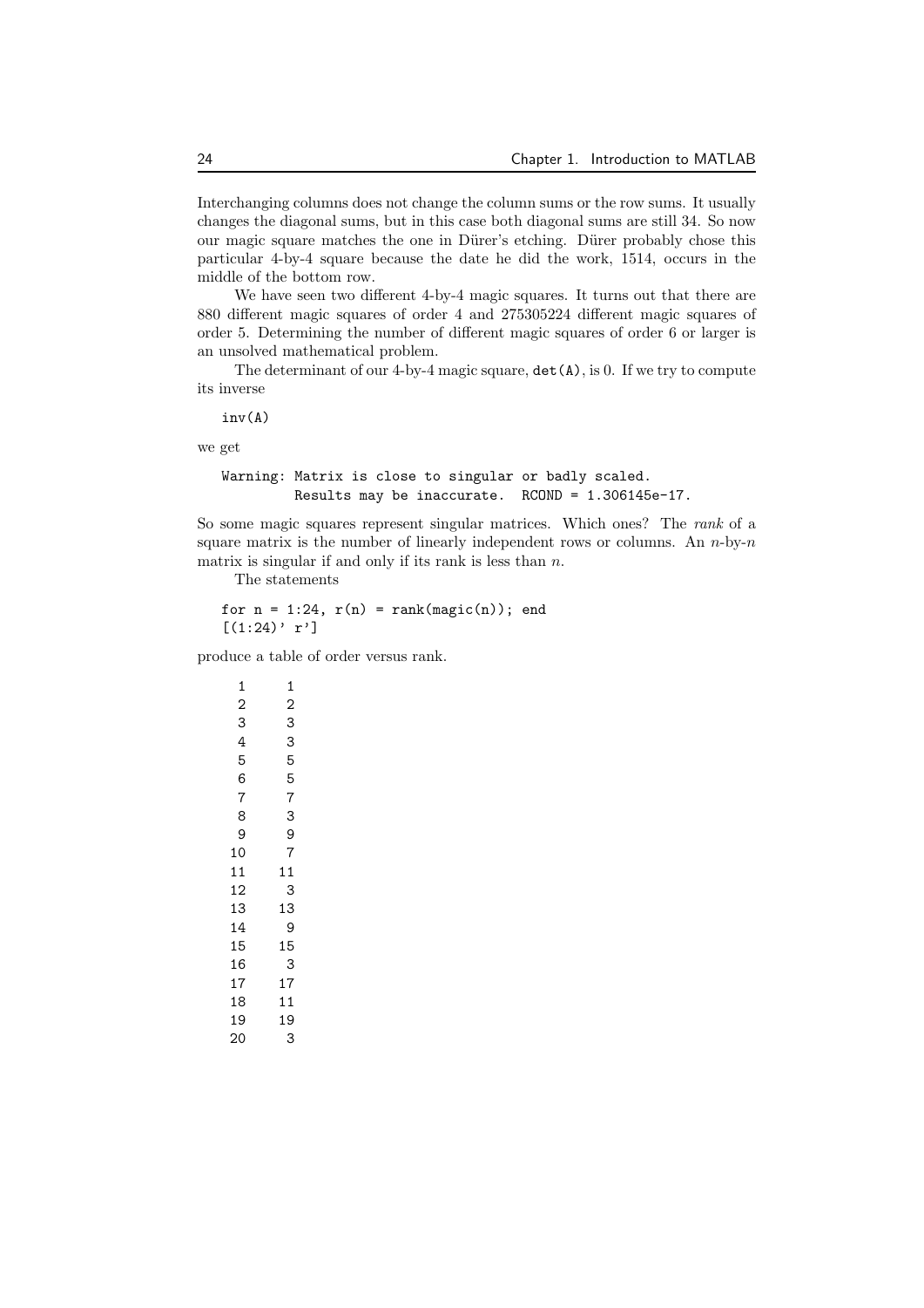Interchanging columns does not change the column sums or the row sums. It usually changes the diagonal sums, but in this case both diagonal sums are still 34. So now our magic square matches the one in Dürer's etching. Dürer probably chose this particular 4-by-4 square because the date he did the work, 1514, occurs in the middle of the bottom row.

We have seen two different 4-by-4 magic squares. It turns out that there are 880 different magic squares of order 4 and 275305224 different magic squares of order 5. Determining the number of different magic squares of order 6 or larger is an unsolved mathematical problem.

The determinant of our 4-by-4 magic square, `det(A)`, is 0. If we try to compute its inverse

```
inv(A)
```

we get

```
Warning: Matrix is close to singular or badly scaled.
         Results may be inaccurate.  RCOND = 1.306145e-17.
```

So some magic squares represent singular matrices. Which ones? The *rank* of a square matrix is the number of linearly independent rows or columns. An $n$-by-$n$ matrix is singular if and only if its rank is less than $n$.

The statements

```
for n = 1:24, r(n) = rank(magic(n)); end
[(1:24)' r']
```

produce a table of order versus rank.

```
 1     1
 2     2
 3     3
 4     3
 5     5
 6     5
 7     7
 8     3
 9     9
10     7
11    11
12     3
13    13
14     9
15    15
16     3
17    17
18    11
19    19
20     3
```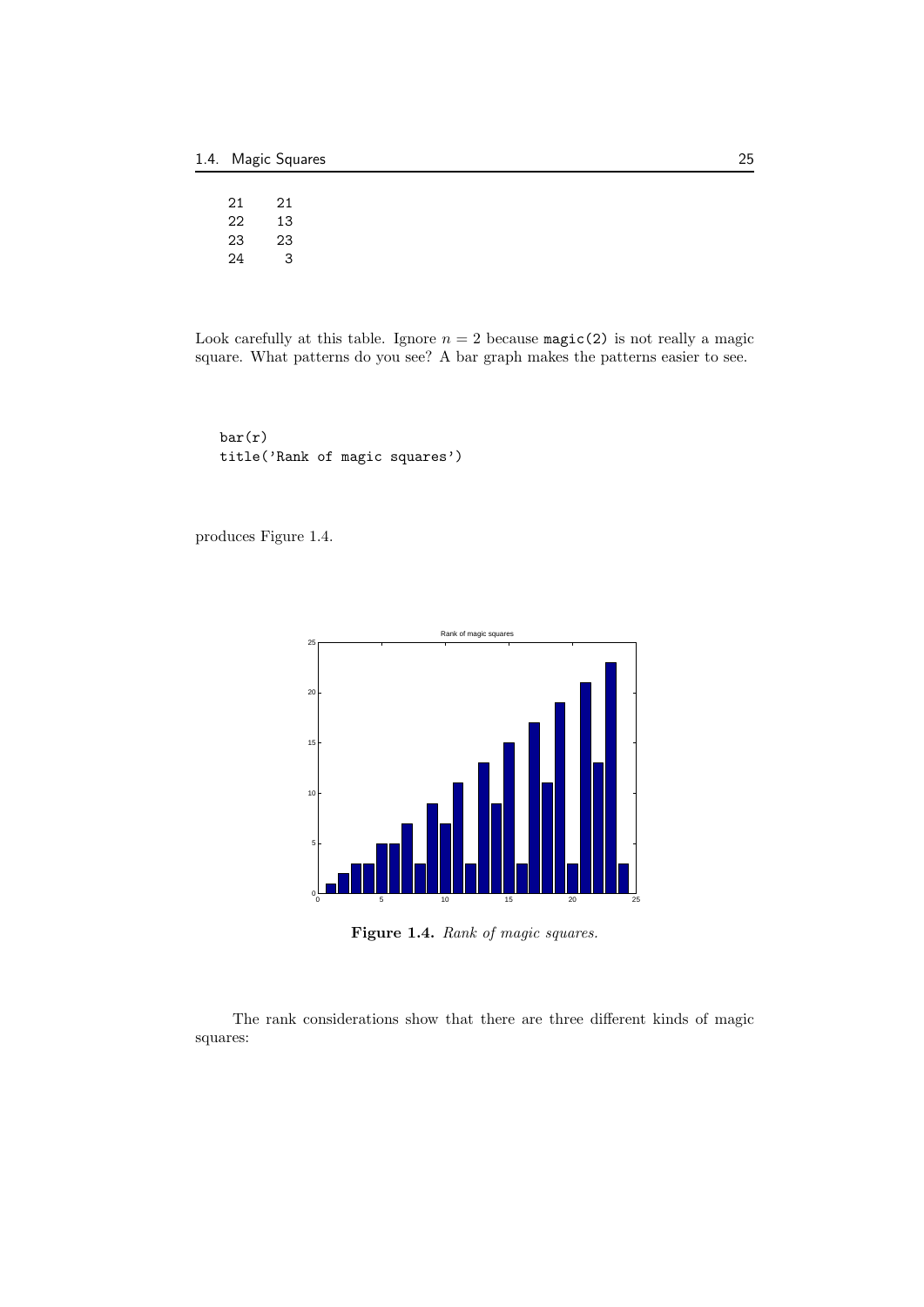```
21    21
22    13
23    23
24     3
```

Look carefully at this table. Ignore $n = 2$ because `magic(2)` is not really a magic square. What patterns do you see? A bar graph makes the patterns easier to see.

```
bar(r)
title('Rank of magic squares')
```

produces Figure 1.4.

**Figure 1.4.** *Rank of magic squares.*

The rank considerations show that there are three different kinds of magic squares: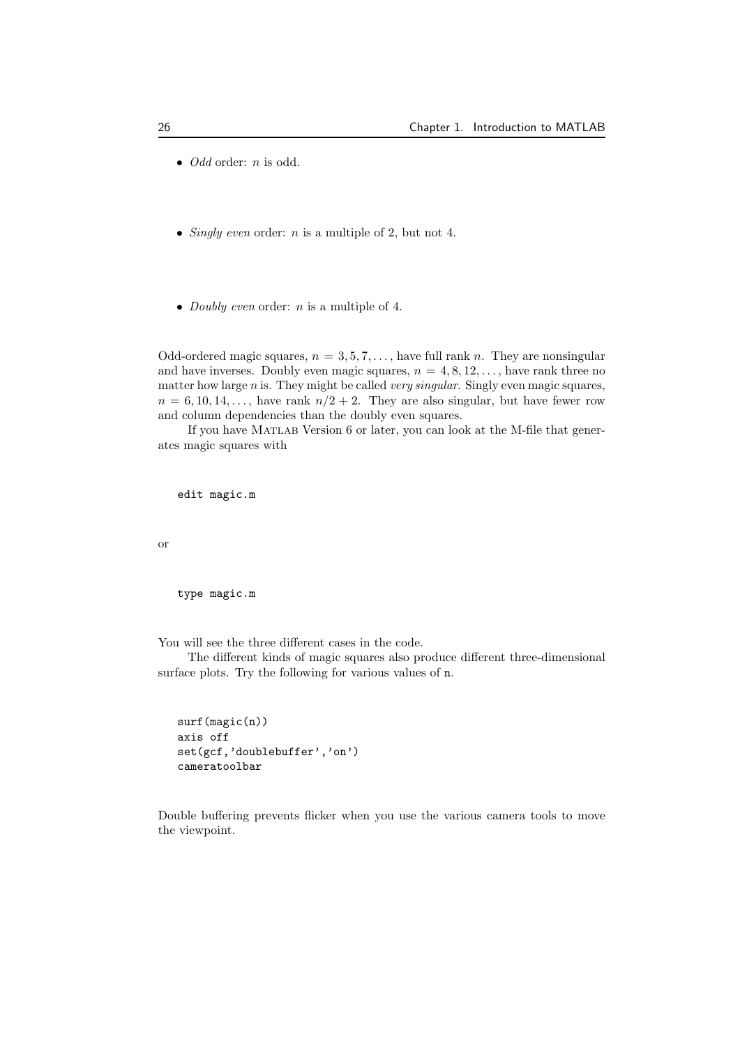- *Odd* order: $n$ is odd.

- *Singly even* order: $n$ is a multiple of 2, but not 4.

- *Doubly even* order: $n$ is a multiple of 4.

Odd-ordered magic squares, $n = 3, 5, 7, \ldots$, have full rank $n$. They are nonsingular and have inverses. Doubly even magic squares, $n = 4, 8, 12, \ldots$, have rank three no matter how large $n$ is. They might be called *very singular*. Singly even magic squares, $n = 6, 10, 14, \ldots$, have rank $n/2 + 2$. They are also singular, but have fewer row and column dependencies than the doubly even squares.

If you have MATLAB Version 6 or later, you can look at the M-file that generates magic squares with

```
edit magic.m
```

or

```
type magic.m
```

You will see the three different cases in the code.

The different kinds of magic squares also produce different three-dimensional surface plots. Try the following for various values of `n`.

```
surf(magic(n))
axis off
set(gcf,'doublebuffer','on')
cameratoolbar
```

Double buffering prevents flicker when you use the various camera tools to move the viewpoint.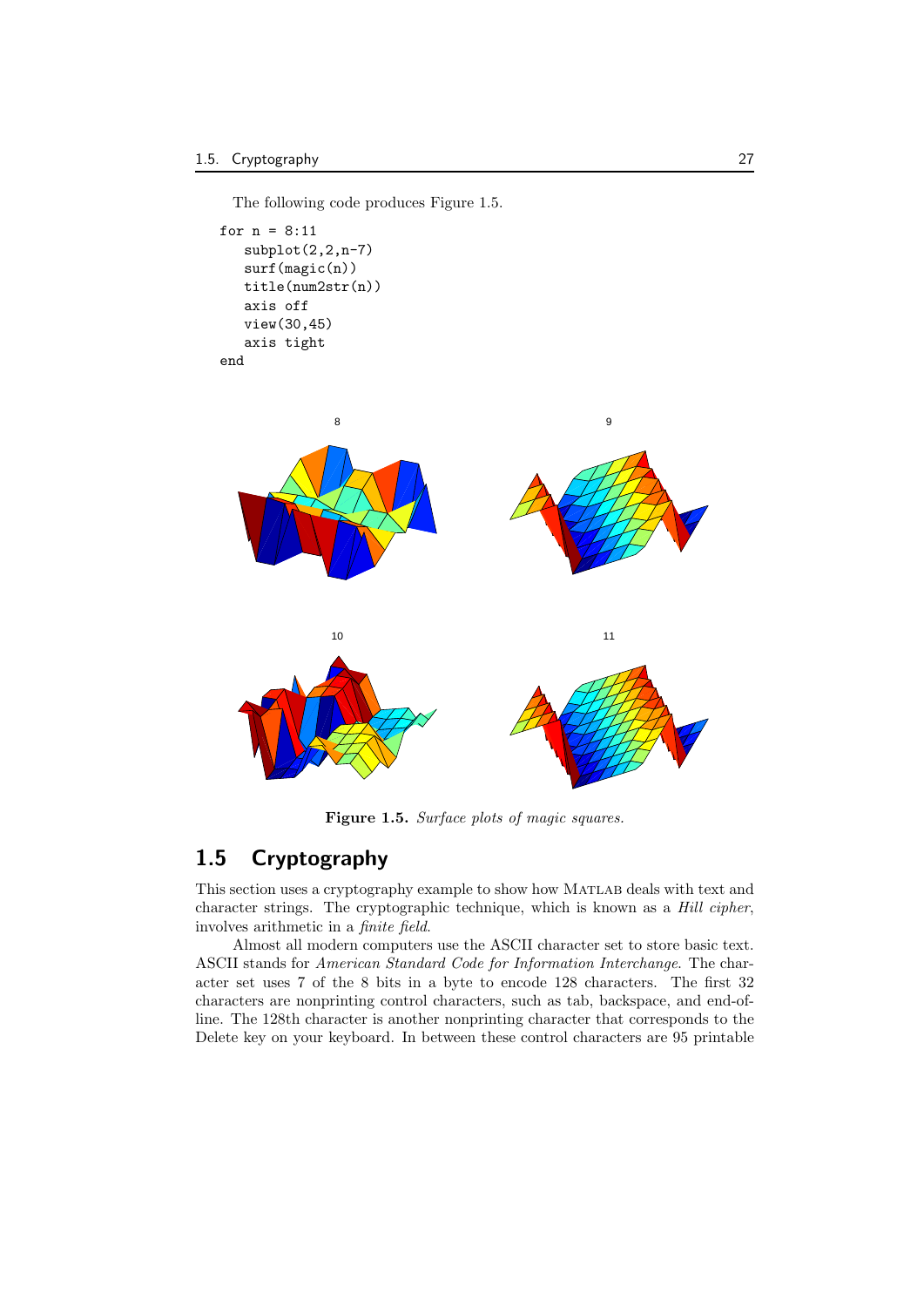The following code produces Figure 1.5.

```
for n = 8:11
   subplot(2,2,n-7)
   surf(magic(n))
   title(num2str(n))
   axis off
   view(30,45)
   axis tight
end
```

**Figure 1.5.** *Surface plots of magic squares.*

## 1.5 Cryptography

This section uses a cryptography example to show how MATLAB deals with text and character strings. The cryptographic technique, which is known as a *Hill cipher*, involves arithmetic in a *finite field*.

Almost all modern computers use the ASCII character set to store basic text. ASCII stands for *American Standard Code for Information Interchange*. The character set uses 7 of the 8 bits in a byte to encode 128 characters. The first 32 characters are nonprinting control characters, such as tab, backspace, and end-of-line. The 128th character is another nonprinting character that corresponds to the Delete key on your keyboard. In between these control characters are 95 printable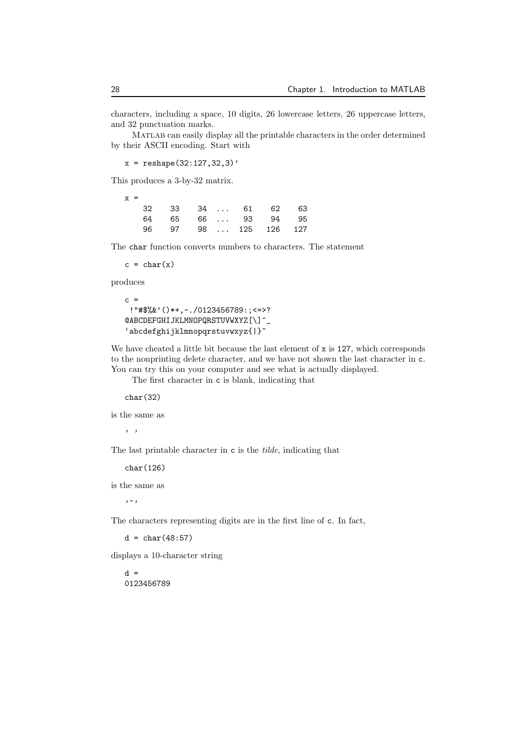characters, including a space, 10 digits, 26 lowercase letters, 26 uppercase letters, and 32 punctuation marks.

MATLAB can easily display all the printable characters in the order determined by their ASCII encoding. Start with

```
x = reshape(32:127,32,3)'
```

This produces a 3-by-32 matrix.

```
x =
    32    33    34  ...   61    62    63
    64    65    66  ...   93    94    95
    96    97    98  ...  125   126   127
```

The `char` function converts numbers to characters. The statement

```
c = char(x)
```

produces

```
c =
 !"#$%&'()*+,-./0123456789:;<=>?
@ABCDEFGHIJKLMNOPQRSTUVWXYZ[\]^_
`abcdefghijklmnopqrstuvwxyz{|}~
```

We have cheated a little bit because the last element of `x` is `127`, which corresponds to the nonprinting delete character, and we have not shown the last character in `c`. You can try this on your computer and see what is actually displayed.

The first character in `c` is blank, indicating that

```
char(32)
```

is the same as

```
' '
```

The last printable character in `c` is the *tilde*, indicating that

```
char(126)
```

is the same as

```
'~'
```

The characters representing digits are in the first line of `c`. In fact,

```
d = char(48:57)
```

displays a 10-character string

```
d =
0123456789
```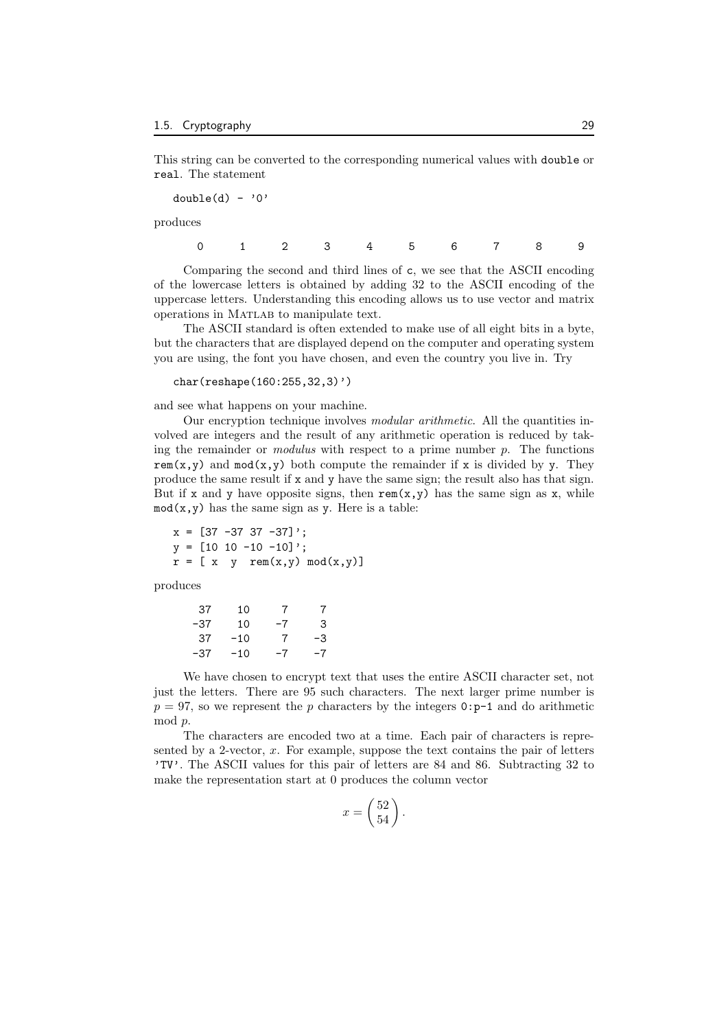This string can be converted to the corresponding numerical values with `double` or `real`. The statement

```
double(d) - '0'
```

produces

```
     0     1     2     3     4     5     6     7     8     9
```

Comparing the second and third lines of `c`, we see that the ASCII encoding of the lowercase letters is obtained by adding 32 to the ASCII encoding of the uppercase letters. Understanding this encoding allows us to use vector and matrix operations in MATLAB to manipulate text.

The ASCII standard is often extended to make use of all eight bits in a byte, but the characters that are displayed depend on the computer and operating system you are using, the font you have chosen, and even the country you live in. Try

```
char(reshape(160:255,32,3)')
```

and see what happens on your machine.

Our encryption technique involves *modular arithmetic*. All the quantities involved are integers and the result of any arithmetic operation is reduced by taking the remainder or *modulus* with respect to a prime number $p$. The functions `rem(x,y)` and `mod(x,y)` both compute the remainder if `x` is divided by `y`. They produce the same result if `x` and `y` have the same sign; the result also has that sign. But if `x` and `y` have opposite signs, then `rem(x,y)` has the same sign as `x`, while `mod(x,y)` has the same sign as `y`. Here is a table:

```
x = [37 -37 37 -37]';
y = [10 10 -10 -10]';
r = [ x  y  rem(x,y) mod(x,y)]
```

produces

```
    37    10     7     7
   -37    10    -7     3
    37   -10     7    -3
   -37   -10    -7    -7
```

We have chosen to encrypt text that uses the entire ASCII character set, not just the letters. There are 95 such characters. The next larger prime number is $p = 97$, so we represent the $p$ characters by the integers `0:p-1` and do arithmetic mod $p$.

The characters are encoded two at a time. Each pair of characters is represented by a 2-vector, $x$. For example, suppose the text contains the pair of letters `'TV'`. The ASCII values for this pair of letters are 84 and 86. Subtracting 32 to make the representation start at 0 produces the column vector

$$x = \begin{pmatrix} 52 \\ 54 \end{pmatrix}.$$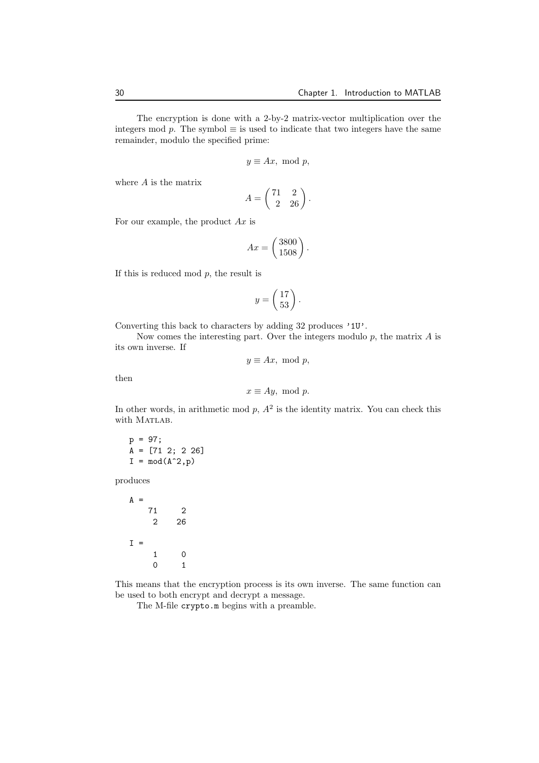The encryption is done with a 2-by-2 matrix-vector multiplication over the integers mod $p$. The symbol $\equiv$ is used to indicate that two integers have the same remainder, modulo the specified prime:

$$y \equiv Ax, \text{ mod } p,$$

where $A$ is the matrix

$$A = \begin{pmatrix} 71 & 2 \\ 2 & 26 \end{pmatrix}.$$

For our example, the product $Ax$ is

$$Ax = \begin{pmatrix} 3800 \\ 1508 \end{pmatrix}.$$

If this is reduced mod $p$, the result is

$$y = \begin{pmatrix} 17 \\ 53 \end{pmatrix}.$$

Converting this back to characters by adding 32 produces `'1U'`.

Now comes the interesting part. Over the integers modulo $p$, the matrix $A$ is its own inverse. If

$$y \equiv Ax, \text{ mod } p,$$

then

$$x \equiv Ay, \text{ mod } p.$$

In other words, in arithmetic mod $p$, $A^2$ is the identity matrix. You can check this with MATLAB.

```
p = 97;
A = [71 2; 2 26]
I = mod(A^2,p)
```

produces

```
A =
    71     2
     2    26

I =
     1     0
     0     1
```

This means that the encryption process is its own inverse. The same function can be used to both encrypt and decrypt a message.

The M-file `crypto.m` begins with a preamble.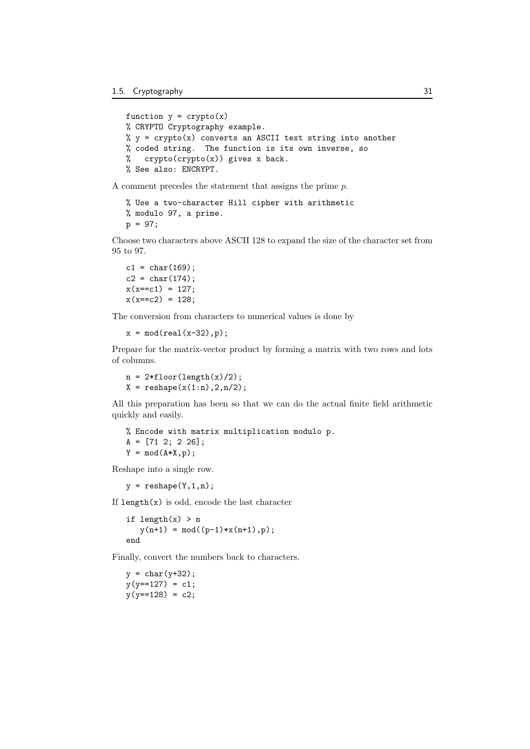```
function y = crypto(x)
% CRYPTO Cryptography example.
% y = crypto(x) converts an ASCII text string into another
% coded string.  The function is its own inverse, so
%   crypto(crypto(x)) gives x back.
% See also: ENCRYPT.
```

A comment precedes the statement that assigns the prime $p$.

```
% Use a two-character Hill cipher with arithmetic
% modulo 97, a prime.
p = 97;
```

Choose two characters above ASCII 128 to expand the size of the character set from 95 to 97.

```
c1 = char(169);
c2 = char(174);
x(x==c1) = 127;
x(x==c2) = 128;
```

The conversion from characters to numerical values is done by

```
x = mod(real(x-32),p);
```

Prepare for the matrix-vector product by forming a matrix with two rows and lots of columns.

```
n = 2*floor(length(x)/2);
X = reshape(x(1:n),2,n/2);
```

All this preparation has been so that we can do the actual finite field arithmetic quickly and easily.

```
% Encode with matrix multiplication modulo p.
A = [71 2; 2 26];
Y = mod(A*X,p);
```

Reshape into a single row.

```
y = reshape(Y,1,n);
```

If `length(x)` is odd, encode the last character

```
if length(x) > n
   y(n+1) = mod((p-1)*x(n+1),p);
end
```

Finally, convert the numbers back to characters.

```
y = char(y+32);
y(y==127) = c1;
y(y==128) = c2;
```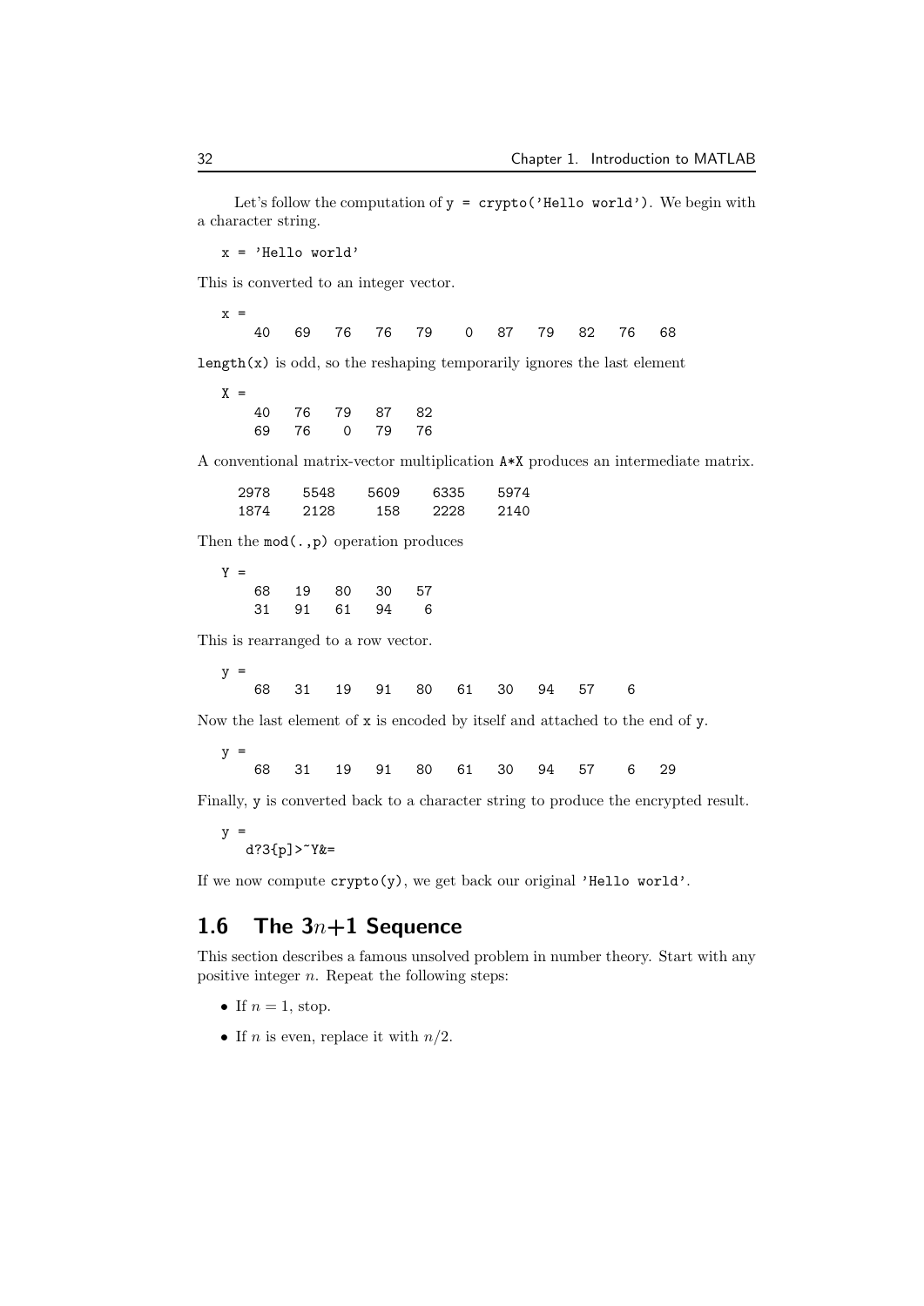Let's follow the computation of `y = crypto('Hello world')`. We begin with a character string.

```
x = 'Hello world'
```

This is converted to an integer vector.

```
x =
    40   69   76   76   79    0   87   79   82   76   68
```

`length(x)` is odd, so the reshaping temporarily ignores the last element

```
X =
    40   76   79   87   82
    69   76    0   79   76
```

A conventional matrix-vector multiplication `A*X` produces an intermediate matrix.

```
  2978    5548    5609    6335    5974
  1874    2128     158    2228    2140
```

Then the `mod(.,p)` operation produces

```
Y =
    68   19   80   30   57
    31   91   61   94    6
```

This is rearranged to a row vector.

```
y =
    68   31   19   91   80   61   30   94   57    6
```

Now the last element of `x` is encoded by itself and attached to the end of `y`.

```
y =
    68   31   19   91   80   61   30   94   57    6   29
```

Finally, `y` is converted back to a character string to produce the encrypted result.

```
y =
   d?3{p]>~Y&=
```

If we now compute `crypto(y)`, we get back our original `'Hello world'`.

## 1.6 The $3n+1$ Sequence

This section describes a famous unsolved problem in number theory. Start with any positive integer $n$. Repeat the following steps:

- If $n = 1$, stop.
- If $n$ is even, replace it with $n/2$.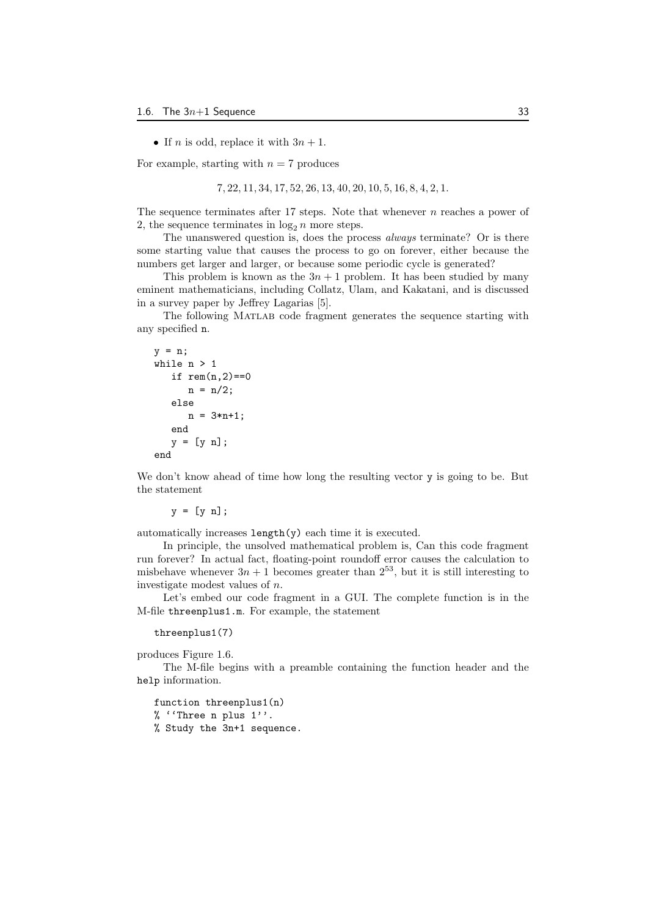- If $n$ is odd, replace it with $3n + 1$.

For example, starting with $n = 7$ produces

$$7, 22, 11, 34, 17, 52, 26, 13, 40, 20, 10, 5, 16, 8, 4, 2, 1.$$

The sequence terminates after 17 steps. Note that whenever $n$ reaches a power of 2, the sequence terminates in $\log_2 n$ more steps.

The unanswered question is, does the process *always* terminate? Or is there some starting value that causes the process to go on forever, either because the numbers get larger and larger, or because some periodic cycle is generated?

This problem is known as the $3n + 1$ problem. It has been studied by many eminent mathematicians, including Collatz, Ulam, and Kakatani, and is discussed in a survey paper by Jeffrey Lagarias [5].

The following MATLAB code fragment generates the sequence starting with any specified `n`.

```
y = n;
while n > 1
   if rem(n,2)==0
      n = n/2;
   else
      n = 3*n+1;
   end
   y = [y n];
end
```

We don't know ahead of time how long the resulting vector `y` is going to be. But the statement

```
y = [y n];
```

automatically increases `length(y)` each time it is executed.

In principle, the unsolved mathematical problem is, Can this code fragment run forever? In actual fact, floating-point roundoff error causes the calculation to misbehave whenever $3n + 1$ becomes greater than $2^{53}$, but it is still interesting to investigate modest values of $n$.

Let's embed our code fragment in a GUI. The complete function is in the M-file `threenplus1.m`. For example, the statement

```
threenplus1(7)
```

produces Figure 1.6.

The M-file begins with a preamble containing the function header and the `help` information.

```
function threenplus1(n)
% ``Three n plus 1''.
% Study the 3n+1 sequence.
```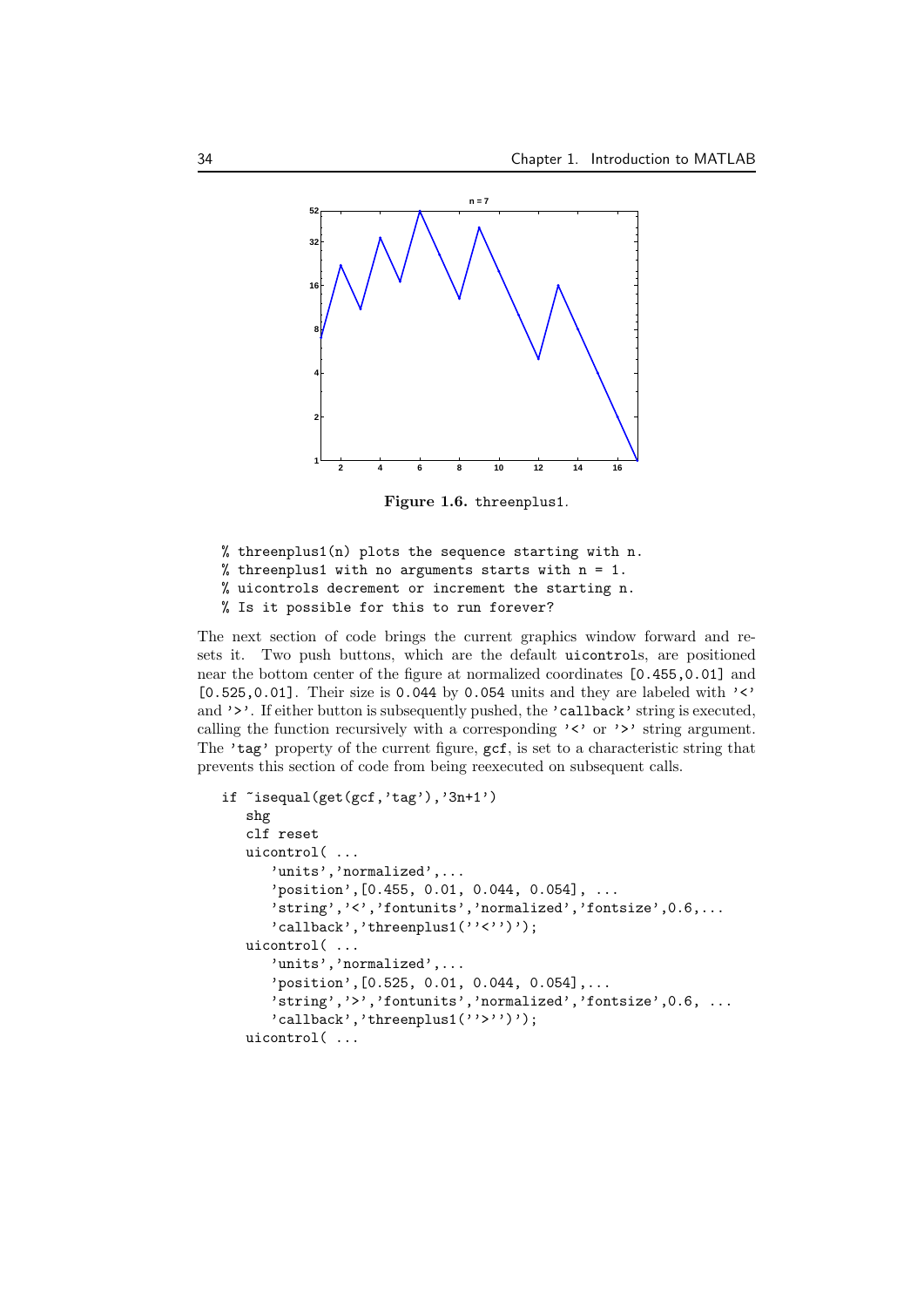Figure 1.6. threenplus1.

```
% threenplus1(n) plots the sequence starting with n.
% threenplus1 with no arguments starts with n = 1.
% uicontrols decrement or increment the starting n.
% Is it possible for this to run forever?
```

The next section of code brings the current graphics window forward and resets it. Two push buttons, which are the default `uicontrol`s, are positioned near the bottom center of the figure at normalized coordinates `[0.455,0.01]` and `[0.525,0.01]`. Their size is `0.044` by `0.054` units and they are labeled with `'<'` and `'>'`. If either button is subsequently pushed, the `'callback'` string is executed, calling the function recursively with a corresponding `'<'` or `'>'` string argument. The `'tag'` property of the current figure, `gcf`, is set to a characteristic string that prevents this section of code from being reexecuted on subsequent calls.

```
if ~isequal(get(gcf,'tag'),'3n+1')
   shg
   clf reset
   uicontrol( ...
      'units','normalized',...
      'position',[0.455, 0.01, 0.044, 0.054], ...
      'string','<','fontunits','normalized','fontsize',0.6,...
      'callback','threenplus1(''<'')');
   uicontrol( ...
      'units','normalized',...
      'position',[0.525, 0.01, 0.044, 0.054],...
      'string','>','fontunits','normalized','fontsize',0.6, ...
      'callback','threenplus1(''>'')');
   uicontrol( ...
```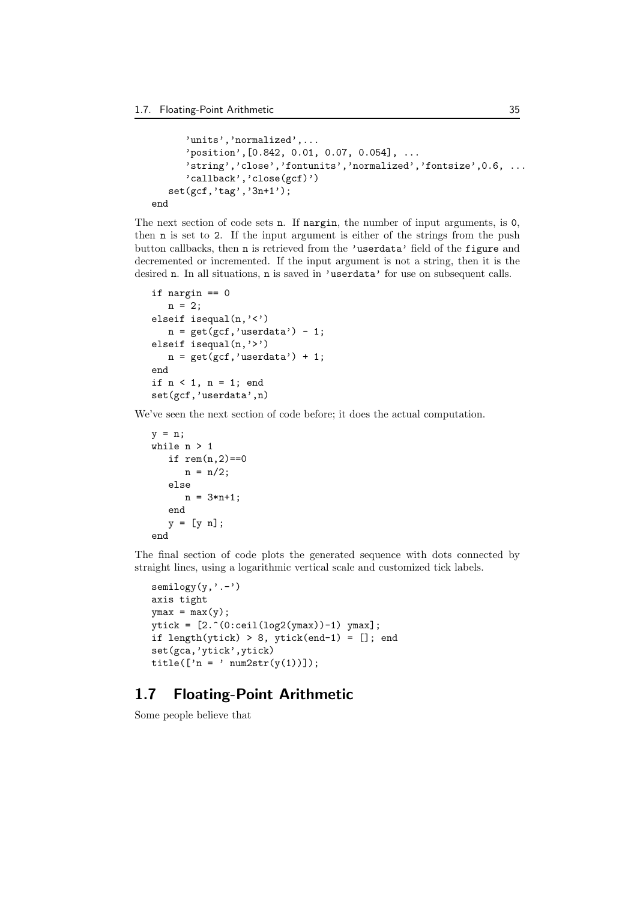```
        'units','normalized',...
        'position',[0.842, 0.01, 0.07, 0.054], ...
        'string','close','fontunits','normalized','fontsize',0.6, ...
        'callback','close(gcf)')
    set(gcf,'tag','3n+1');
end
```

The next section of code sets `n`. If `nargin`, the number of input arguments, is 0, then `n` is set to 2. If the input argument is either of the strings from the push button callbacks, then `n` is retrieved from the `'userdata'` field of the `figure` and decremented or incremented. If the input argument is not a string, then it is the desired `n`. In all situations, `n` is saved in `'userdata'` for use on subsequent calls.

```
if nargin == 0
   n = 2;
elseif isequal(n,'<')
   n = get(gcf,'userdata') - 1;
elseif isequal(n,'>')
   n = get(gcf,'userdata') + 1;
end
if n < 1, n = 1; end
set(gcf,'userdata',n)
```

We've seen the next section of code before; it does the actual computation.

```
y = n;
while n > 1
   if rem(n,2)==0
      n = n/2;
   else
      n = 3*n+1;
   end
   y = [y n];
end
```

The final section of code plots the generated sequence with dots connected by straight lines, using a logarithmic vertical scale and customized tick labels.

```
semilogy(y,'.-')
axis tight
ymax = max(y);
ytick = [2.^(0:ceil(log2(ymax))-1) ymax];
if length(ytick) > 8, ytick(end-1) = []; end
set(gca,'ytick',ytick)
title(['n = ' num2str(y(1))]);
```

## 1.7 Floating-Point Arithmetic

Some people believe that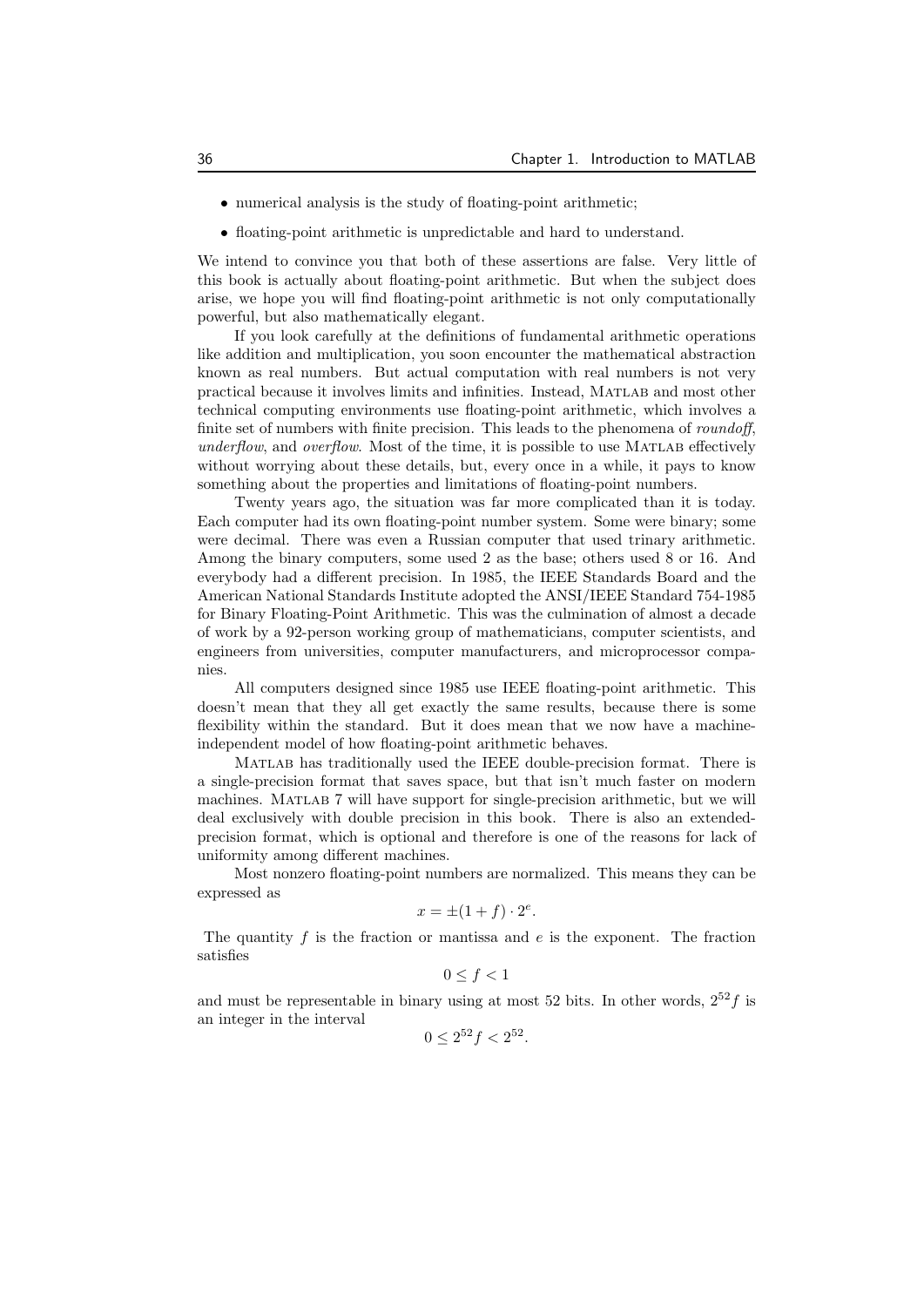- numerical analysis is the study of floating-point arithmetic;
- floating-point arithmetic is unpredictable and hard to understand.

We intend to convince you that both of these assertions are false. Very little of this book is actually about floating-point arithmetic. But when the subject does arise, we hope you will find floating-point arithmetic is not only computationally powerful, but also mathematically elegant.

If you look carefully at the definitions of fundamental arithmetic operations like addition and multiplication, you soon encounter the mathematical abstraction known as real numbers. But actual computation with real numbers is not very practical because it involves limits and infinities. Instead, MATLAB and most other technical computing environments use floating-point arithmetic, which involves a finite set of numbers with finite precision. This leads to the phenomena of *roundoff*, *underflow*, and *overflow*. Most of the time, it is possible to use MATLAB effectively without worrying about these details, but, every once in a while, it pays to know something about the properties and limitations of floating-point numbers.

Twenty years ago, the situation was far more complicated than it is today. Each computer had its own floating-point number system. Some were binary; some were decimal. There was even a Russian computer that used trinary arithmetic. Among the binary computers, some used 2 as the base; others used 8 or 16. And everybody had a different precision. In 1985, the IEEE Standards Board and the American National Standards Institute adopted the ANSI/IEEE Standard 754-1985 for Binary Floating-Point Arithmetic. This was the culmination of almost a decade of work by a 92-person working group of mathematicians, computer scientists, and engineers from universities, computer manufacturers, and microprocessor companies.

All computers designed since 1985 use IEEE floating-point arithmetic. This doesn't mean that they all get exactly the same results, because there is some flexibility within the standard. But it does mean that we now have a machine-independent model of how floating-point arithmetic behaves.

MATLAB has traditionally used the IEEE double-precision format. There is a single-precision format that saves space, but that isn't much faster on modern machines. MATLAB 7 will have support for single-precision arithmetic, but we will deal exclusively with double precision in this book. There is also an extended-precision format, which is optional and therefore is one of the reasons for lack of uniformity among different machines.

Most nonzero floating-point numbers are normalized. This means they can be expressed as

$$x = \pm(1 + f) \cdot 2^e.$$

The quantity $f$ is the fraction or mantissa and $e$ is the exponent. The fraction satisfies

$$0 \leq f < 1$$

and must be representable in binary using at most 52 bits. In other words, $2^{52}f$ is an integer in the interval

$$0 \leq 2^{52}f < 2^{52}.$$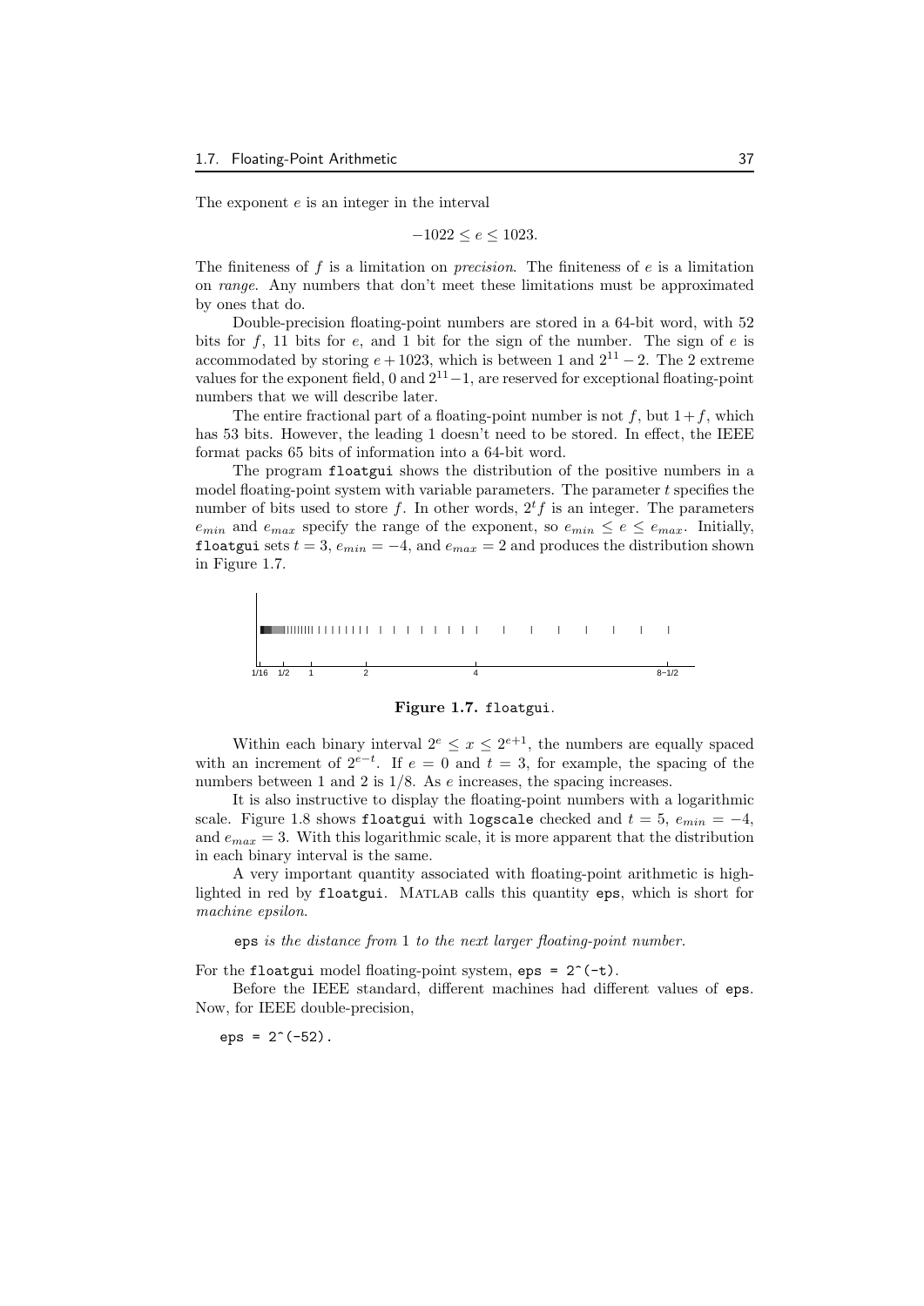The exponent $e$ is an integer in the interval

$$-1022 \leq e \leq 1023.$$

The finiteness of $f$ is a limitation on *precision*. The finiteness of $e$ is a limitation on *range*. Any numbers that don't meet these limitations must be approximated by ones that do.

Double-precision floating-point numbers are stored in a 64-bit word, with 52 bits for $f$, 11 bits for $e$, and 1 bit for the sign of the number. The sign of $e$ is accommodated by storing $e + 1023$, which is between 1 and $2^{11} - 2$. The 2 extreme values for the exponent field, 0 and $2^{11} - 1$, are reserved for exceptional floating-point numbers that we will describe later.

The entire fractional part of a floating-point number is not $f$, but $1 + f$, which has 53 bits. However, the leading 1 doesn't need to be stored. In effect, the IEEE format packs 65 bits of information into a 64-bit word.

The program `floatgui` shows the distribution of the positive numbers in a model floating-point system with variable parameters. The parameter $t$ specifies the number of bits used to store $f$. In other words, $2^t f$ is an integer. The parameters $e_{min}$ and $e_{max}$ specify the range of the exponent, so $e_{min} \leq e \leq e_{max}$. Initially, `floatgui` sets $t = 3$, $e_{min} = -4$, and $e_{max} = 2$ and produces the distribution shown in Figure 1.7.

**Figure 1.7.** `floatgui`.

Within each binary interval $2^e \leq x \leq 2^{e+1}$, the numbers are equally spaced with an increment of $2^{e-t}$. If $e = 0$ and $t = 3$, for example, the spacing of the numbers between 1 and 2 is $1/8$. As $e$ increases, the spacing increases.

It is also instructive to display the floating-point numbers with a logarithmic scale. Figure 1.8 shows `floatgui` with `logscale` checked and $t = 5$, $e_{min} = -4$, and $e_{max} = 3$. With this logarithmic scale, it is more apparent that the distribution in each binary interval is the same.

A very important quantity associated with floating-point arithmetic is highlighted in red by `floatgui`. MATLAB calls this quantity `eps`, which is short for *machine epsilon*.

`eps` *is the distance from* 1 *to the next larger floating-point number.*

For the `floatgui` model floating-point system, `eps = 2^(-t)`.

Before the IEEE standard, different machines had different values of `eps`. Now, for IEEE double-precision,

```
eps = 2^(-52).
```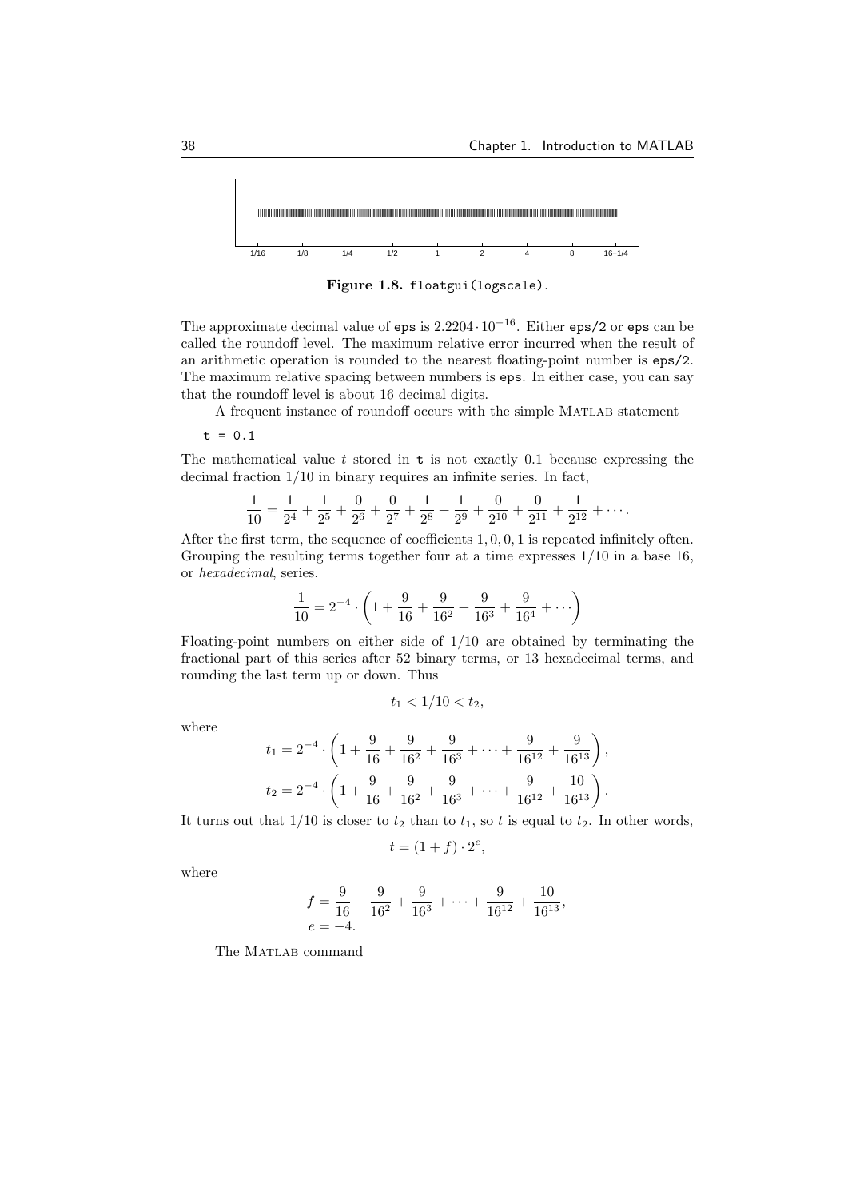**Figure 1.8.** `floatgui(logscale)`.

The approximate decimal value of `eps` is $2.2204 \cdot 10^{-16}$. Either `eps/2` or `eps` can be called the roundoff level. The maximum relative error incurred when the result of an arithmetic operation is rounded to the nearest floating-point number is `eps/2`. The maximum relative spacing between numbers is `eps`. In either case, you can say that the roundoff level is about 16 decimal digits.

A frequent instance of roundoff occurs with the simple MATLAB statement

```
t = 0.1
```

The mathematical value $t$ stored in `t` is not exactly 0.1 because expressing the decimal fraction $1/10$ in binary requires an infinite series. In fact,

$$\frac{1}{10} = \frac{1}{2^4} + \frac{1}{2^5} + \frac{0}{2^6} + \frac{0}{2^7} + \frac{1}{2^8} + \frac{1}{2^9} + \frac{0}{2^{10}} + \frac{0}{2^{11}} + \frac{1}{2^{12}} + \cdots .$$

After the first term, the sequence of coefficients $1, 0, 0, 1$ is repeated infinitely often. Grouping the resulting terms together four at a time expresses $1/10$ in a base 16, or *hexadecimal*, series.

$$\frac{1}{10} = 2^{-4} \cdot \left(1 + \frac{9}{16} + \frac{9}{16^2} + \frac{9}{16^3} + \frac{9}{16^4} + \cdots\right)$$

Floating-point numbers on either side of $1/10$ are obtained by terminating the fractional part of this series after 52 binary terms, or 13 hexadecimal terms, and rounding the last term up or down. Thus

$$t_1 < 1/10 < t_2,$$

where

$$t_1 = 2^{-4} \cdot \left(1 + \frac{9}{16} + \frac{9}{16^2} + \frac{9}{16^3} + \cdots + \frac{9}{16^{12}} + \frac{9}{16^{13}}\right),$$

$$t_2 = 2^{-4} \cdot \left(1 + \frac{9}{16} + \frac{9}{16^2} + \frac{9}{16^3} + \cdots + \frac{9}{16^{12}} + \frac{10}{16^{13}}\right).$$

It turns out that $1/10$ is closer to $t_2$ than to $t_1$, so $t$ is equal to $t_2$. In other words,

$$t = (1 + f) \cdot 2^e,$$

where

$$f = \frac{9}{16} + \frac{9}{16^2} + \frac{9}{16^3} + \cdots + \frac{9}{16^{12}} + \frac{10}{16^{13}},$$
$$e = -4.$$

The MATLAB command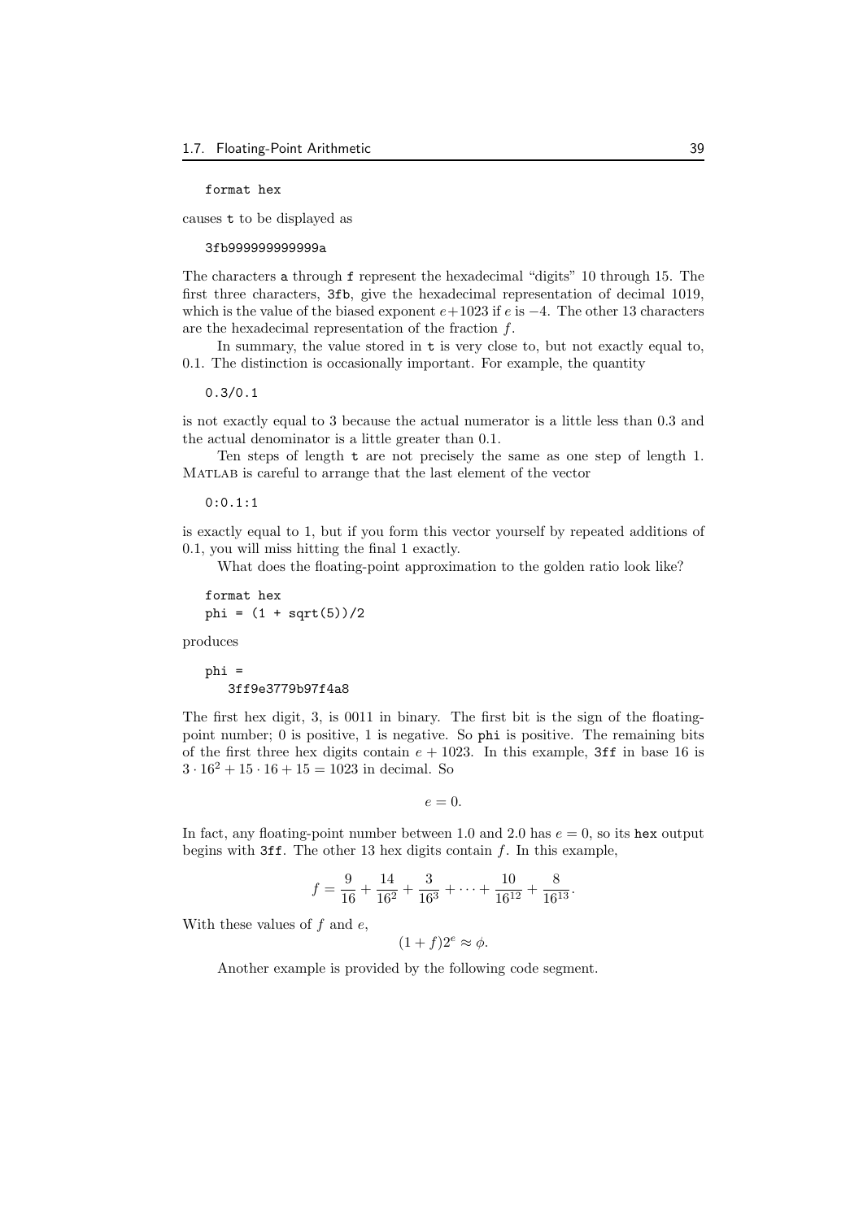```
format hex
```

causes `t` to be displayed as

```
3fb999999999999a
```

The characters `a` through `f` represent the hexadecimal "digits" 10 through 15. The first three characters, `3fb`, give the hexadecimal representation of decimal 1019, which is the value of the biased exponent $e+1023$ if $e$ is $-4$. The other 13 characters are the hexadecimal representation of the fraction $f$.

In summary, the value stored in `t` is very close to, but not exactly equal to, 0.1. The distinction is occasionally important. For example, the quantity

```
0.3/0.1
```

is not exactly equal to 3 because the actual numerator is a little less than 0.3 and the actual denominator is a little greater than 0.1.

Ten steps of length `t` are not precisely the same as one step of length 1. MATLAB is careful to arrange that the last element of the vector

```
0:0.1:1
```

is exactly equal to 1, but if you form this vector yourself by repeated additions of 0.1, you will miss hitting the final 1 exactly.

What does the floating-point approximation to the golden ratio look like?

```
format hex
phi = (1 + sqrt(5))/2
```

produces

```
phi =
   3ff9e3779b97f4a8
```

The first hex digit, 3, is 0011 in binary. The first bit is the sign of the floating-point number; 0 is positive, 1 is negative. So `phi` is positive. The remaining bits of the first three hex digits contain $e + 1023$. In this example, `3ff` in base 16 is $3 \cdot 16^2 + 15 \cdot 16 + 15 = 1023$ in decimal. So

$$e = 0.$$

In fact, any floating-point number between 1.0 and 2.0 has $e = 0$, so its `hex` output begins with `3ff`. The other 13 hex digits contain $f$. In this example,

$$f = \frac{9}{16} + \frac{14}{16^2} + \frac{3}{16^3} + \cdots + \frac{10}{16^{12}} + \frac{8}{16^{13}}.$$

With these values of $f$ and $e$,

$$(1 + f)2^e \approx \phi.$$

Another example is provided by the following code segment.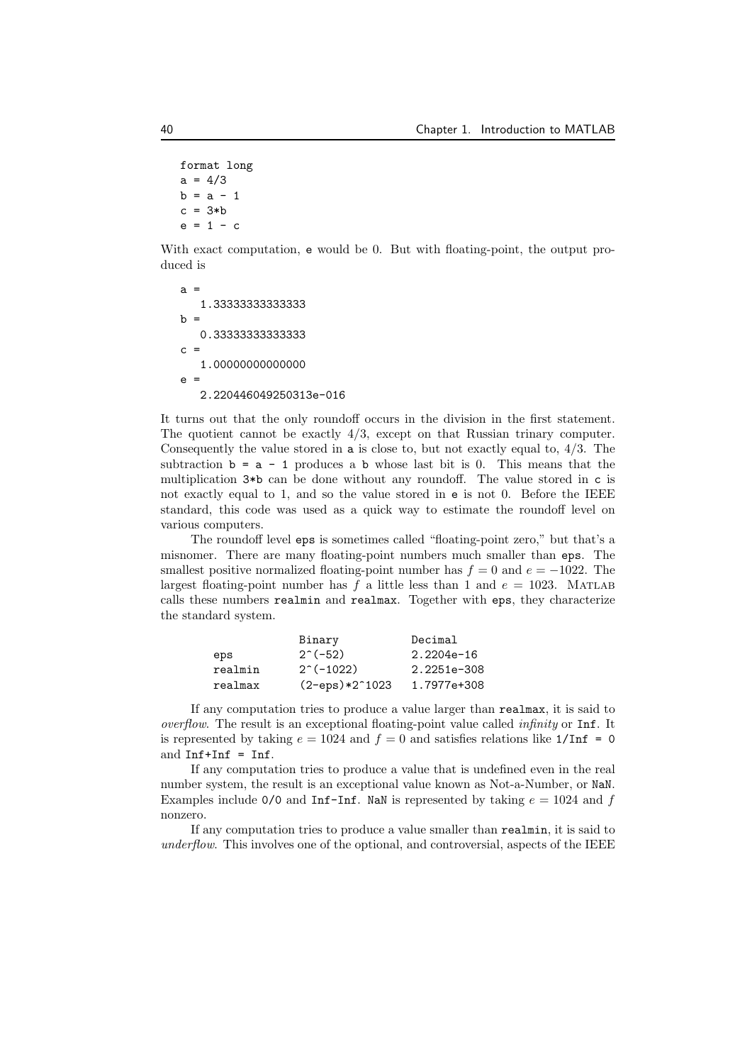```
format long
a = 4/3
b = a - 1
c = 3*b
e = 1 - c
```

With exact computation, e would be 0. But with floating-point, the output produced is

```
a =
   1.33333333333333
b =
   0.33333333333333
c =
   1.00000000000000
e =
   2.220446049250313e-016
```

It turns out that the only roundoff occurs in the division in the first statement. The quotient cannot be exactly 4/3, except on that Russian trinary computer. Consequently the value stored in a is close to, but not exactly equal to, 4/3. The subtraction b = a - 1 produces a b whose last bit is 0. This means that the multiplication 3*b can be done without any roundoff. The value stored in c is not exactly equal to 1, and so the value stored in e is not 0. Before the IEEE standard, this code was used as a quick way to estimate the roundoff level on various computers.

The roundoff level eps is sometimes called "floating-point zero," but that's a misnomer. There are many floating-point numbers much smaller than eps. The smallest positive normalized floating-point number has $f = 0$ and $e = -1022$. The largest floating-point number has $f$ a little less than 1 and $e = 1023$. MATLAB calls these numbers realmin and realmax. Together with eps, they characterize the standard system.

| | Binary | Decimal |
|---|---|---|
| eps | 2^(-52) | 2.2204e-16 |
| realmin | 2^(-1022) | 2.2251e-308 |
| realmax | (2-eps)*2^1023 | 1.7977e+308 |

If any computation tries to produce a value larger than realmax, it is said to *overflow*. The result is an exceptional floating-point value called *infinity* or Inf. It is represented by taking $e = 1024$ and $f = 0$ and satisfies relations like 1/Inf = 0 and Inf+Inf = Inf.

If any computation tries to produce a value that is undefined even in the real number system, the result is an exceptional value known as Not-a-Number, or NaN. Examples include 0/0 and Inf-Inf. NaN is represented by taking $e = 1024$ and $f$ nonzero.

If any computation tries to produce a value smaller than realmin, it is said to *underflow*. This involves one of the optional, and controversial, aspects of the IEEE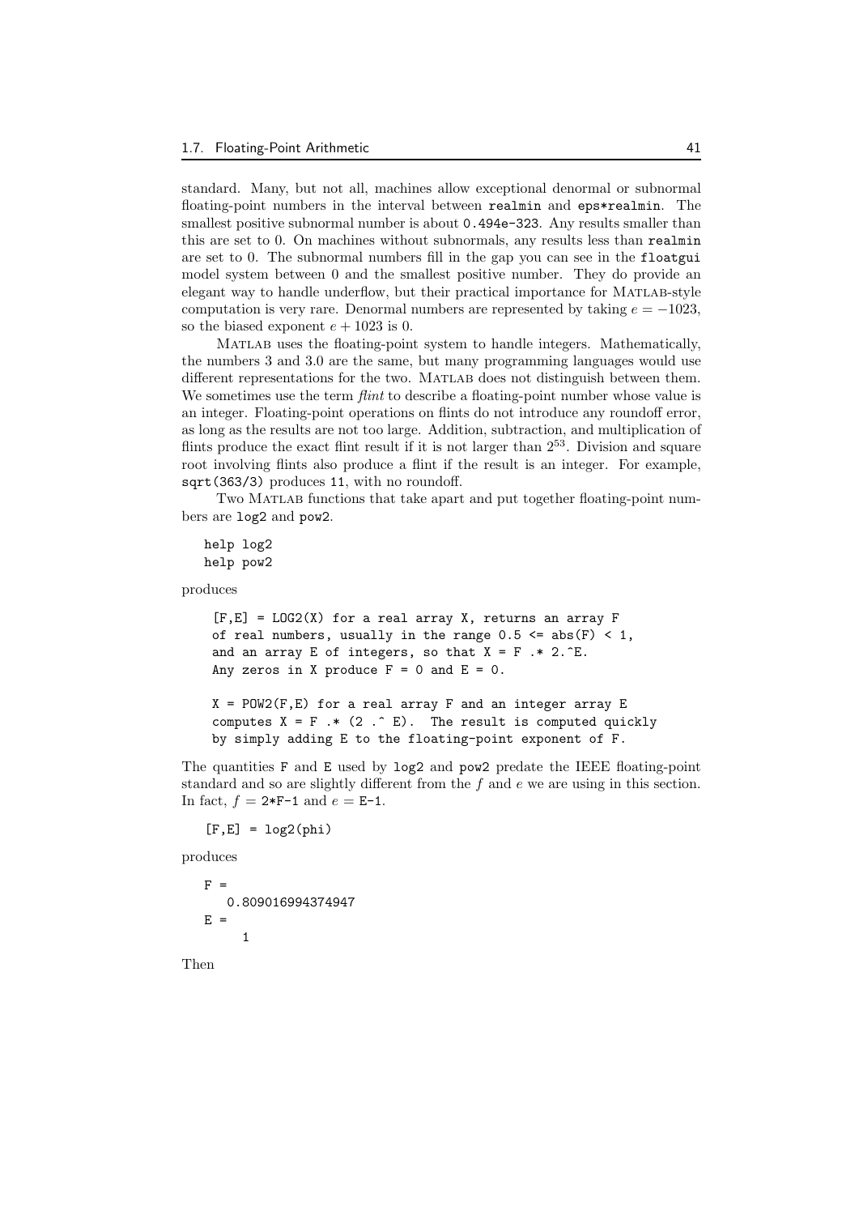standard. Many, but not all, machines allow exceptional denormal or subnormal floating-point numbers in the interval between `realmin` and `eps*realmin`. The smallest positive subnormal number is about `0.494e-323`. Any results smaller than this are set to 0. On machines without subnormals, any results less than `realmin` are set to 0. The subnormal numbers fill in the gap you can see in the `floatgui` model system between 0 and the smallest positive number. They do provide an elegant way to handle underflow, but their practical importance for MATLAB-style computation is very rare. Denormal numbers are represented by taking $e = -1023$, so the biased exponent $e + 1023$ is 0.

MATLAB uses the floating-point system to handle integers. Mathematically, the numbers 3 and 3.0 are the same, but many programming languages would use different representations for the two. MATLAB does not distinguish between them. We sometimes use the term *flint* to describe a floating-point number whose value is an integer. Floating-point operations on flints do not introduce any roundoff error, as long as the results are not too large. Addition, subtraction, and multiplication of flints produce the exact flint result if it is not larger than $2^{53}$. Division and square root involving flints also produce a flint if the result is an integer. For example, `sqrt(363/3)` produces `11`, with no roundoff.

Two MATLAB functions that take apart and put together floating-point numbers are `log2` and `pow2`.

```
help log2
help pow2
```

produces

```
 [F,E] = LOG2(X) for a real array X, returns an array F
 of real numbers, usually in the range 0.5 <= abs(F) < 1,
 and an array E of integers, so that X = F .* 2.^E.
 Any zeros in X produce F = 0 and E = 0.

 X = POW2(F,E) for a real array F and an integer array E
 computes X = F .* (2 .^ E).  The result is computed quickly
 by simply adding E to the floating-point exponent of F.
```

The quantities `F` and `E` used by `log2` and `pow2` predate the IEEE floating-point standard and so are slightly different from the $f$ and $e$ we are using in this section. In fact, $f$ = `2*F-1` and $e$ = `E-1`.

```
[F,E] = log2(phi)
```

produces

```
F =
   0.809016994374947
E =
     1
```

Then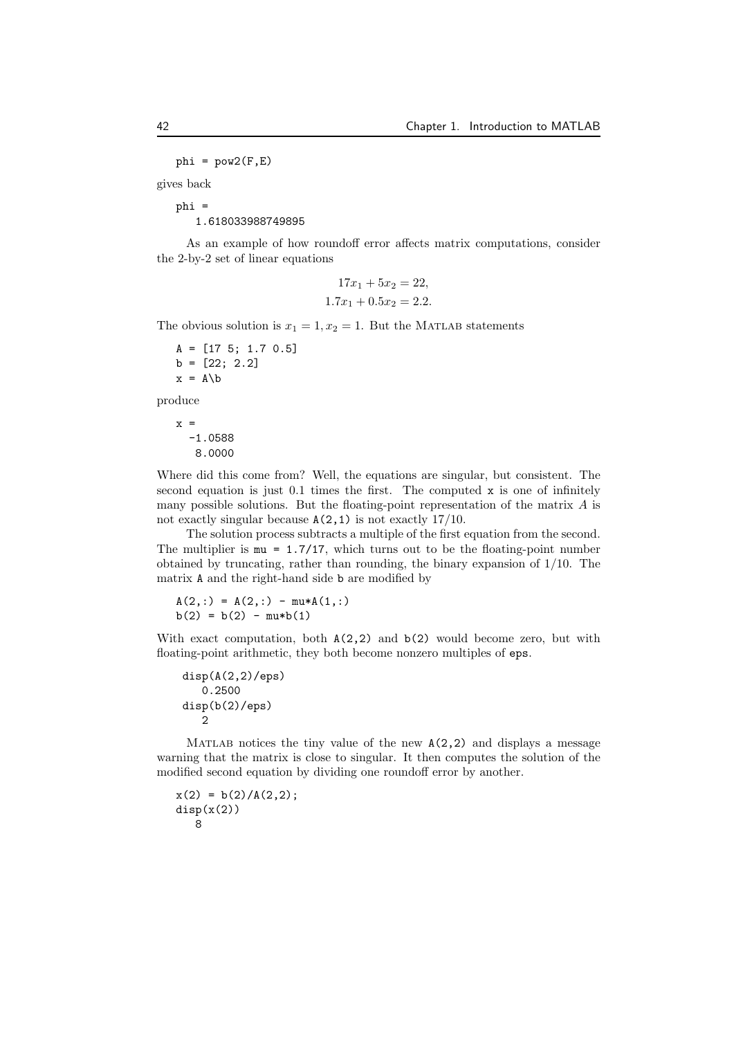```
phi = pow2(F,E)
```

gives back

```
phi =
   1.618033988749895
```

As an example of how roundoff error affects matrix computations, consider the 2-by-2 set of linear equations

$$17x_1 + 5x_2 = 22,$$
$$1.7x_1 + 0.5x_2 = 2.2.$$

The obvious solution is $x_1 = 1, x_2 = 1$. But the MATLAB statements

```
A = [17 5; 1.7 0.5]
b = [22; 2.2]
x = A\b
```

produce

```
x =
  -1.0588
   8.0000
```

Where did this come from? Well, the equations are singular, but consistent. The second equation is just 0.1 times the first. The computed `x` is one of infinitely many possible solutions. But the floating-point representation of the matrix $A$ is not exactly singular because `A(2,1)` is not exactly 17/10.

The solution process subtracts a multiple of the first equation from the second. The multiplier is `mu = 1.7/17`, which turns out to be the floating-point number obtained by truncating, rather than rounding, the binary expansion of 1/10. The matrix `A` and the right-hand side `b` are modified by

```
A(2,:) = A(2,:) - mu*A(1,:)
b(2) = b(2) - mu*b(1)
```

With exact computation, both `A(2,2)` and `b(2)` would become zero, but with floating-point arithmetic, they both become nonzero multiples of `eps`.

```
disp(A(2,2)/eps)
   0.2500
disp(b(2)/eps)
   2
```

MATLAB notices the tiny value of the new `A(2,2)` and displays a message warning that the matrix is close to singular. It then computes the solution of the modified second equation by dividing one roundoff error by another.

```
x(2) = b(2)/A(2,2);
disp(x(2))
   8
```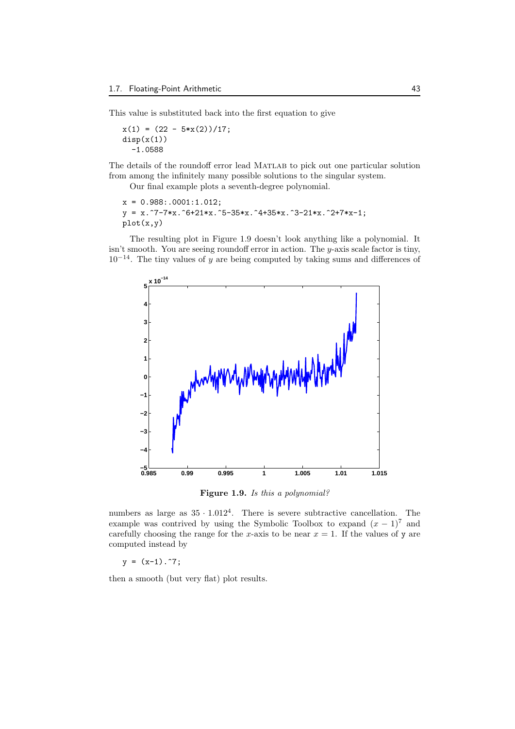This value is substituted back into the first equation to give

```
x(1) = (22 - 5*x(2))/17;
disp(x(1))
  -1.0588
```

The details of the roundoff error lead MATLAB to pick out one particular solution from among the infinitely many possible solutions to the singular system.

Our final example plots a seventh-degree polynomial.

```
x = 0.988:.0001:1.012;
y = x.^7-7*x.^6+21*x.^5-35*x.^4+35*x.^3-21*x.^2+7*x-1;
plot(x,y)
```

The resulting plot in Figure 1.9 doesn't look anything like a polynomial. It isn't smooth. You are seeing roundoff error in action. The $y$-axis scale factor is tiny, $10^{-14}$. The tiny values of $y$ are being computed by taking sums and differences of numbers as large as $35 \cdot 1.012^4$. There is severe subtractive cancellation. The example was contrived by using the Symbolic Toolbox to expand $(x-1)^7$ and carefully choosing the range for the $x$-axis to be near $x = 1$. If the values of y are computed instead by

**Figure 1.9.** *Is this a polynomial?*

```
y = (x-1).^7;
```

then a smooth (but very flat) plot results.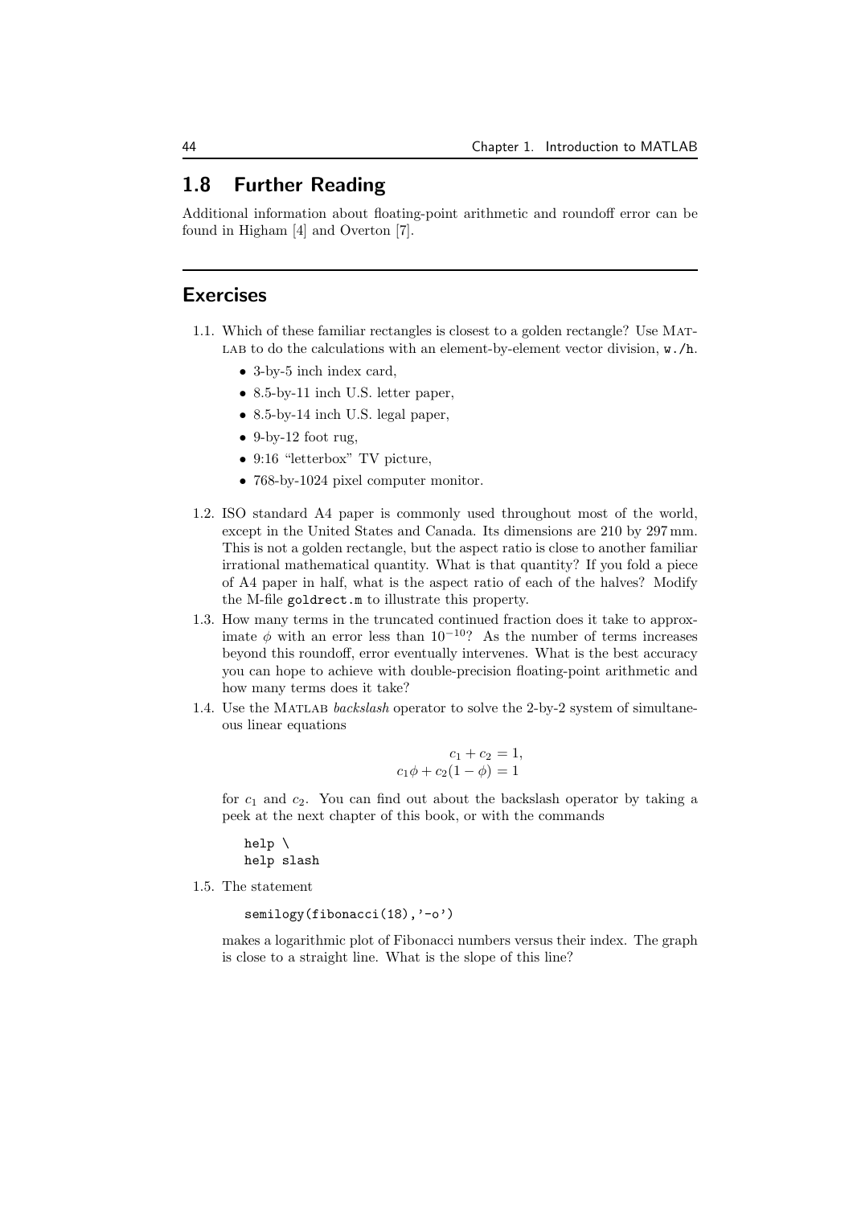## 1.8 Further Reading

Additional information about floating-point arithmetic and roundoff error can be found in Higham [4] and Overton [7].

## Exercises

1.1. Which of these familiar rectangles is closest to a golden rectangle? Use MATLAB to do the calculations with an element-by-element vector division, `w./h`.

- 3-by-5 inch index card,
- 8.5-by-11 inch U.S. letter paper,
- 8.5-by-14 inch U.S. legal paper,
- 9-by-12 foot rug,
- 9:16 "letterbox" TV picture,
- 768-by-1024 pixel computer monitor.

1.2. ISO standard A4 paper is commonly used throughout most of the world, except in the United States and Canada. Its dimensions are 210 by 297 mm. This is not a golden rectangle, but the aspect ratio is close to another familiar irrational mathematical quantity. What is that quantity? If you fold a piece of A4 paper in half, what is the aspect ratio of each of the halves? Modify the M-file `goldrect.m` to illustrate this property.

1.3. How many terms in the truncated continued fraction does it take to approximate $\phi$ with an error less than $10^{-10}$? As the number of terms increases beyond this roundoff, error eventually intervenes. What is the best accuracy you can hope to achieve with double-precision floating-point arithmetic and how many terms does it take?

1.4. Use the MATLAB *backslash* operator to solve the 2-by-2 system of simultaneous linear equations

$$c_1 + c_2 = 1,$$
$$c_1\phi + c_2(1 - \phi) = 1$$

for $c_1$ and $c_2$. You can find out about the backslash operator by taking a peek at the next chapter of this book, or with the commands

```
help \
help slash
```

1.5. The statement

```
semilogy(fibonacci(18),'-o')
```

makes a logarithmic plot of Fibonacci numbers versus their index. The graph is close to a straight line. What is the slope of this line?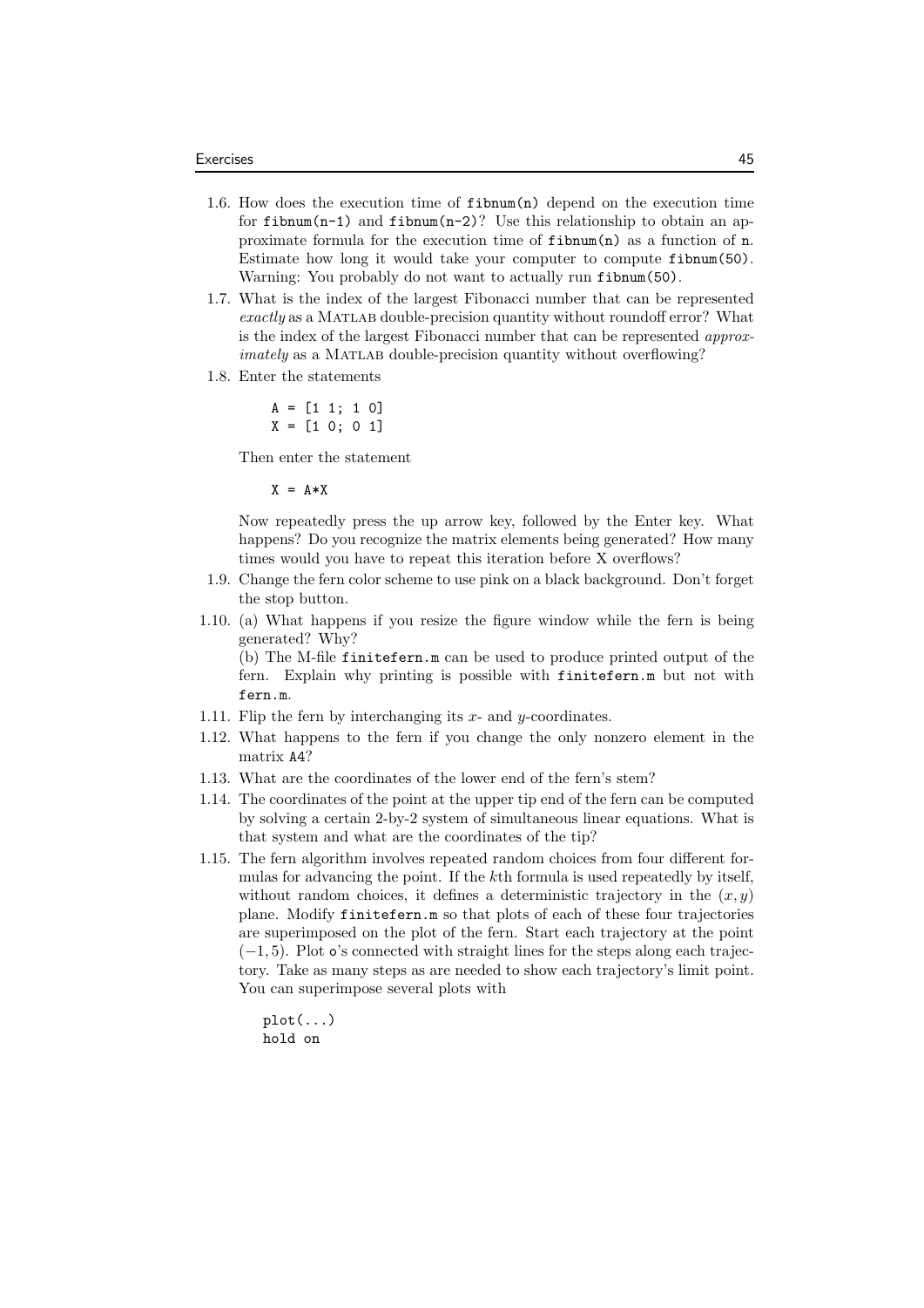1.6. How does the execution time of `fibnum(n)` depend on the execution time for `fibnum(n-1)` and `fibnum(n-2)`? Use this relationship to obtain an approximate formula for the execution time of `fibnum(n)` as a function of `n`. Estimate how long it would take your computer to compute `fibnum(50)`. Warning: You probably do not want to actually run `fibnum(50)`.

1.7. What is the index of the largest Fibonacci number that can be represented *exactly* as a MATLAB double-precision quantity without roundoff error? What is the index of the largest Fibonacci number that can be represented *approximately* as a MATLAB double-precision quantity without overflowing?

1.8. Enter the statements

```
A = [1 1; 1 0]
X = [1 0; 0 1]
```

Then enter the statement

```
X = A*X
```

Now repeatedly press the up arrow key, followed by the Enter key. What happens? Do you recognize the matrix elements being generated? How many times would you have to repeat this iteration before X overflows?

1.9. Change the fern color scheme to use pink on a black background. Don't forget the stop button.

1.10. (a) What happens if you resize the figure window while the fern is being generated? Why?
(b) The M-file `finitefern.m` can be used to produce printed output of the fern. Explain why printing is possible with `finitefern.m` but not with `fern.m`.

1.11. Flip the fern by interchanging its $x$- and $y$-coordinates.

1.12. What happens to the fern if you change the only nonzero element in the matrix `A4`?

1.13. What are the coordinates of the lower end of the fern's stem?

1.14. The coordinates of the point at the upper tip end of the fern can be computed by solving a certain 2-by-2 system of simultaneous linear equations. What is that system and what are the coordinates of the tip?

1.15. The fern algorithm involves repeated random choices from four different formulas for advancing the point. If the $k$th formula is used repeatedly by itself, without random choices, it defines a deterministic trajectory in the $(x, y)$ plane. Modify `finitefern.m` so that plots of each of these four trajectories are superimposed on the plot of the fern. Start each trajectory at the point $(-1, 5)$. Plot `o`'s connected with straight lines for the steps along each trajectory. Take as many steps as are needed to show each trajectory's limit point. You can superimpose several plots with

```
plot(...)
hold on
```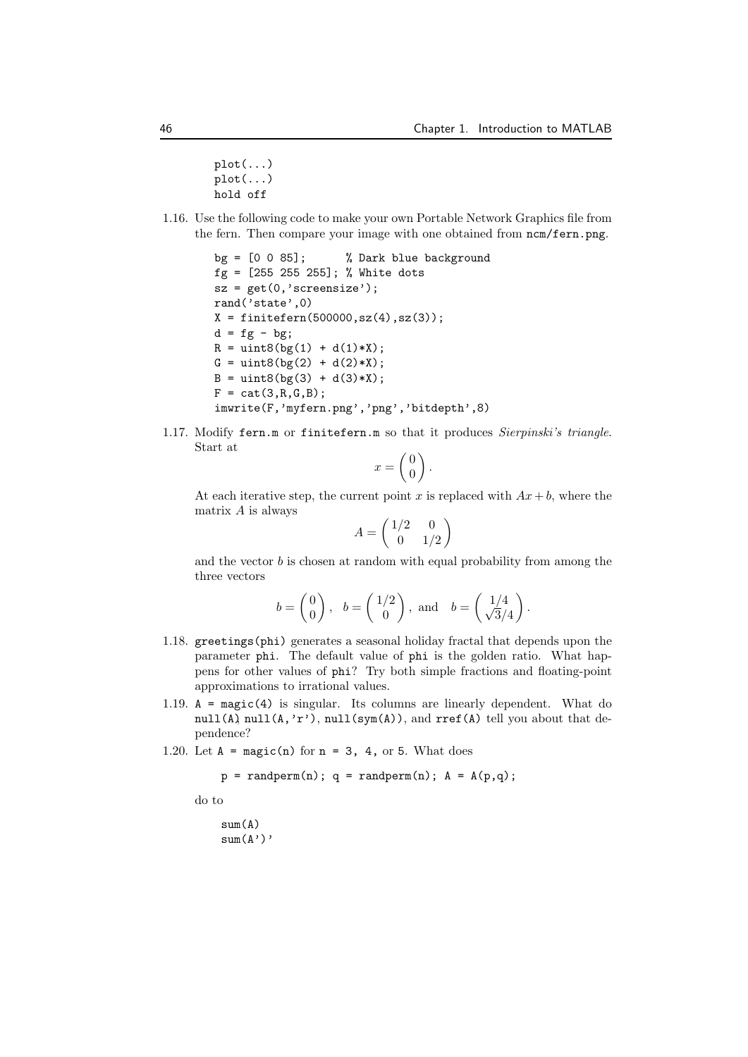```
plot(...)
plot(...)
hold off
```

1.16. Use the following code to make your own Portable Network Graphics file from the fern. Then compare your image with one obtained from `ncm/fern.png`.

```
bg = [0 0 85];      % Dark blue background
fg = [255 255 255]; % White dots
sz = get(0,'screensize');
rand('state',0)
X = finitefern(500000,sz(4),sz(3));
d = fg - bg;
R = uint8(bg(1) + d(1)*X);
G = uint8(bg(2) + d(2)*X);
B = uint8(bg(3) + d(3)*X);
F = cat(3,R,G,B);
imwrite(F,'myfern.png','png','bitdepth',8)
```

1.17. Modify `fern.m` or `finitefern.m` so that it produces *Sierpinski's triangle*. Start at

$$x = \begin{pmatrix} 0 \\ 0 \end{pmatrix}.$$

At each iterative step, the current point $x$ is replaced with $Ax + b$, where the matrix $A$ is always

$$A = \begin{pmatrix} 1/2 & 0 \\ 0 & 1/2 \end{pmatrix}$$

and the vector $b$ is chosen at random with equal probability from among the three vectors

$$b = \begin{pmatrix} 0 \\ 0 \end{pmatrix}, \quad b = \begin{pmatrix} 1/2 \\ 0 \end{pmatrix}, \text{ and } \quad b = \begin{pmatrix} 1/4 \\ \sqrt{3}/4 \end{pmatrix}.$$

1.18. `greetings(phi)` generates a seasonal holiday fractal that depends upon the parameter `phi`. The default value of `phi` is the golden ratio. What happens for other values of `phi`? Try both simple fractions and floating-point approximations to irrational values.

1.19. `A = magic(4)` is singular. Its columns are linearly dependent. What do `null(A)`, `null(A,'r')`, `null(sym(A))`, and `rref(A)` tell you about that dependence?

1.20. Let `A = magic(n)` for `n = 3, 4,` or `5`. What does

```
p = randperm(n); q = randperm(n); A = A(p,q);
```

do to

```
sum(A)
sum(A')'
```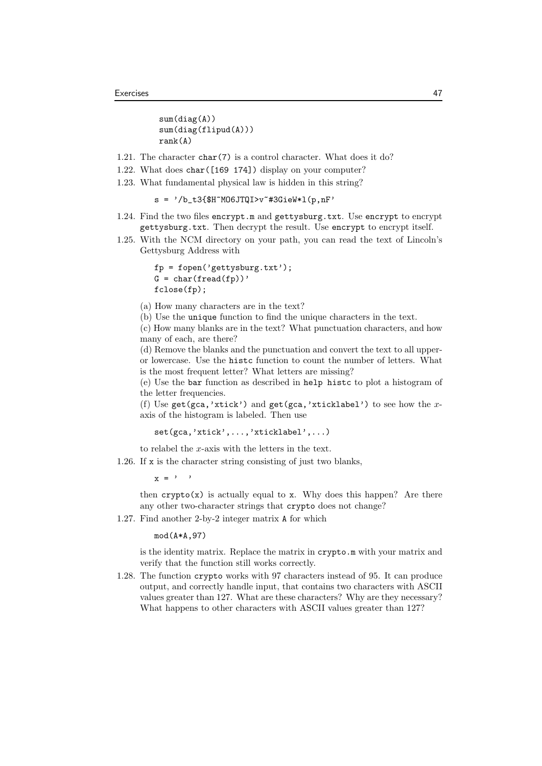```
sum(diag(A))
sum(diag(flipud(A)))
rank(A)
```

1.21. The character `char(7)` is a control character. What does it do?

1.22. What does `char([169 174])` display on your computer?

1.23. What fundamental physical law is hidden in this string?

```
s = '/b_t3{$H~MO6JTQI>v~#3GieW*l(p,nF'
```

1.24. Find the two files `encrypt.m` and `gettysburg.txt`. Use `encrypt` to encrypt `gettysburg.txt`. Then decrypt the result. Use `encrypt` to encrypt itself.

1.25. With the NCM directory on your path, you can read the text of Lincoln's Gettysburg Address with

```
fp = fopen('gettysburg.txt');
G = char(fread(fp))'
fclose(fp);
```

(a) How many characters are in the text?

(b) Use the `unique` function to find the unique characters in the text.

(c) How many blanks are in the text? What punctuation characters, and how many of each, are there?

(d) Remove the blanks and the punctuation and convert the text to all upper- or lowercase. Use the `histc` function to count the number of letters. What is the most frequent letter? What letters are missing?

(e) Use the `bar` function as described in `help histc` to plot a histogram of the letter frequencies.

(f) Use `get(gca,'xtick')` and `get(gca,'xticklabel')` to see how the $x$-axis of the histogram is labeled. Then use

```
set(gca,'xtick',...,'xticklabel',...)
```

to relabel the $x$-axis with the letters in the text.

1.26. If `x` is the character string consisting of just two blanks,

```
x = '  '
```

then `crypto(x)` is actually equal to `x`. Why does this happen? Are there any other two-character strings that `crypto` does not change?

1.27. Find another 2-by-2 integer matrix `A` for which

```
mod(A*A,97)
```

is the identity matrix. Replace the matrix in `crypto.m` with your matrix and verify that the function still works correctly.

1.28. The function `crypto` works with 97 characters instead of 95. It can produce output, and correctly handle input, that contains two characters with ASCII values greater than 127. What are these characters? Why are they necessary? What happens to other characters with ASCII values greater than 127?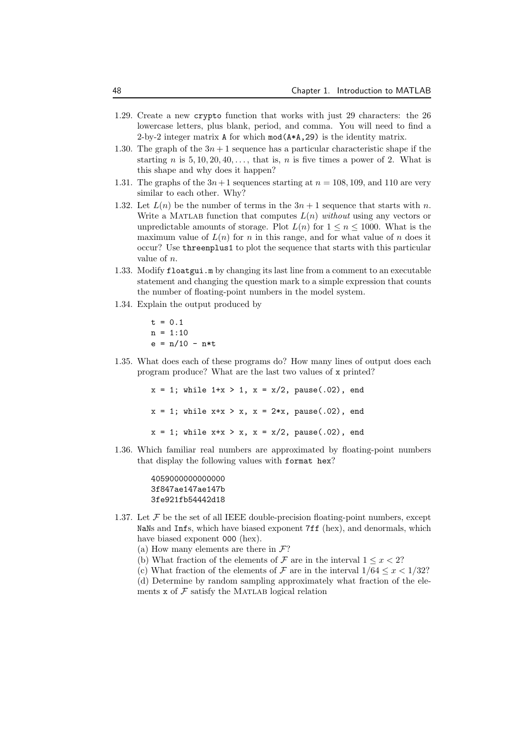1.29. Create a new `crypto` function that works with just 29 characters: the 26 lowercase letters, plus blank, period, and comma. You will need to find a 2-by-2 integer matrix `A` for which `mod(A*A,29)` is the identity matrix.

1.30. The graph of the $3n+1$ sequence has a particular characteristic shape if the starting $n$ is $5, 10, 20, 40, \ldots$, that is, $n$ is five times a power of 2. What is this shape and why does it happen?

1.31. The graphs of the $3n+1$ sequences starting at $n = 108, 109$, and $110$ are very similar to each other. Why?

1.32. Let $L(n)$ be the number of terms in the $3n+1$ sequence that starts with $n$. Write a MATLAB function that computes $L(n)$ *without* using any vectors or unpredictable amounts of storage. Plot $L(n)$ for $1 \le n \le 1000$. What is the maximum value of $L(n)$ for $n$ in this range, and for what value of $n$ does it occur? Use `threenplus1` to plot the sequence that starts with this particular value of $n$.

1.33. Modify `floatgui.m` by changing its last line from a comment to an executable statement and changing the question mark to a simple expression that counts the number of floating-point numbers in the model system.

1.34. Explain the output produced by

```
t = 0.1
n = 1:10
e = n/10 - n*t
```

1.35. What does each of these programs do? How many lines of output does each program produce? What are the last two values of `x` printed?

```
x = 1; while 1+x > 1, x = x/2, pause(.02), end

x = 1; while x+x > x, x = 2*x, pause(.02), end

x = 1; while x+x > x, x = x/2, pause(.02), end
```

1.36. Which familiar real numbers are approximated by floating-point numbers that display the following values with `format hex`?

```
4059000000000000
3f847ae147ae147b
3fe921fb54442d18
```

1.37. Let $\mathcal{F}$ be the set of all IEEE double-precision floating-point numbers, except `NaN`s and `Inf`s, which have biased exponent `7ff` (hex), and denormals, which have biased exponent `000` (hex).

(a) How many elements are there in $\mathcal{F}$?

(b) What fraction of the elements of $\mathcal{F}$ are in the interval $1 \le x < 2$?

(c) What fraction of the elements of $\mathcal{F}$ are in the interval $1/64 \le x < 1/32$?

(d) Determine by random sampling approximately what fraction of the elements `x` of $\mathcal{F}$ satisfy the MATLAB logical relation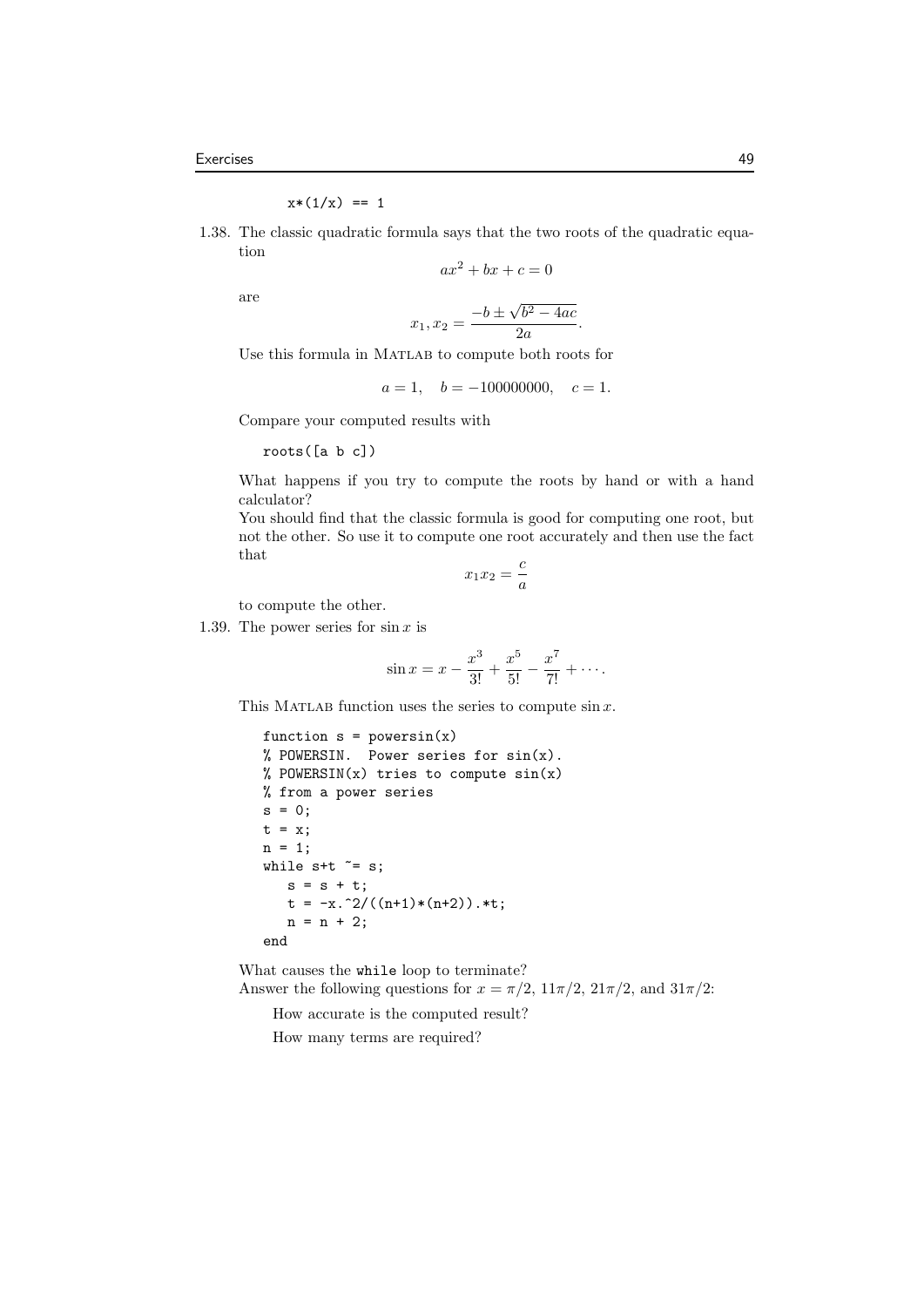```
x*(1/x) == 1
```

1.38. The classic quadratic formula says that the two roots of the quadratic equation

$$ax^2 + bx + c = 0$$

are

$$x_1, x_2 = \frac{-b \pm \sqrt{b^2 - 4ac}}{2a}.$$

Use this formula in MATLAB to compute both roots for

$$a = 1, \quad b = -100000000, \quad c = 1.$$

Compare your computed results with

```
roots([a b c])
```

What happens if you try to compute the roots by hand or with a hand calculator?

You should find that the classic formula is good for computing one root, but not the other. So use it to compute one root accurately and then use the fact that

$$x_1 x_2 = \frac{c}{a}$$

to compute the other.

1.39. The power series for $\sin x$ is

$$\sin x = x - \frac{x^3}{3!} + \frac{x^5}{5!} - \frac{x^7}{7!} + \cdots.$$

This MATLAB function uses the series to compute $\sin x$.

```
function s = powersin(x)
% POWERSIN.  Power series for sin(x).
% POWERSIN(x) tries to compute sin(x)
% from a power series
s = 0;
t = x;
n = 1;
while s+t ~= s;
   s = s + t;
   t = -x.^2/((n+1)*(n+2)).*t;
   n = n + 2;
end
```

What causes the `while` loop to terminate?

Answer the following questions for $x = \pi/2$, $11\pi/2$, $21\pi/2$, and $31\pi/2$:

How accurate is the computed result?

How many terms are required?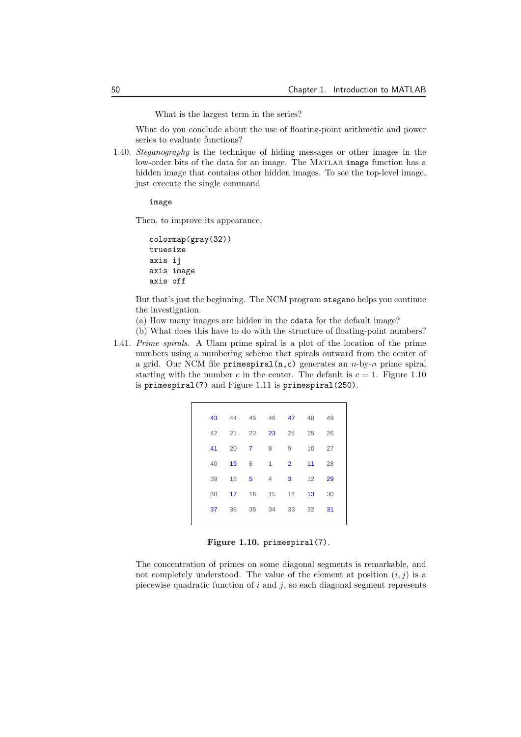What is the largest term in the series?

What do you conclude about the use of floating-point arithmetic and power series to evaluate functions?

1.40. *Steganography* is the technique of hiding messages or other images in the low-order bits of the data for an image. The MATLAB `image` function has a hidden image that contains other hidden images. To see the top-level image, just execute the single command

```
image
```

Then, to improve its appearance,

```
colormap(gray(32))
truesize
axis ij
axis image
axis off
```

But that's just the beginning. The NCM program `stegano` helps you continue the investigation.

(a) How many images are hidden in the `cdata` for the default image?

(b) What does this have to do with the structure of floating-point numbers?

1.41. *Prime spirals*. A Ulam prime spiral is a plot of the location of the prime numbers using a numbering scheme that spirals outward from the center of a grid. Our NCM file `primespiral(n,c)` generates an $n$-by-$n$ prime spiral starting with the number $c$ in the center. The default is $c = 1$. Figure 1.10 is `primespiral(7)` and Figure 1.11 is `primespiral(250)`.

| | | | | | | |
|---|---|---|---|---|---|---|
| 43 | 44 | 45 | 46 | 47 | 48 | 49 |
| 42 | 21 | 22 | 23 | 24 | 25 | 26 |
| 41 | 20 | 7 | 8 | 9 | 10 | 27 |
| 40 | 19 | 6 | 1 | 2 | 11 | 28 |
| 39 | 18 | 5 | 4 | 3 | 12 | 29 |
| 38 | 17 | 16 | 15 | 14 | 13 | 30 |
| 37 | 36 | 35 | 34 | 33 | 32 | 31 |

**Figure 1.10.** `primespiral(7)`.

The concentration of primes on some diagonal segments is remarkable, and not completely understood. The value of the element at position $(i, j)$ is a piecewise quadratic function of $i$ and $j$, so each diagonal segment represents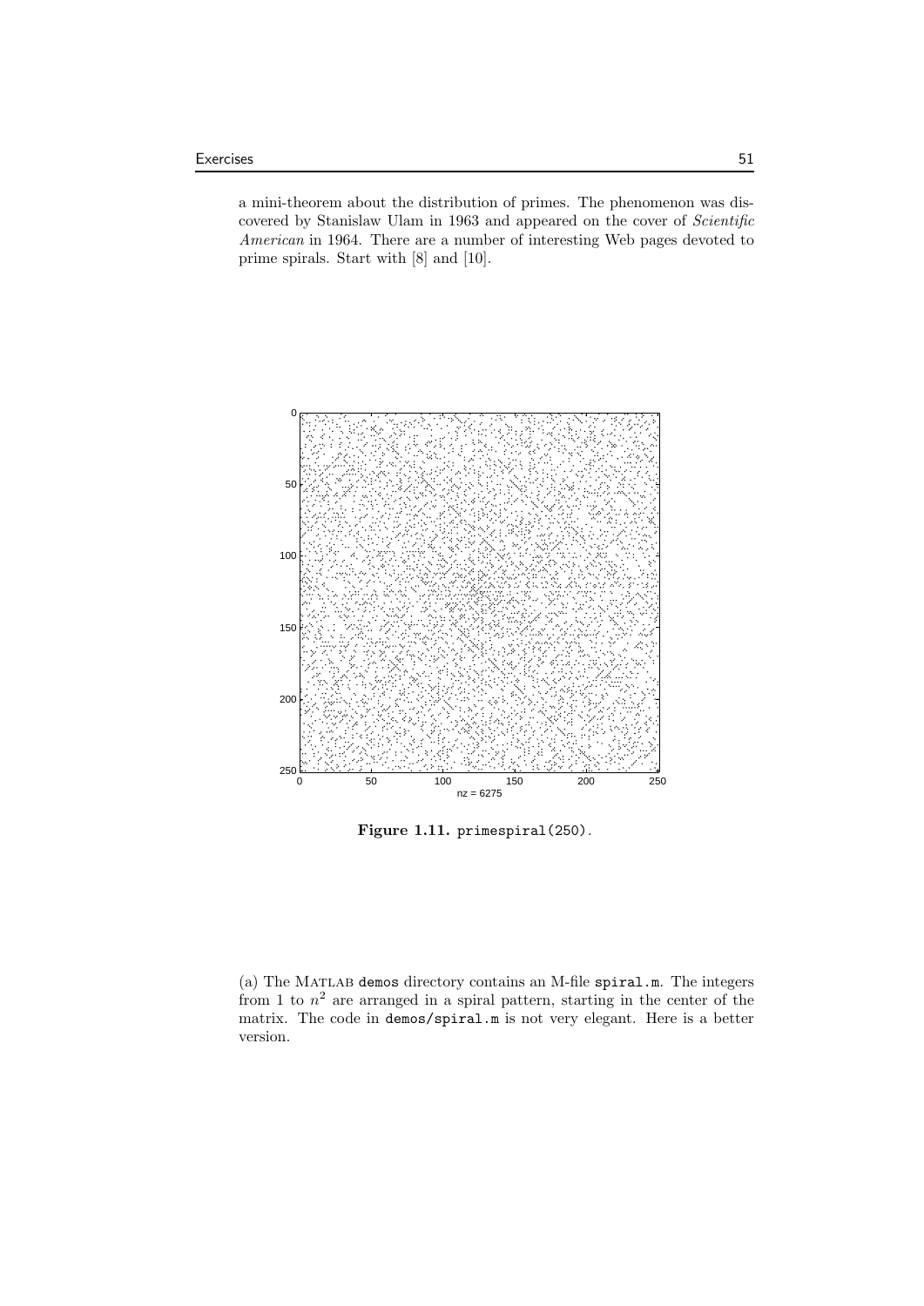a mini-theorem about the distribution of primes. The phenomenon was discovered by Stanislaw Ulam in 1963 and appeared on the cover of *Scientific American* in 1964. There are a number of interesting Web pages devoted to prime spirals. Start with [8] and [10].

**Figure 1.11.** `primespiral(250)`.

(a) The MATLAB `demos` directory contains an M-file `spiral.m`. The integers from 1 to $n^2$ are arranged in a spiral pattern, starting in the center of the matrix. The code in `demos/spiral.m` is not very elegant. Here is a better version.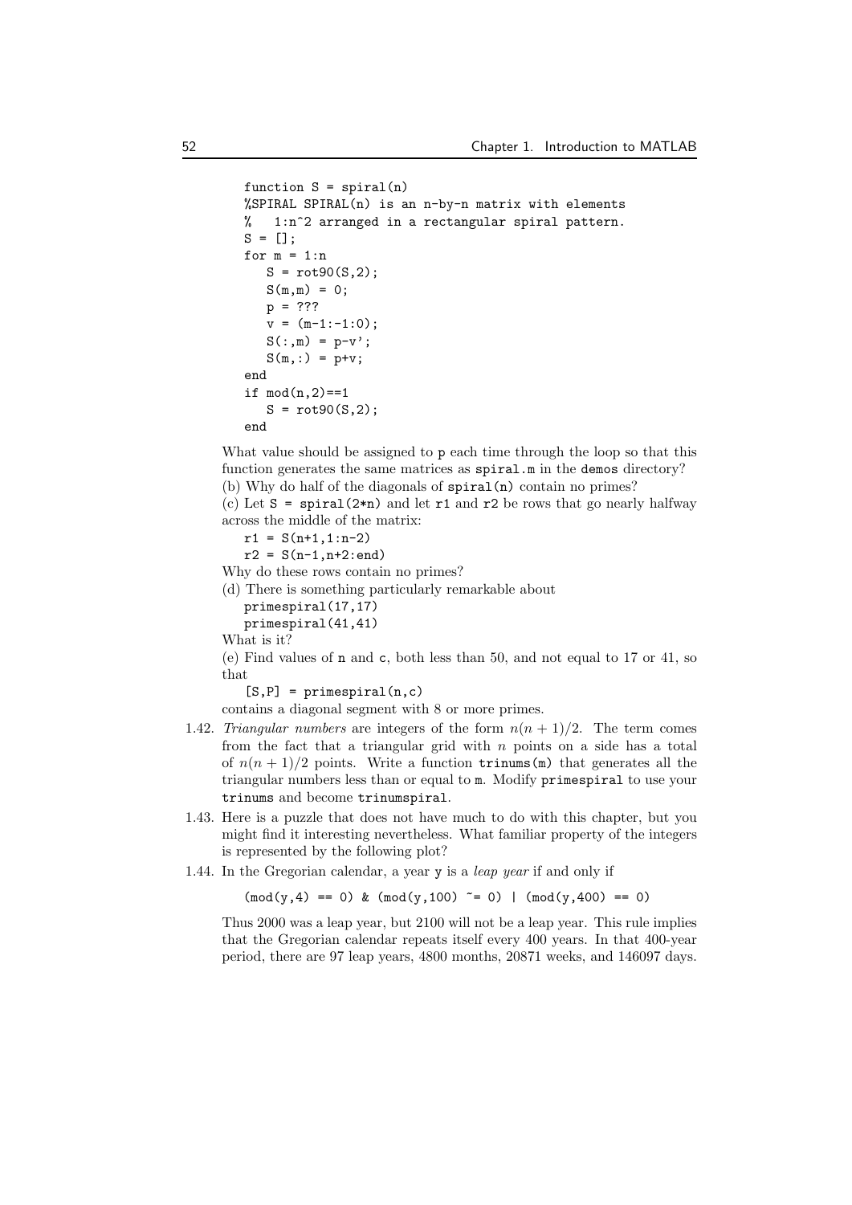```
function S = spiral(n)
%SPIRAL SPIRAL(n) is an n-by-n matrix with elements
%   1:n^2 arranged in a rectangular spiral pattern.
S = [];
for m = 1:n
   S = rot90(S,2);
   S(m,m) = 0;
   p = ???
   v = (m-1:-1:0);
   S(:,m) = p-v';
   S(m,:) = p+v;
end
if mod(n,2)==1
   S = rot90(S,2);
end
```

What value should be assigned to p each time through the loop so that this function generates the same matrices as spiral.m in the demos directory?

(b) Why do half of the diagonals of spiral(n) contain no primes?

(c) Let S = spiral(2*n) and let r1 and r2 be rows that go nearly halfway across the middle of the matrix:

```
r1 = S(n+1,1:n-2)
r2 = S(n-1,n+2:end)
```

Why do these rows contain no primes?

(d) There is something particularly remarkable about

```
primespiral(17,17)
primespiral(41,41)
```

What is it?

(e) Find values of n and c, both less than 50, and not equal to 17 or 41, so that

```
[S,P] = primespiral(n,c)
```

contains a diagonal segment with 8 or more primes.

1.42. *Triangular numbers* are integers of the form $n(n+1)/2$. The term comes from the fact that a triangular grid with $n$ points on a side has a total of $n(n+1)/2$ points. Write a function trinums(m) that generates all the triangular numbers less than or equal to m. Modify primespiral to use your trinums and become trinumspiral.

1.43. Here is a puzzle that does not have much to do with this chapter, but you might find it interesting nevertheless. What familiar property of the integers is represented by the following plot?

1.44. In the Gregorian calendar, a year y is a *leap year* if and only if

```
(mod(y,4) == 0) & (mod(y,100) ~= 0) | (mod(y,400) == 0)
```

Thus 2000 was a leap year, but 2100 will not be a leap year. This rule implies that the Gregorian calendar repeats itself every 400 years. In that 400-year period, there are 97 leap years, 4800 months, 20871 weeks, and 146097 days.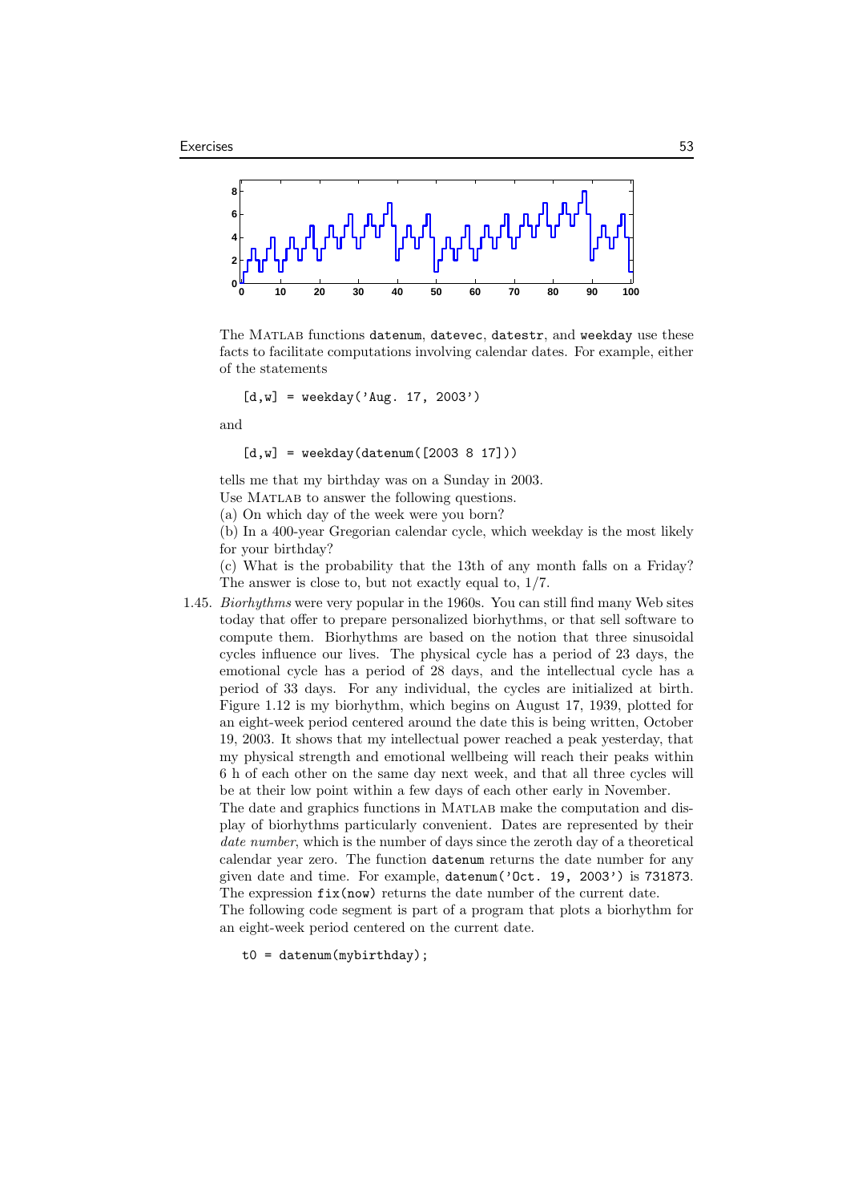The MATLAB functions `datenum`, `datevec`, `datestr`, and `weekday` use these facts to facilitate computations involving calendar dates. For example, either of the statements

```
[d,w] = weekday('Aug. 17, 2003')
```

and

```
[d,w] = weekday(datenum([2003 8 17]))
```

tells me that my birthday was on a Sunday in 2003.

Use MATLAB to answer the following questions.

(a) On which day of the week were you born?

(b) In a 400-year Gregorian calendar cycle, which weekday is the most likely for your birthday?

(c) What is the probability that the 13th of any month falls on a Friday? The answer is close to, but not exactly equal to, 1/7.

1.45. *Biorhythms* were very popular in the 1960s. You can still find many Web sites today that offer to prepare personalized biorhythms, or that sell software to compute them. Biorhythms are based on the notion that three sinusoidal cycles influence our lives. The physical cycle has a period of 23 days, the emotional cycle has a period of 28 days, and the intellectual cycle has a period of 33 days. For any individual, the cycles are initialized at birth. Figure 1.12 is my biorhythm, which begins on August 17, 1939, plotted for an eight-week period centered around the date this is being written, October 19, 2003. It shows that my intellectual power reached a peak yesterday, that my physical strength and emotional wellbeing will reach their peaks within 6 h of each other on the same day next week, and that all three cycles will be at their low point within a few days of each other early in November.

The date and graphics functions in MATLAB make the computation and display of biorhythms particularly convenient. Dates are represented by their *date number*, which is the number of days since the zeroth day of a theoretical calendar year zero. The function `datenum` returns the date number for any given date and time. For example, `datenum('Oct. 19, 2003')` is 731873. The expression `fix(now)` returns the date number of the current date.

The following code segment is part of a program that plots a biorhythm for an eight-week period centered on the current date.

```
t0 = datenum(mybirthday);
```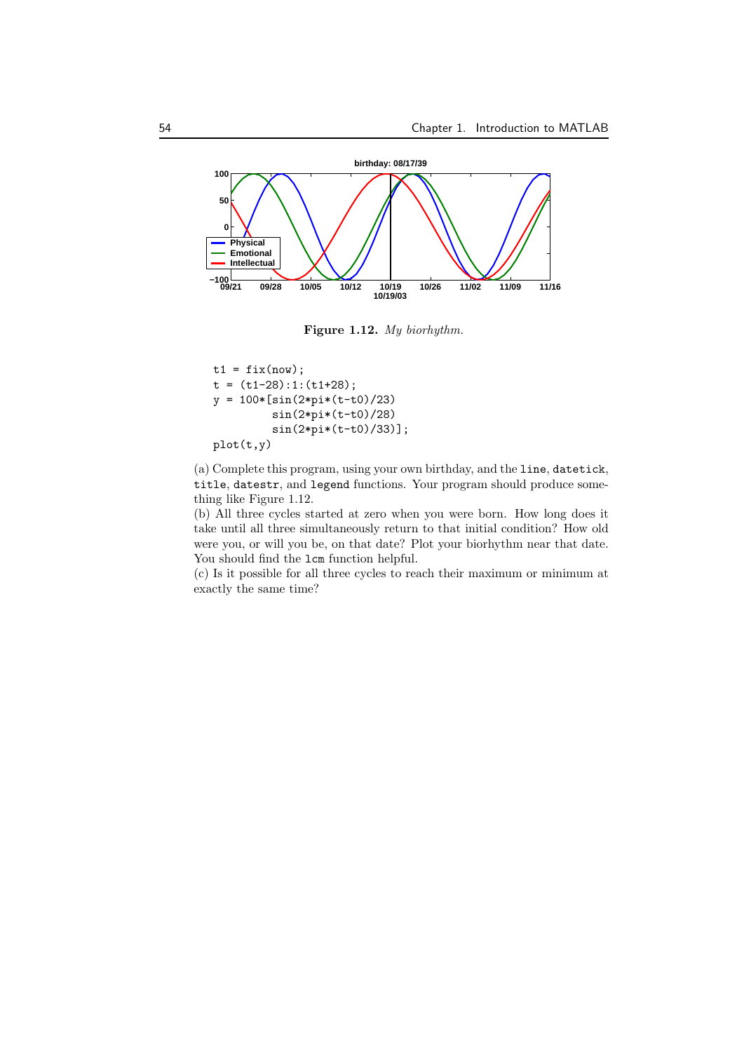**Figure 1.12.** *My biorhythm.*

```
t1 = fix(now);
t = (t1-28):1:(t1+28);
y = 100*[sin(2*pi*(t-t0)/23)
         sin(2*pi*(t-t0)/28)
         sin(2*pi*(t-t0)/33)];
plot(t,y)
```

(a) Complete this program, using your own birthday, and the `line`, `datetick`, `title`, `datestr`, and `legend` functions. Your program should produce something like Figure 1.12.

(b) All three cycles started at zero when you were born. How long does it take until all three simultaneously return to that initial condition? How old were you, or will you be, on that date? Plot your biorhythm near that date. You should find the `lcm` function helpful.

(c) Is it possible for all three cycles to reach their maximum or minimum at exactly the same time?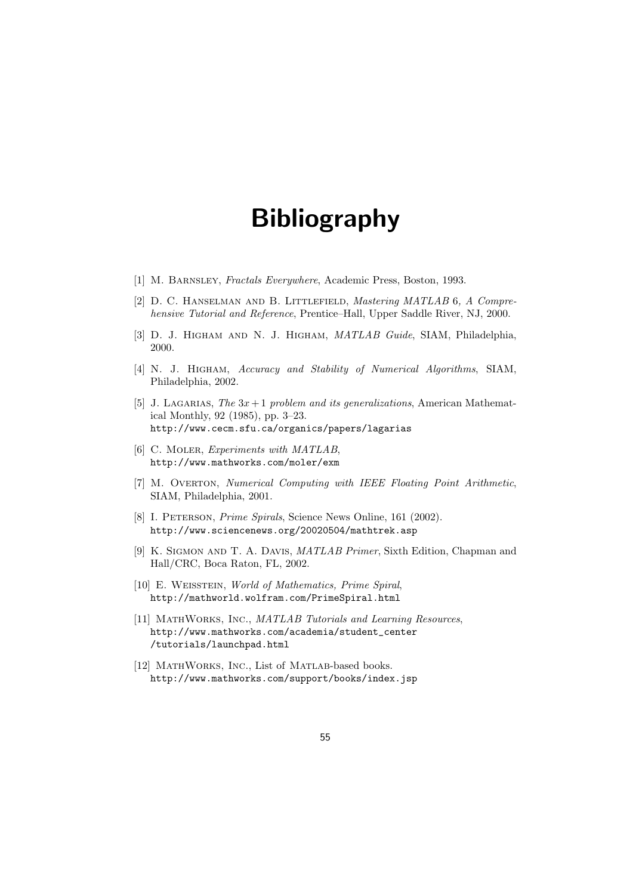# Bibliography

[1] M. Barnsley, *Fractals Everywhere*, Academic Press, Boston, 1993.

[2] D. C. Hanselman and B. Littlefield, *Mastering MATLAB* 6*, A Comprehensive Tutorial and Reference*, Prentice–Hall, Upper Saddle River, NJ, 2000.

[3] D. J. Higham and N. J. Higham, *MATLAB Guide*, SIAM, Philadelphia, 2000.

[4] N. J. Higham, *Accuracy and Stability of Numerical Algorithms*, SIAM, Philadelphia, 2002.

[5] J. Lagarias, *The $3x+1$ problem and its generalizations*, American Mathematical Monthly, 92 (1985), pp. 3–23.
`http://www.cecm.sfu.ca/organics/papers/lagarias`

[6] C. Moler, *Experiments with MATLAB*,
`http://www.mathworks.com/moler/exm`

[7] M. Overton, *Numerical Computing with IEEE Floating Point Arithmetic*, SIAM, Philadelphia, 2001.

[8] I. Peterson, *Prime Spirals*, Science News Online, 161 (2002).
`http://www.sciencenews.org/20020504/mathtrek.asp`

[9] K. Sigmon and T. A. Davis, *MATLAB Primer*, Sixth Edition, Chapman and Hall/CRC, Boca Raton, FL, 2002.

[10] E. Weisstein, *World of Mathematics, Prime Spiral*,
`http://mathworld.wolfram.com/PrimeSpiral.html`

[11] MathWorks, Inc., *MATLAB Tutorials and Learning Resources*,
`http://www.mathworks.com/academia/student_center`
`/tutorials/launchpad.html`

[12] MathWorks, Inc., List of Matlab-based books.
`http://www.mathworks.com/support/books/index.jsp`